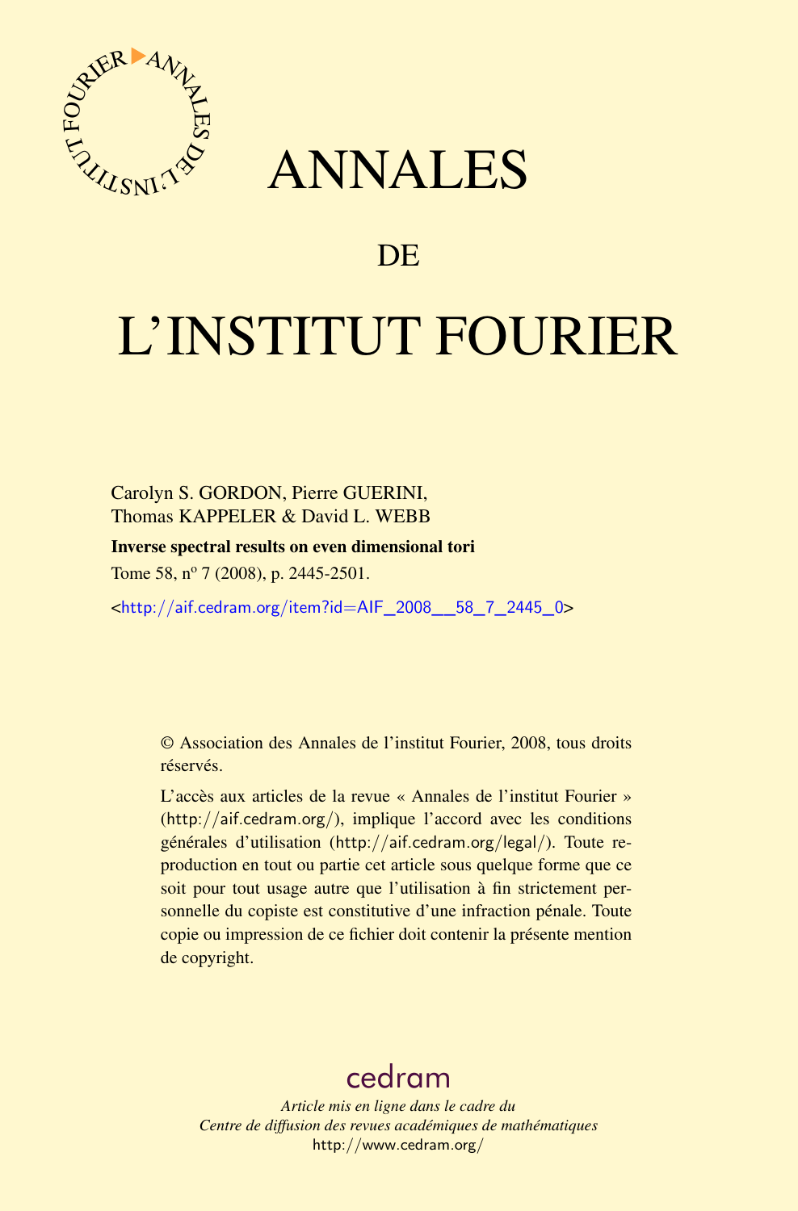# ANNALES

# DE

# L'INSTITUT FOURIER

Carolyn S. GORDON, Pierre GUERINI,
Thomas KAPPELER & David L. WEBB

**Inverse spectral results on even dimensional tori**

Tome 58, nº 7 (2008), p. 2445-2501.

<http://aif.cedram.org/item?id=AIF_2008__58_7_2445_0>

© Association des Annales de l'institut Fourier, 2008, tous droits réservés.

L'accès aux articles de la revue « Annales de l'institut Fourier » (http://aif.cedram.org/), implique l'accord avec les conditions générales d'utilisation (http://aif.cedram.org/legal/). Toute reproduction en tout ou partie cet article sous quelque forme que ce soit pour tout usage autre que l'utilisation à fin strictement personnelle du copiste est constitutive d'une infraction pénale. Toute copie ou impression de ce fichier doit contenir la présente mention de copyright.

cedram

*Article mis en ligne dans le cadre du*
*Centre de diffusion des revues académiques de mathématiques*
http://www.cedram.org/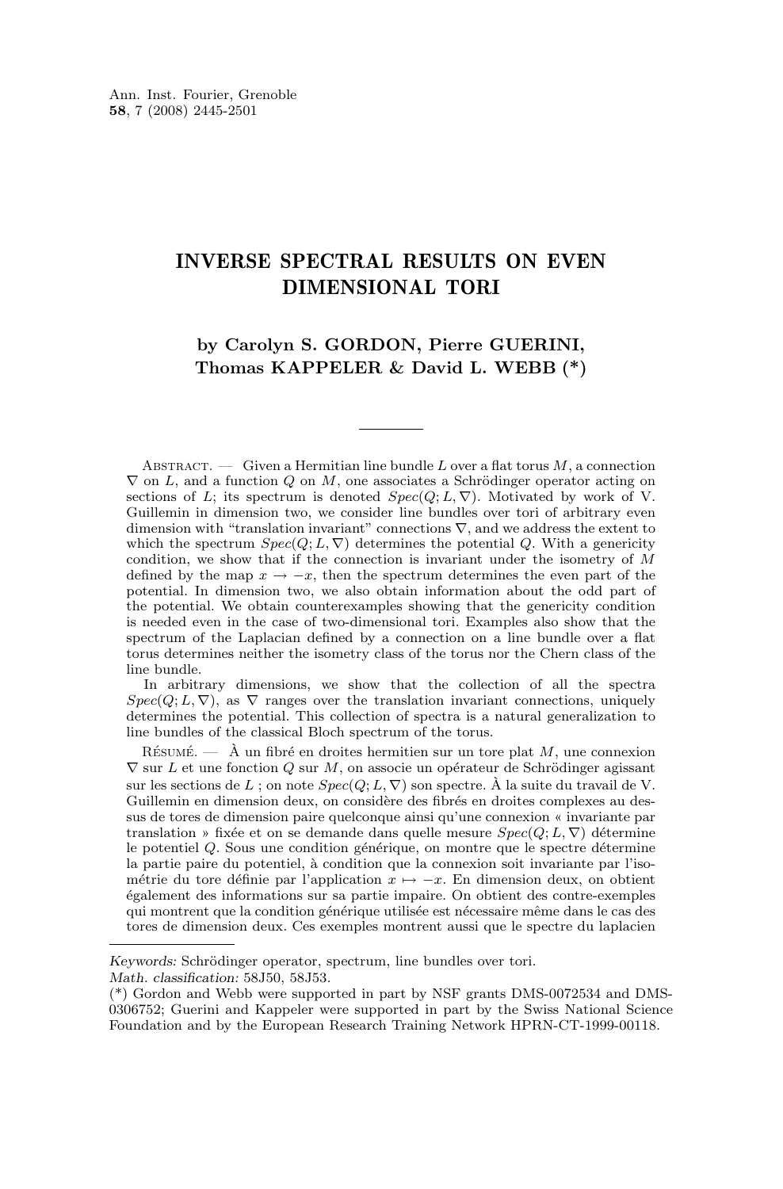Ann. Inst. Fourier, Grenoble
**58**, 7 (2008) 2445-2501

# INVERSE SPECTRAL RESULTS ON EVEN DIMENSIONAL TORI

**by Carolyn S. GORDON, Pierre GUERINI, Thomas KAPPELER & David L. WEBB (*)**

Abstract. — Given a Hermitian line bundle $L$ over a flat torus $M$, a connection $\nabla$ on $L$, and a function $Q$ on $M$, one associates a Schrödinger operator acting on sections of $L$; its spectrum is denoted $Spec(Q; L, \nabla)$. Motivated by work of V. Guillemin in dimension two, we consider line bundles over tori of arbitrary even dimension with "translation invariant" connections $\nabla$, and we address the extent to which the spectrum $Spec(Q; L, \nabla)$ determines the potential $Q$. With a genericity condition, we show that if the connection is invariant under the isometry of $M$ defined by the map $x \to -x$, then the spectrum determines the even part of the potential. In dimension two, we also obtain information about the odd part of the potential. We obtain counterexamples showing that the genericity condition is needed even in the case of two-dimensional tori. Examples also show that the spectrum of the Laplacian defined by a connection on a line bundle over a flat torus determines neither the isometry class of the torus nor the Chern class of the line bundle.

In arbitrary dimensions, we show that the collection of all the spectra $Spec(Q; L, \nabla)$, as $\nabla$ ranges over the translation invariant connections, uniquely determines the potential. This collection of spectra is a natural generalization to line bundles of the classical Bloch spectrum of the torus.

Résumé. — À un fibré en droites hermitien sur un tore plat $M$, une connexion $\nabla$ sur $L$ et une fonction $Q$ sur $M$, on associe un opérateur de Schrödinger agissant sur les sections de $L$ ; on note $Spec(Q; L, \nabla)$ son spectre. À la suite du travail de V. Guillemin en dimension deux, on considère des fibrés en droites complexes au dessus de tores de dimension paire quelconque ainsi qu'une connexion « invariante par translation » fixée et on se demande dans quelle mesure $Spec(Q; L, \nabla)$ détermine le potentiel $Q$. Sous une condition générique, on montre que le spectre détermine la partie paire du potentiel, à condition que la connexion soit invariante par l'isométrie du tore définie par l'application $x \mapsto -x$. En dimension deux, on obtient également des informations sur sa partie impaire. On obtient des contre-exemples qui montrent que la condition générique utilisée est nécessaire même dans le cas des tores de dimension deux. Ces exemples montrent aussi que le spectre du laplacien

---

*Keywords:* Schrödinger operator, spectrum, line bundles over tori.
*Math. classification:* 58J50, 58J53.
(*) Gordon and Webb were supported in part by NSF grants DMS-0072534 and DMS-0306752; Guerini and Kappeler were supported in part by the Swiss National Science Foundation and by the European Research Training Network HPRN-CT-1999-00118.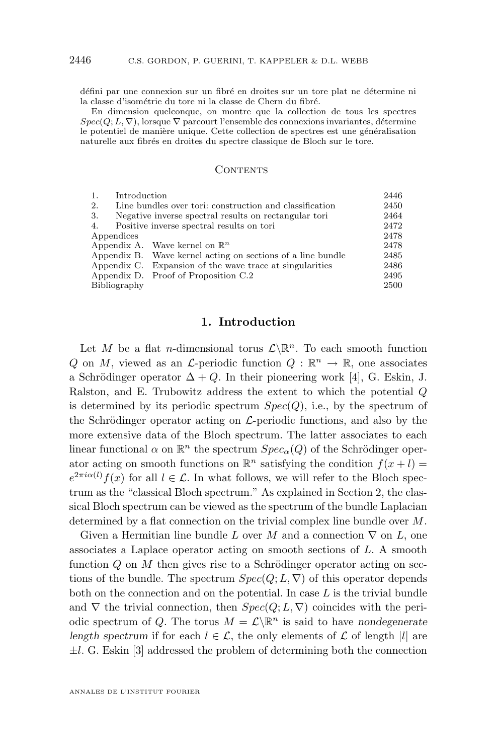défini par une connexion sur un fibré en droites sur un tore plat ne détermine ni la classe d'isométrie du tore ni la classe de Chern du fibré.

En dimension quelconque, on montre que la collection de tous les spectres $Spec(Q; L, \nabla)$, lorsque $\nabla$ parcourt l'ensemble des connexions invariantes, détermine le potentiel de manière unique. Cette collection de spectres est une généralisation naturelle aux fibrés en droites du spectre classique de Bloch sur le tore.

## Contents

| | | |
|---|---|---|
| 1. | Introduction | 2446 |
| 2. | Line bundles over tori: construction and classification | 2450 |
| 3. | Negative inverse spectral results on rectangular tori | 2464 |
| 4. | Positive inverse spectral results on tori | 2472 |
| Appendices | | 2478 |
| Appendix A. | Wave kernel on $\mathbb{R}^n$ | 2478 |
| Appendix B. | Wave kernel acting on sections of a line bundle | 2485 |
| Appendix C. | Expansion of the wave trace at singularities | 2486 |
| Appendix D. | Proof of Proposition C.2 | 2495 |
| Bibliography | | 2500 |

## 1. Introduction

Let $M$ be a flat $n$-dimensional torus $\mathcal{L}\backslash\mathbb{R}^n$. To each smooth function $Q$ on $M$, viewed as an $\mathcal{L}$-periodic function $Q : \mathbb{R}^n \to \mathbb{R}$, one associates a Schrödinger operator $\Delta + Q$. In their pioneering work [4], G. Eskin, J. Ralston, and E. Trubowitz address the extent to which the potential $Q$ is determined by its periodic spectrum $Spec(Q)$, i.e., by the spectrum of the Schrödinger operator acting on $\mathcal{L}$-periodic functions, and also by the more extensive data of the Bloch spectrum. The latter associates to each linear functional $\alpha$ on $\mathbb{R}^n$ the spectrum $Spec_\alpha(Q)$ of the Schrödinger operator acting on smooth functions on $\mathbb{R}^n$ satisfying the condition $f(x + l) = e^{2\pi i\alpha(l)}f(x)$ for all $l \in \mathcal{L}$. In what follows, we will refer to the Bloch spectrum as the "classical Bloch spectrum." As explained in Section 2, the classical Bloch spectrum can be viewed as the spectrum of the bundle Laplacian determined by a flat connection on the trivial complex line bundle over $M$.

Given a Hermitian line bundle $L$ over $M$ and a connection $\nabla$ on $L$, one associates a Laplace operator acting on smooth sections of $L$. A smooth function $Q$ on $M$ then gives rise to a Schrödinger operator acting on sections of the bundle. The spectrum $Spec(Q; L, \nabla)$ of this operator depends both on the connection and on the potential. In case $L$ is the trivial bundle and $\nabla$ the trivial connection, then $Spec(Q; L, \nabla)$ coincides with the periodic spectrum of $Q$. The torus $M = \mathcal{L}\backslash\mathbb{R}^n$ is said to have *nondegenerate length spectrum* if for each $l \in \mathcal{L}$, the only elements of $\mathcal{L}$ of length $|l|$ are $\pm l$. G. Eskin [3] addressed the problem of determining both the connection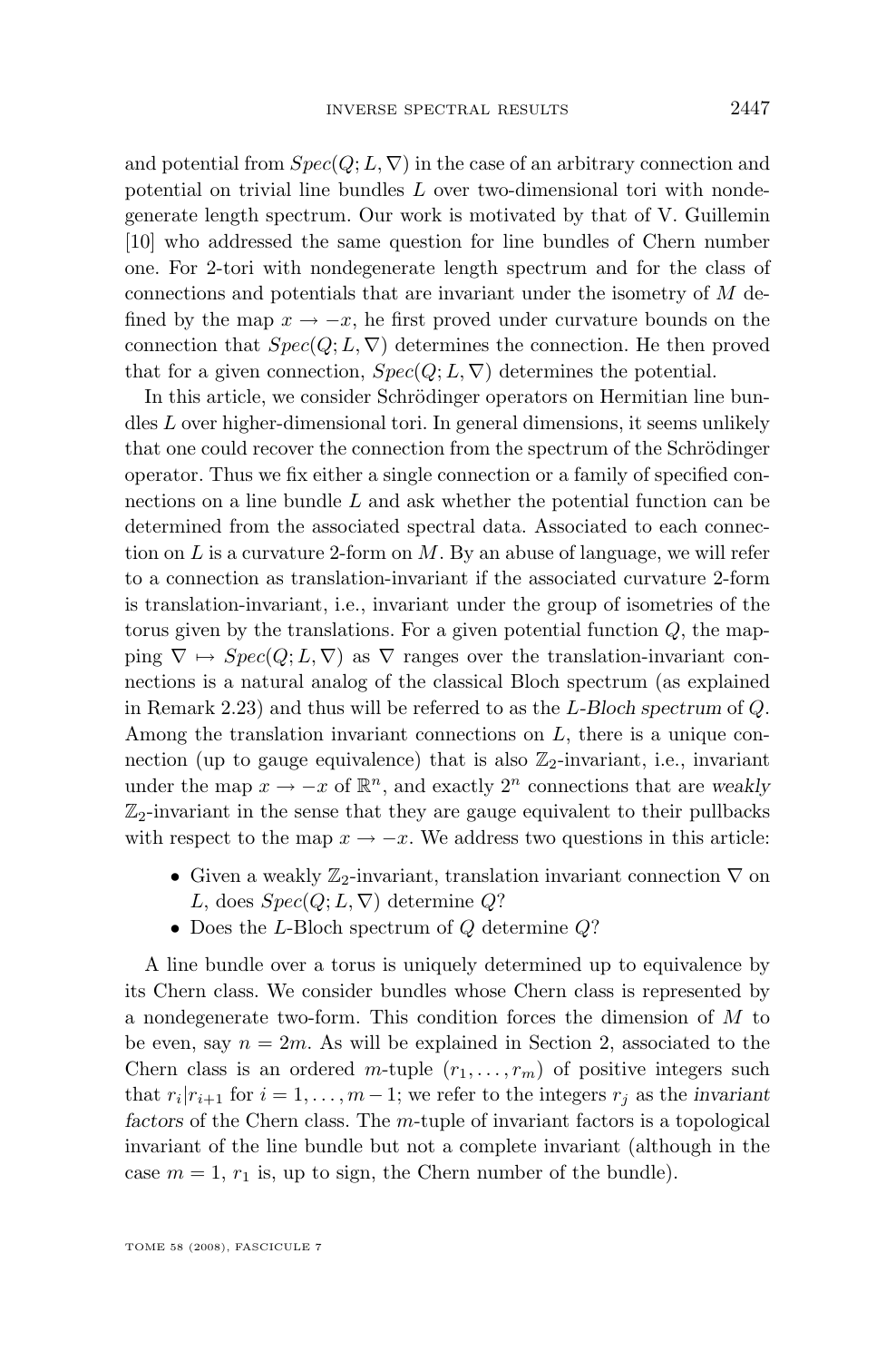and potential from $Spec(Q; L, \nabla)$ in the case of an arbitrary connection and potential on trivial line bundles $L$ over two-dimensional tori with nondegenerate length spectrum. Our work is motivated by that of V. Guillemin [10] who addressed the same question for line bundles of Chern number one. For 2-tori with nondegenerate length spectrum and for the class of connections and potentials that are invariant under the isometry of $M$ defined by the map $x \to -x$, he first proved under curvature bounds on the connection that $Spec(Q; L, \nabla)$ determines the connection. He then proved that for a given connection, $Spec(Q; L, \nabla)$ determines the potential.

In this article, we consider Schrödinger operators on Hermitian line bundles $L$ over higher-dimensional tori. In general dimensions, it seems unlikely that one could recover the connection from the spectrum of the Schrödinger operator. Thus we fix either a single connection or a family of specified connections on a line bundle $L$ and ask whether the potential function can be determined from the associated spectral data. Associated to each connection on $L$ is a curvature 2-form on $M$. By an abuse of language, we will refer to a connection as translation-invariant if the associated curvature 2-form is translation-invariant, i.e., invariant under the group of isometries of the torus given by the translations. For a given potential function $Q$, the mapping $\nabla \mapsto Spec(Q; L, \nabla)$ as $\nabla$ ranges over the translation-invariant connections is a natural analog of the classical Bloch spectrum (as explained in Remark 2.23) and thus will be referred to as the *L-Bloch spectrum* of $Q$. Among the translation invariant connections on $L$, there is a unique connection (up to gauge equivalence) that is also $\mathbb{Z}_2$-invariant, i.e., invariant under the map $x \to -x$ of $\mathbb{R}^n$, and exactly $2^n$ connections that are *weakly* $\mathbb{Z}_2$-invariant in the sense that they are gauge equivalent to their pullbacks with respect to the map $x \to -x$. We address two questions in this article:

- Given a weakly $\mathbb{Z}_2$-invariant, translation invariant connection $\nabla$ on $L$, does $Spec(Q; L, \nabla)$ determine $Q$?
- Does the $L$-Bloch spectrum of $Q$ determine $Q$?

A line bundle over a torus is uniquely determined up to equivalence by its Chern class. We consider bundles whose Chern class is represented by a nondegenerate two-form. This condition forces the dimension of $M$ to be even, say $n = 2m$. As will be explained in Section 2, associated to the Chern class is an ordered $m$-tuple $(r_1, \dots, r_m)$ of positive integers such that $r_i | r_{i+1}$ for $i = 1, \dots, m-1$; we refer to the integers $r_j$ as the *invariant factors* of the Chern class. The $m$-tuple of invariant factors is a topological invariant of the line bundle but not a complete invariant (although in the case $m = 1$, $r_1$ is, up to sign, the Chern number of the bundle).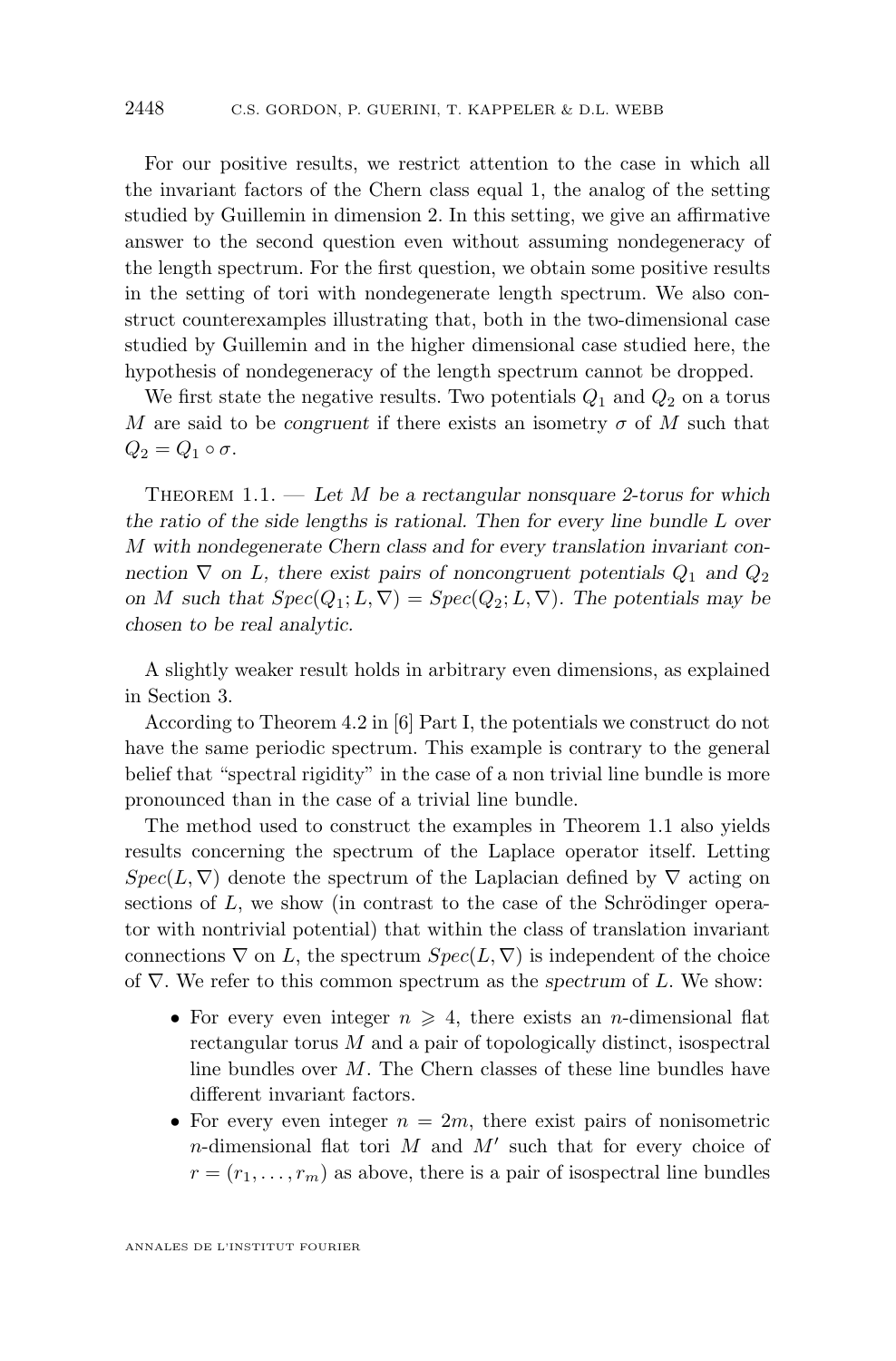For our positive results, we restrict attention to the case in which all the invariant factors of the Chern class equal 1, the analog of the setting studied by Guillemin in dimension 2. In this setting, we give an affirmative answer to the second question even without assuming nondegeneracy of the length spectrum. For the first question, we obtain some positive results in the setting of tori with nondegenerate length spectrum. We also construct counterexamples illustrating that, both in the two-dimensional case studied by Guillemin and in the higher dimensional case studied here, the hypothesis of nondegeneracy of the length spectrum cannot be dropped.

We first state the negative results. Two potentials $Q_1$ and $Q_2$ on a torus $M$ are said to be *congruent* if there exists an isometry $\sigma$ of $M$ such that $Q_2 = Q_1 \circ \sigma$.

Theorem 1.1. — *Let $M$ be a rectangular nonsquare 2-torus for which the ratio of the side lengths is rational. Then for every line bundle $L$ over $M$ with nondegenerate Chern class and for every translation invariant connection $\nabla$ on $L$, there exist pairs of noncongruent potentials $Q_1$ and $Q_2$ on $M$ such that $Spec(Q_1; L, \nabla) = Spec(Q_2; L, \nabla)$. The potentials may be chosen to be real analytic.*

A slightly weaker result holds in arbitrary even dimensions, as explained in Section 3.

According to Theorem 4.2 in [6] Part I, the potentials we construct do not have the same periodic spectrum. This example is contrary to the general belief that "spectral rigidity" in the case of a non trivial line bundle is more pronounced than in the case of a trivial line bundle.

The method used to construct the examples in Theorem 1.1 also yields results concerning the spectrum of the Laplace operator itself. Letting $Spec(L, \nabla)$ denote the spectrum of the Laplacian defined by $\nabla$ acting on sections of $L$, we show (in contrast to the case of the Schrödinger operator with nontrivial potential) that within the class of translation invariant connections $\nabla$ on $L$, the spectrum $Spec(L, \nabla)$ is independent of the choice of $\nabla$. We refer to this common spectrum as the *spectrum* of $L$. We show:

- For every even integer $n \geqslant 4$, there exists an $n$-dimensional flat rectangular torus $M$ and a pair of topologically distinct, isospectral line bundles over $M$. The Chern classes of these line bundles have different invariant factors.
- For every even integer $n = 2m$, there exist pairs of nonisometric $n$-dimensional flat tori $M$ and $M'$ such that for every choice of $r = (r_1, \ldots, r_m)$ as above, there is a pair of isospectral line bundles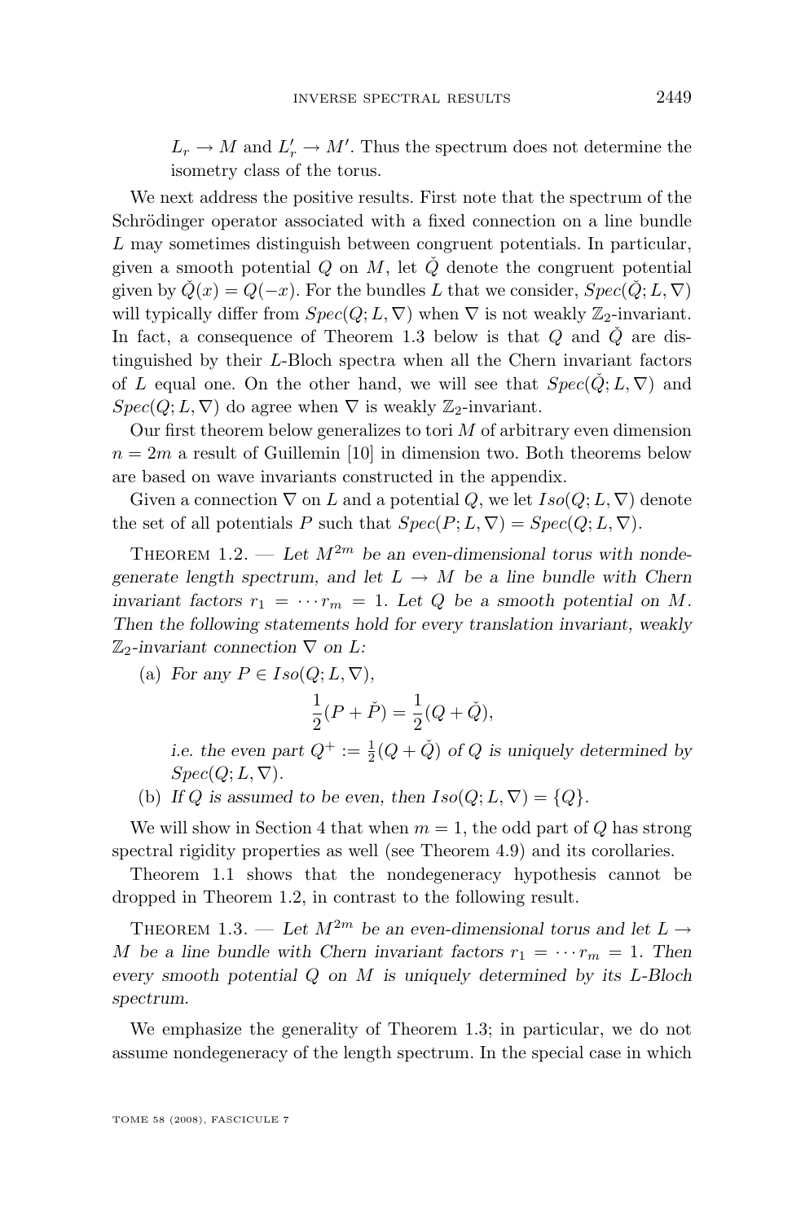$L_r \to M$ and $L'_r \to M'$. Thus the spectrum does not determine the isometry class of the torus.

We next address the positive results. First note that the spectrum of the Schrödinger operator associated with a fixed connection on a line bundle $L$ may sometimes distinguish between congruent potentials. In particular, given a smooth potential $Q$ on $M$, let $\check{Q}$ denote the congruent potential given by $\check{Q}(x) = Q(-x)$. For the bundles $L$ that we consider, $Spec(\check{Q}; L, \nabla)$ will typically differ from $Spec(Q; L, \nabla)$ when $\nabla$ is not weakly $\mathbb{Z}_2$-invariant. In fact, a consequence of Theorem 1.3 below is that $Q$ and $\check{Q}$ are distinguished by their $L$-Bloch spectra when all the Chern invariant factors of $L$ equal one. On the other hand, we will see that $Spec(\check{Q}; L, \nabla)$ and $Spec(Q; L, \nabla)$ do agree when $\nabla$ is weakly $\mathbb{Z}_2$-invariant.

Our first theorem below generalizes to tori $M$ of arbitrary even dimension $n = 2m$ a result of Guillemin [10] in dimension two. Both theorems below are based on wave invariants constructed in the appendix.

Given a connection $\nabla$ on $L$ and a potential $Q$, we let $Iso(Q; L, \nabla)$ denote the set of all potentials $P$ such that $Spec(P; L, \nabla) = Spec(Q; L, \nabla)$.

Theorem 1.2. — *Let $M^{2m}$ be an even-dimensional torus with nondegenerate length spectrum, and let $L \to M$ be a line bundle with Chern invariant factors $r_1 = \cdots r_m = 1$. Let $Q$ be a smooth potential on $M$. Then the following statements hold for every translation invariant, weakly $\mathbb{Z}_2$-invariant connection $\nabla$ on $L$:*

(a) *For any $P \in Iso(Q; L, \nabla)$,*

$$\frac{1}{2}(P + \check{P}) = \frac{1}{2}(Q + \check{Q}),$$

*i.e. the even part $Q^+ := \frac{1}{2}(Q + \check{Q})$ of $Q$ is uniquely determined by $Spec(Q; L, \nabla)$.*

(b) *If $Q$ is assumed to be even, then $Iso(Q; L, \nabla) = \{Q\}$.*

We will show in Section 4 that when $m = 1$, the odd part of $Q$ has strong spectral rigidity properties as well (see Theorem 4.9) and its corollaries.

Theorem 1.1 shows that the nondegeneracy hypothesis cannot be dropped in Theorem 1.2, in contrast to the following result.

Theorem 1.3. — *Let $M^{2m}$ be an even-dimensional torus and let $L \to M$ be a line bundle with Chern invariant factors $r_1 = \cdots r_m = 1$. Then every smooth potential $Q$ on $M$ is uniquely determined by its $L$-Bloch spectrum.*

We emphasize the generality of Theorem 1.3; in particular, we do not assume nondegeneracy of the length spectrum. In the special case in which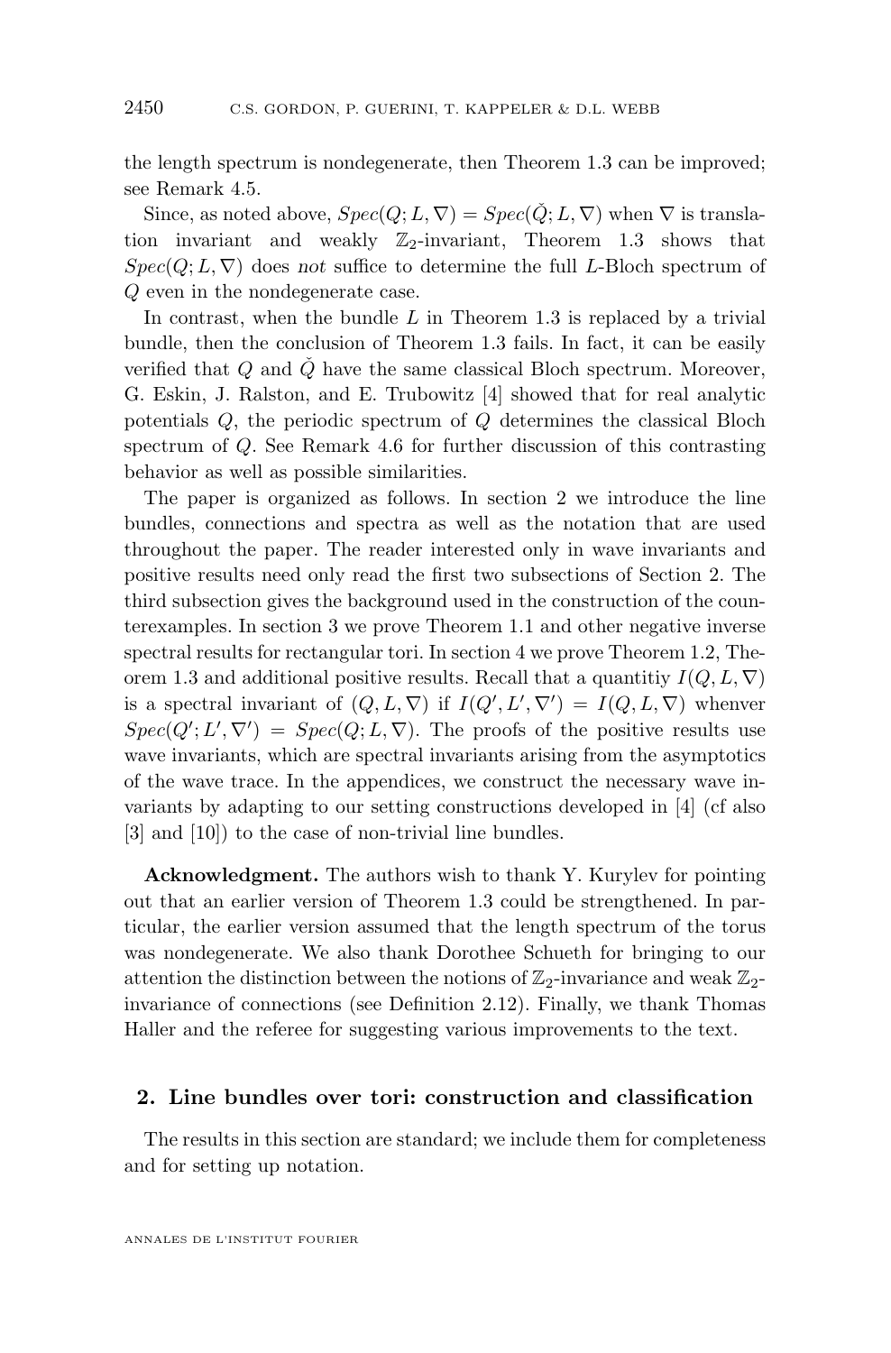the length spectrum is nondegenerate, then Theorem 1.3 can be improved; see Remark 4.5.

Since, as noted above, $Spec(Q; L, \nabla) = Spec(\check{Q}; L, \nabla)$ when $\nabla$ is translation invariant and weakly $\mathbb{Z}_2$-invariant, Theorem 1.3 shows that $Spec(Q; L, \nabla)$ does *not* suffice to determine the full $L$-Bloch spectrum of $Q$ even in the nondegenerate case.

In contrast, when the bundle $L$ in Theorem 1.3 is replaced by a trivial bundle, then the conclusion of Theorem 1.3 fails. In fact, it can be easily verified that $Q$ and $\check{Q}$ have the same classical Bloch spectrum. Moreover, G. Eskin, J. Ralston, and E. Trubowitz [4] showed that for real analytic potentials $Q$, the periodic spectrum of $Q$ determines the classical Bloch spectrum of $Q$. See Remark 4.6 for further discussion of this contrasting behavior as well as possible similarities.

The paper is organized as follows. In section 2 we introduce the line bundles, connections and spectra as well as the notation that are used throughout the paper. The reader interested only in wave invariants and positive results need only read the first two subsections of Section 2. The third subsection gives the background used in the construction of the counterexamples. In section 3 we prove Theorem 1.1 and other negative inverse spectral results for rectangular tori. In section 4 we prove Theorem 1.2, Theorem 1.3 and additional positive results. Recall that a quantitiy $I(Q, L, \nabla)$ is a spectral invariant of $(Q, L, \nabla)$ if $I(Q', L', \nabla') = I(Q, L, \nabla)$ whenver $Spec(Q'; L', \nabla') = Spec(Q; L, \nabla)$. The proofs of the positive results use wave invariants, which are spectral invariants arising from the asymptotics of the wave trace. In the appendices, we construct the necessary wave invariants by adapting to our setting constructions developed in [4] (cf also [3] and [10]) to the case of non-trivial line bundles.

**Acknowledgment.** The authors wish to thank Y. Kurylev for pointing out that an earlier version of Theorem 1.3 could be strengthened. In particular, the earlier version assumed that the length spectrum of the torus was nondegenerate. We also thank Dorothee Schueth for bringing to our attention the distinction between the notions of $\mathbb{Z}_2$-invariance and weak $\mathbb{Z}_2$-invariance of connections (see Definition 2.12). Finally, we thank Thomas Haller and the referee for suggesting various improvements to the text.

## 2. Line bundles over tori: construction and classification

The results in this section are standard; we include them for completeness and for setting up notation.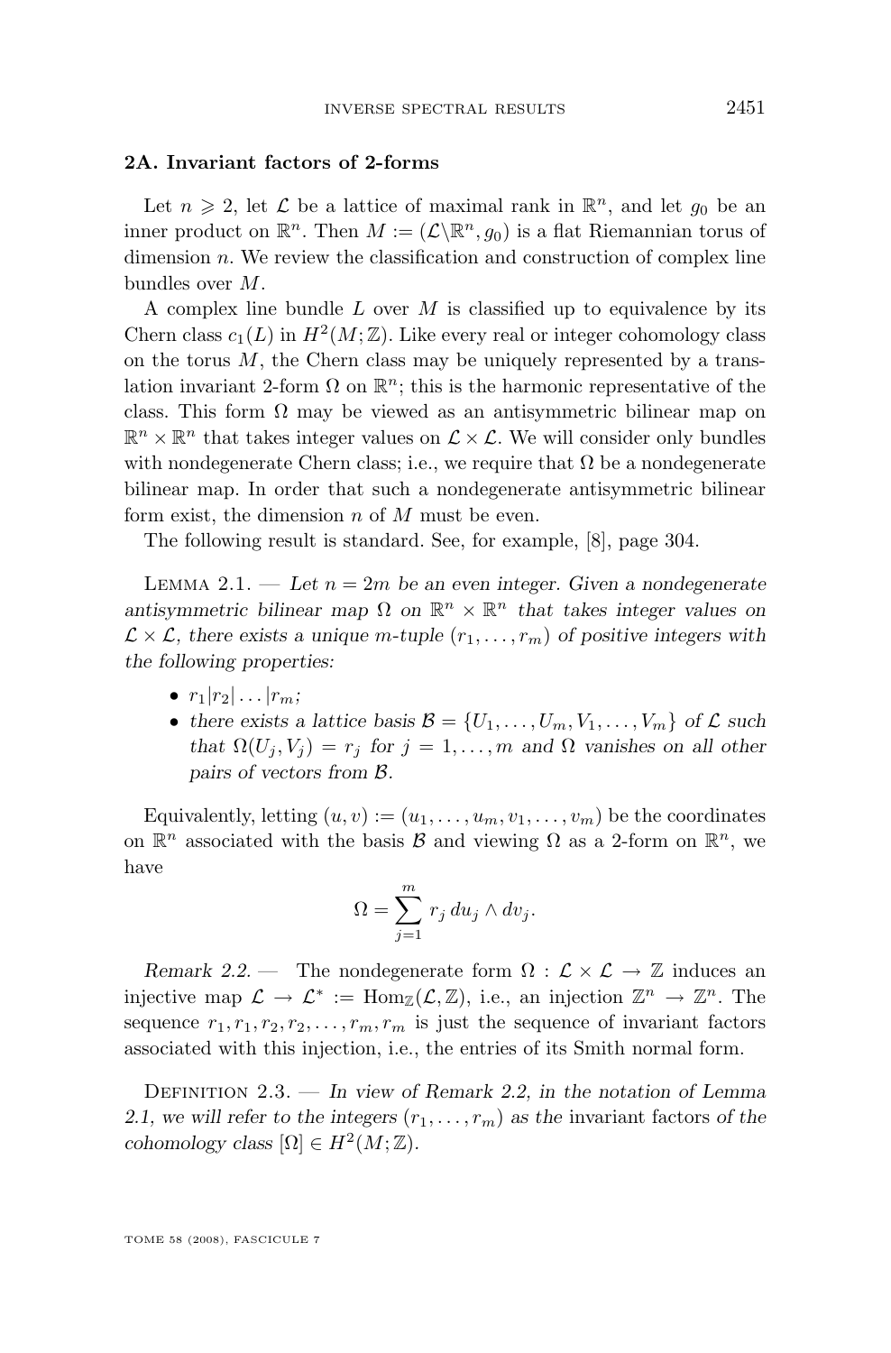### 2A. Invariant factors of 2-forms

Let $n \geqslant 2$, let $\mathcal{L}$ be a lattice of maximal rank in $\mathbb{R}^n$, and let $g_0$ be an inner product on $\mathbb{R}^n$. Then $M := (\mathcal{L}\backslash\mathbb{R}^n, g_0)$ is a flat Riemannian torus of dimension $n$. We review the classification and construction of complex line bundles over $M$.

A complex line bundle $L$ over $M$ is classified up to equivalence by its Chern class $c_1(L)$ in $H^2(M;\mathbb{Z})$. Like every real or integer cohomology class on the torus $M$, the Chern class may be uniquely represented by a translation invariant 2-form $\Omega$ on $\mathbb{R}^n$; this is the harmonic representative of the class. This form $\Omega$ may be viewed as an antisymmetric bilinear map on $\mathbb{R}^n \times \mathbb{R}^n$ that takes integer values on $\mathcal{L} \times \mathcal{L}$. We will consider only bundles with nondegenerate Chern class; i.e., we require that $\Omega$ be a nondegenerate bilinear map. In order that such a nondegenerate antisymmetric bilinear form exist, the dimension $n$ of $M$ must be even.

The following result is standard. See, for example, [8], page 304.

Lemma 2.1. — *Let $n = 2m$ be an even integer. Given a nondegenerate antisymmetric bilinear map $\Omega$ on $\mathbb{R}^n \times \mathbb{R}^n$ that takes integer values on $\mathcal{L} \times \mathcal{L}$, there exists a unique $m$-tuple $(r_1, \dots, r_m)$ of positive integers with the following properties:*

- *$r_1 | r_2 | \dots | r_m$;*
- *there exists a lattice basis $\mathcal{B} = \{U_1, \dots, U_m, V_1, \dots, V_m\}$ of $\mathcal{L}$ such that $\Omega(U_j, V_j) = r_j$ for $j = 1, \dots, m$ and $\Omega$ vanishes on all other pairs of vectors from $\mathcal{B}$.*

Equivalently, letting $(u, v) := (u_1, \dots, u_m, v_1, \dots, v_m)$ be the coordinates on $\mathbb{R}^n$ associated with the basis $\mathcal{B}$ and viewing $\Omega$ as a 2-form on $\mathbb{R}^n$, we have

$$\Omega = \sum_{j=1}^{m} r_j \, du_j \wedge dv_j.$$

*Remark 2.2.* — The nondegenerate form $\Omega : \mathcal{L} \times \mathcal{L} \to \mathbb{Z}$ induces an injective map $\mathcal{L} \to \mathcal{L}^* := \mathrm{Hom}_{\mathbb{Z}}(\mathcal{L}, \mathbb{Z})$, i.e., an injection $\mathbb{Z}^n \to \mathbb{Z}^n$. The sequence $r_1, r_1, r_2, r_2, \dots, r_m, r_m$ is just the sequence of invariant factors associated with this injection, i.e., the entries of its Smith normal form.

Definition 2.3. — *In view of Remark 2.2, in the notation of Lemma 2.1, we will refer to the integers $(r_1, \dots, r_m)$ as the* invariant factors *of the cohomology class $[\Omega] \in H^2(M;\mathbb{Z})$.*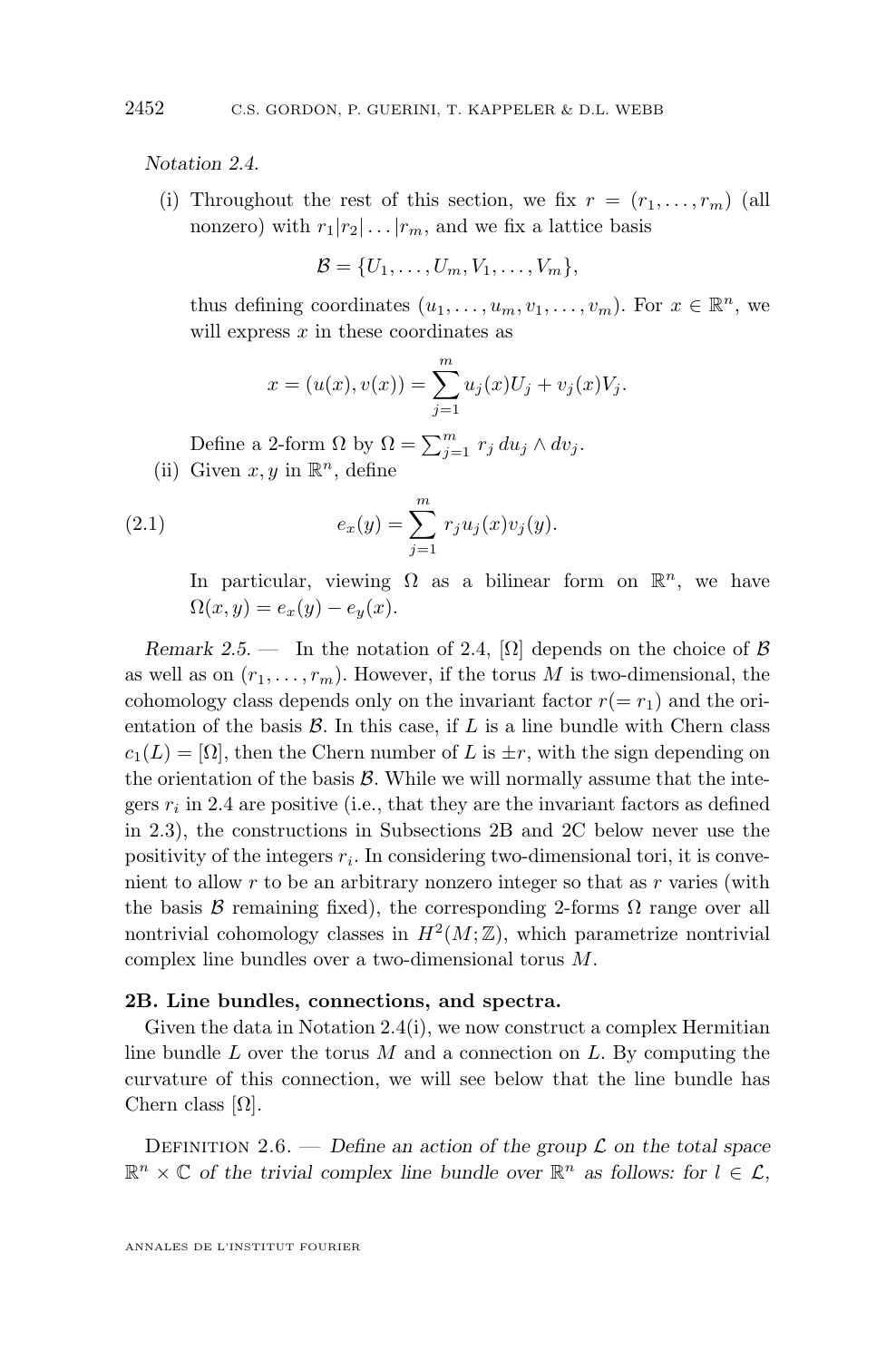*Notation 2.4.*

(i) Throughout the rest of this section, we fix $r = (r_1, \dots, r_m)$ (all nonzero) with $r_1 | r_2 | \dots | r_m$, and we fix a lattice basis

$$\mathcal{B} = \{U_1, \dots, U_m, V_1, \dots, V_m\},$$

thus defining coordinates $(u_1, \dots, u_m, v_1, \dots, v_m)$. For $x \in \mathbb{R}^n$, we will express $x$ in these coordinates as

$$x = (u(x), v(x)) = \sum_{j=1}^{m} u_j(x) U_j + v_j(x) V_j.$$

Define a 2-form $\Omega$ by $\Omega = \sum_{j=1}^{m} r_j \, du_j \wedge dv_j$.

(ii) Given $x, y$ in $\mathbb{R}^n$, define

$$e_x(y) = \sum_{j=1}^{m} r_j u_j(x) v_j(y). \tag{2.1}$$

In particular, viewing $\Omega$ as a bilinear form on $\mathbb{R}^n$, we have $\Omega(x, y) = e_x(y) - e_y(x)$.

*Remark 2.5.* — In the notation of 2.4, $[\Omega]$ depends on the choice of $\mathcal{B}$ as well as on $(r_1, \dots, r_m)$. However, if the torus $M$ is two-dimensional, the cohomology class depends only on the invariant factor $r (= r_1)$ and the orientation of the basis $\mathcal{B}$. In this case, if $L$ is a line bundle with Chern class $c_1(L) = [\Omega]$, then the Chern number of $L$ is $\pm r$, with the sign depending on the orientation of the basis $\mathcal{B}$. While we will normally assume that the integers $r_i$ in 2.4 are positive (i.e., that they are the invariant factors as defined in 2.3), the constructions in Subsections 2B and 2C below never use the positivity of the integers $r_i$. In considering two-dimensional tori, it is convenient to allow $r$ to be an arbitrary nonzero integer so that as $r$ varies (with the basis $\mathcal{B}$ remaining fixed), the corresponding 2-forms $\Omega$ range over all nontrivial cohomology classes in $H^2(M; \mathbb{Z})$, which parametrize nontrivial complex line bundles over a two-dimensional torus $M$.

**2B. Line bundles, connections, and spectra.**

Given the data in Notation 2.4(i), we now construct a complex Hermitian line bundle $L$ over the torus $M$ and a connection on $L$. By computing the curvature of this connection, we will see below that the line bundle has Chern class $[\Omega]$.

Definition 2.6. — *Define an action of the group $\mathcal{L}$ on the total space $\mathbb{R}^n \times \mathbb{C}$ of the trivial complex line bundle over $\mathbb{R}^n$ as follows: for $l \in \mathcal{L}$,*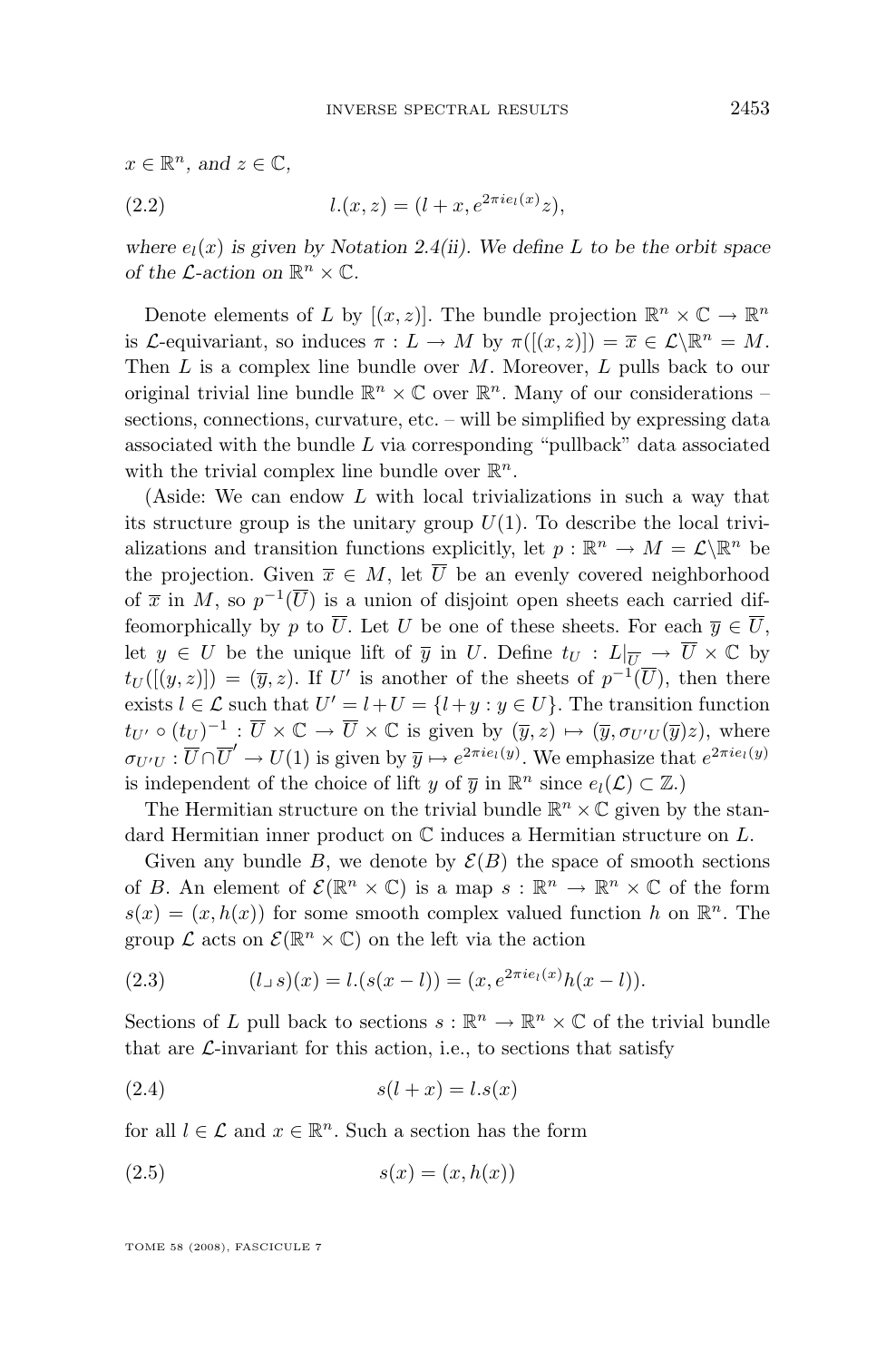*$x \in \mathbb{R}^n$, and $z \in \mathbb{C}$,*

$$l.(x, z) = (l + x, e^{2\pi i e_l(x)} z), \tag{2.2}$$

*where $e_l(x)$ is given by Notation 2.4(ii). We define $L$ to be the orbit space of the $\mathcal{L}$-action on $\mathbb{R}^n \times \mathbb{C}$.*

Denote elements of $L$ by $[(x, z)]$. The bundle projection $\mathbb{R}^n \times \mathbb{C} \to \mathbb{R}^n$ is $\mathcal{L}$-equivariant, so induces $\pi : L \to M$ by $\pi([(x, z)]) = \overline{x} \in \mathcal{L}\backslash\mathbb{R}^n = M$. Then $L$ is a complex line bundle over $M$. Moreover, $L$ pulls back to our original trivial line bundle $\mathbb{R}^n \times \mathbb{C}$ over $\mathbb{R}^n$. Many of our considerations – sections, connections, curvature, etc. – will be simplified by expressing data associated with the bundle $L$ via corresponding "pullback" data associated with the trivial complex line bundle over $\mathbb{R}^n$.

(Aside: We can endow $L$ with local trivializations in such a way that its structure group is the unitary group $U(1)$. To describe the local trivializations and transition functions explicitly, let $p : \mathbb{R}^n \to M = \mathcal{L}\backslash\mathbb{R}^n$ be the projection. Given $\overline{x} \in M$, let $\overline{U}$ be an evenly covered neighborhood of $\overline{x}$ in $M$, so $p^{-1}(\overline{U})$ is a union of disjoint open sheets each carried diffeomorphically by $p$ to $\overline{U}$. Let $U$ be one of these sheets. For each $\overline{y} \in \overline{U}$, let $y \in U$ be the unique lift of $\overline{y}$ in $U$. Define $t_U : L|_{\overline{U}} \to \overline{U} \times \mathbb{C}$ by $t_U([(y, z)]) = (\overline{y}, z)$. If $U'$ is another of the sheets of $p^{-1}(\overline{U})$, then there exists $l \in \mathcal{L}$ such that $U' = l + U = \{l + y : y \in U\}$. The transition function $t_{U'} \circ (t_U)^{-1} : \overline{U} \times \mathbb{C} \to \overline{U} \times \mathbb{C}$ is given by $(\overline{y}, z) \mapsto (\overline{y}, \sigma_{U'U}(\overline{y})z)$, where $\sigma_{U'U} : \overline{U} \cap \overline{U}' \to U(1)$ is given by $\overline{y} \mapsto e^{2\pi i e_l(y)}$. We emphasize that $e^{2\pi i e_l(y)}$ is independent of the choice of lift $y$ of $\overline{y}$ in $\mathbb{R}^n$ since $e_l(\mathcal{L}) \subset \mathbb{Z}$.)

The Hermitian structure on the trivial bundle $\mathbb{R}^n \times \mathbb{C}$ given by the standard Hermitian inner product on $\mathbb{C}$ induces a Hermitian structure on $L$.

Given any bundle $B$, we denote by $\mathcal{E}(B)$ the space of smooth sections of $B$. An element of $\mathcal{E}(\mathbb{R}^n \times \mathbb{C})$ is a map $s : \mathbb{R}^n \to \mathbb{R}^n \times \mathbb{C}$ of the form $s(x) = (x, h(x))$ for some smooth complex valued function $h$ on $\mathbb{R}^n$. The group $\mathcal{L}$ acts on $\mathcal{E}(\mathbb{R}^n \times \mathbb{C})$ on the left via the action

$$(l \lrcorner\, s)(x) = l.(s(x - l)) = (x, e^{2\pi i e_l(x)} h(x - l)). \tag{2.3}$$

Sections of $L$ pull back to sections $s : \mathbb{R}^n \to \mathbb{R}^n \times \mathbb{C}$ of the trivial bundle that are $\mathcal{L}$-invariant for this action, i.e., to sections that satisfy

$$s(l + x) = l.s(x) \tag{2.4}$$

for all $l \in \mathcal{L}$ and $x \in \mathbb{R}^n$. Such a section has the form

$$s(x) = (x, h(x)) \tag{2.5}$$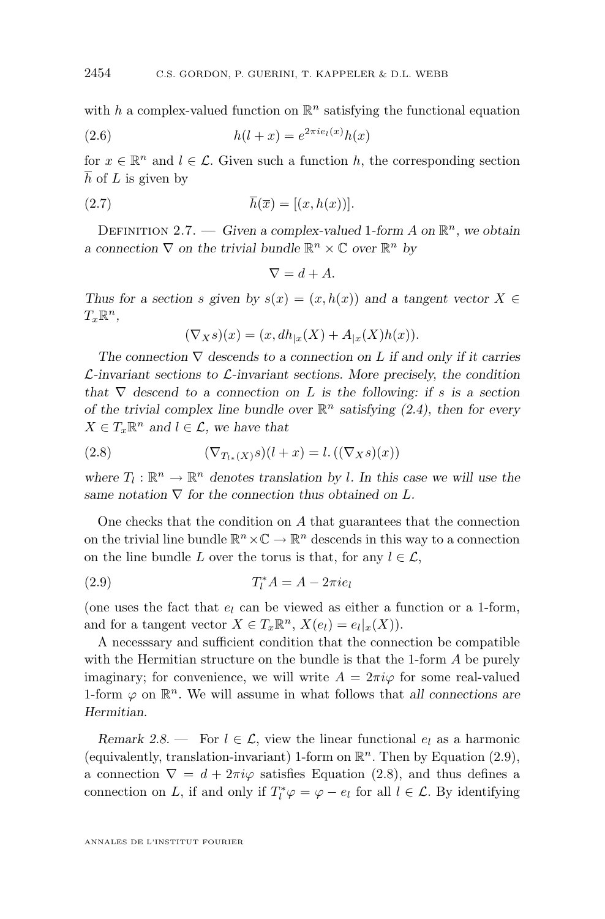with $h$ a complex-valued function on $\mathbb{R}^n$ satisfying the functional equation

$$h(l+x) = e^{2\pi i e_l(x)} h(x) \tag{2.6}$$

for $x \in \mathbb{R}^n$ and $l \in \mathcal{L}$. Given such a function $h$, the corresponding section $\overline{h}$ of $L$ is given by

$$\overline{h}(\overline{x}) = [(x, h(x))]. \tag{2.7}$$

Definition 2.7. — *Given a complex-valued 1-form $A$ on $\mathbb{R}^n$, we obtain a connection $\nabla$ on the trivial bundle $\mathbb{R}^n \times \mathbb{C}$ over $\mathbb{R}^n$ by*

$$\nabla = d + A.$$

*Thus for a section $s$ given by $s(x) = (x, h(x))$ and a tangent vector $X \in T_x\mathbb{R}^n$,*

$$(\nabla_X s)(x) = (x, dh_{|x}(X) + A_{|x}(X)h(x)).$$

*The connection $\nabla$ descends to a connection on $L$ if and only if it carries $\mathcal{L}$-invariant sections to $\mathcal{L}$-invariant sections. More precisely, the condition that $\nabla$ descend to a connection on $L$ is the following: if $s$ is a section of the trivial complex line bundle over $\mathbb{R}^n$ satisfying (2.4), then for every $X \in T_x\mathbb{R}^n$ and $l \in \mathcal{L}$, we have that*

$$(\nabla_{T_{l*}(X)} s)(l+x) = l.\left((\nabla_X s)(x)\right) \tag{2.8}$$

*where $T_l : \mathbb{R}^n \to \mathbb{R}^n$ denotes translation by $l$. In this case we will use the same notation $\nabla$ for the connection thus obtained on $L$.*

One checks that the condition on $A$ that guarantees that the connection on the trivial line bundle $\mathbb{R}^n \times \mathbb{C} \to \mathbb{R}^n$ descends in this way to a connection on the line bundle $L$ over the torus is that, for any $l \in \mathcal{L}$,

$$T_l^* A = A - 2\pi i e_l \tag{2.9}$$

(one uses the fact that $e_l$ can be viewed as either a function or a 1-form, and for a tangent vector $X \in T_x\mathbb{R}^n$, $X(e_l) = e_l|_x(X)$).

A necesssary and sufficient condition that the connection be compatible with the Hermitian structure on the bundle is that the 1-form $A$ be purely imaginary; for convenience, we will write $A = 2\pi i\varphi$ for some real-valued 1-form $\varphi$ on $\mathbb{R}^n$. We will assume in what follows that *all connections are Hermitian*.

*Remark 2.8.* — For $l \in \mathcal{L}$, view the linear functional $e_l$ as a harmonic (equivalently, translation-invariant) 1-form on $\mathbb{R}^n$. Then by Equation (2.9), a connection $\nabla = d + 2\pi i\varphi$ satisfies Equation (2.8), and thus defines a connection on $L$, if and only if $T_l^*\varphi = \varphi - e_l$ for all $l \in \mathcal{L}$. By identifying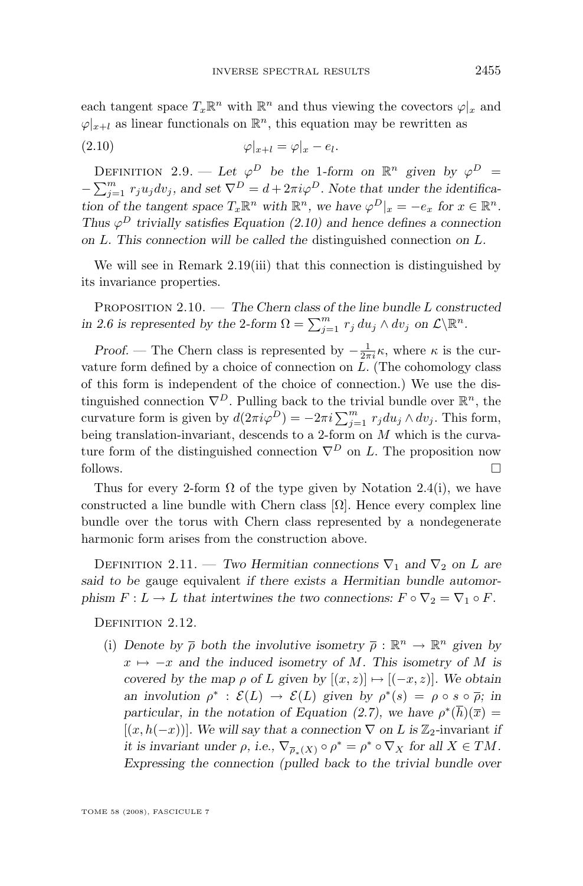each tangent space $T_x\mathbb{R}^n$ with $\mathbb{R}^n$ and thus viewing the covectors $\varphi|_x$ and $\varphi|_{x+l}$ as linear functionals on $\mathbb{R}^n$, this equation may be rewritten as

$$\varphi|_{x+l} = \varphi|_x - e_l. \tag{2.10}$$

Definition 2.9. — *Let $\varphi^D$ be the 1-form on $\mathbb{R}^n$ given by $\varphi^D = -\sum_{j=1}^m r_j u_j dv_j$, and set $\nabla^D = d + 2\pi i\varphi^D$. Note that under the identification of the tangent space $T_x\mathbb{R}^n$ with $\mathbb{R}^n$, we have $\varphi^D|_x = -e_x$ for $x \in \mathbb{R}^n$. Thus $\varphi^D$ trivially satisfies Equation (2.10) and hence defines a connection on $L$. This connection will be called the* distinguished connection *on $L$.*

We will see in Remark 2.19(iii) that this connection is distinguished by its invariance properties.

Proposition 2.10. — *The Chern class of the line bundle $L$ constructed in 2.6 is represented by the 2-form $\Omega = \sum_{j=1}^m r_j\, du_j \wedge dv_j$ on $\mathcal{L}\backslash\mathbb{R}^n$.*

*Proof.* — The Chern class is represented by $-\frac{1}{2\pi i}\kappa$, where $\kappa$ is the curvature form defined by a choice of connection on $L$. (The cohomology class of this form is independent of the choice of connection.) We use the distinguished connection $\nabla^D$. Pulling back to the trivial bundle over $\mathbb{R}^n$, the curvature form is given by $d(2\pi i\varphi^D) = -2\pi i \sum_{j=1}^m r_j du_j \wedge dv_j$. This form, being translation-invariant, descends to a 2-form on $M$ which is the curvature form of the distinguished connection $\nabla^D$ on $L$. The proposition now follows. □

Thus for every 2-form $\Omega$ of the type given by Notation 2.4(i), we have constructed a line bundle with Chern class $[\Omega]$. Hence every complex line bundle over the torus with Chern class represented by a nondegenerate harmonic form arises from the construction above.

Definition 2.11. — *Two Hermitian connections $\nabla_1$ and $\nabla_2$ on $L$ are said to be* gauge equivalent *if there exists a Hermitian bundle automorphism $F : L \to L$ that intertwines the two connections: $F \circ \nabla_2 = \nabla_1 \circ F$.*

Definition 2.12.

(i) *Denote by $\overline{\rho}$ both the involutive isometry $\overline{\rho} : \mathbb{R}^n \to \mathbb{R}^n$ given by $x \mapsto -x$ and the induced isometry of $M$. This isometry of $M$ is covered by the map $\rho$ of $L$ given by $[(x, z)] \mapsto [(-x, z)]$. We obtain an involution $\rho^* : \mathcal{E}(L) \to \mathcal{E}(L)$ given by $\rho^*(s) = \rho \circ s \circ \overline{\rho}$; in particular, in the notation of Equation (2.7), we have $\rho^*(\overline{h})(\overline{x}) = [(x, h(-x))]$. We will say that a connection $\nabla$ on $L$ is $\mathbb{Z}_2$-invariant if it is invariant under $\rho$, i.e., $\nabla_{\overline{\rho}_*(X)} \circ \rho^* = \rho^* \circ \nabla_X$ for all $X \in TM$. Expressing the connection (pulled back to the trivial bundle over*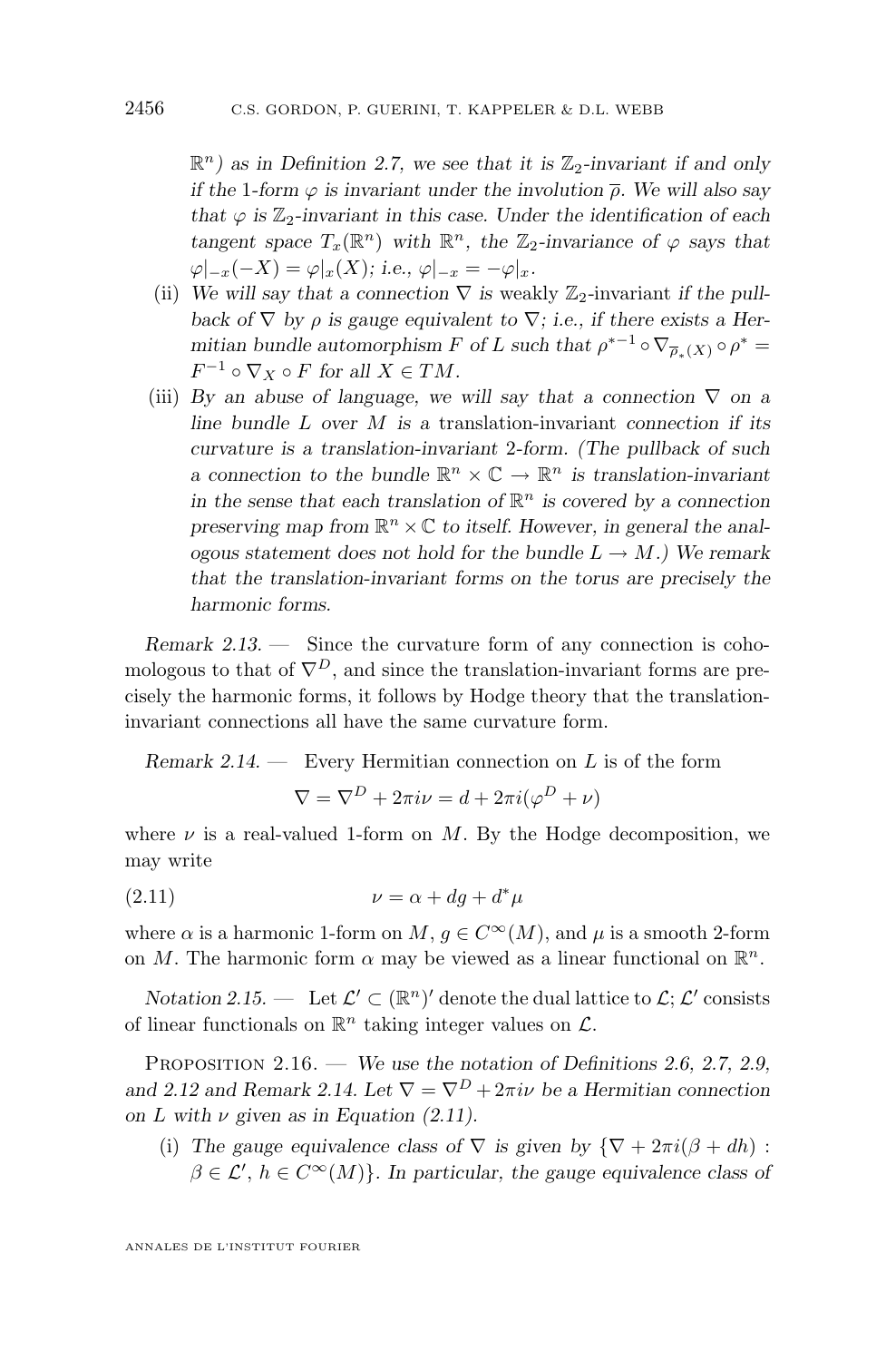$\mathbb{R}^n$) *as in Definition 2.7, we see that it is $\mathbb{Z}_2$-invariant if and only if the 1-form $\varphi$ is invariant under the involution $\overline{\rho}$. We will also say that $\varphi$ is $\mathbb{Z}_2$-invariant in this case. Under the identification of each tangent space $T_x(\mathbb{R}^n)$ with $\mathbb{R}^n$, the $\mathbb{Z}_2$-invariance of $\varphi$ says that $\varphi|_{-x}(-X) = \varphi|_x(X)$; i.e., $\varphi|_{-x} = -\varphi|_x$.*

(ii) *We will say that a connection $\nabla$ is* weakly $\mathbb{Z}_2$-invariant *if the pullback of $\nabla$ by $\rho$ is gauge equivalent to $\nabla$; i.e., if there exists a Hermitian bundle automorphism $F$ of $L$ such that $\rho^{*-1} \circ \nabla_{\overline{\rho}_*(X)} \circ \rho^* = F^{-1} \circ \nabla_X \circ F$ for all $X \in TM$.*

(iii) *By an abuse of language, we will say that a connection $\nabla$ on a line bundle $L$ over $M$ is a* translation-invariant *connection if its curvature is a translation-invariant 2-form. (The pullback of such a connection to the bundle $\mathbb{R}^n \times \mathbb{C} \to \mathbb{R}^n$ is translation-invariant in the sense that each translation of $\mathbb{R}^n$ is covered by a connection preserving map from $\mathbb{R}^n \times \mathbb{C}$ to itself. However, in general the analogous statement does not hold for the bundle $L \to M$.) We remark that the translation-invariant forms on the torus are precisely the harmonic forms.*

*Remark 2.13.* — Since the curvature form of any connection is cohomologous to that of $\nabla^D$, and since the translation-invariant forms are precisely the harmonic forms, it follows by Hodge theory that the translation-invariant connections all have the same curvature form.

*Remark 2.14.* — Every Hermitian connection on $L$ is of the form

$$\nabla = \nabla^D + 2\pi i \nu = d + 2\pi i(\varphi^D + \nu)$$

where $\nu$ is a real-valued 1-form on $M$. By the Hodge decomposition, we may write

$$\nu = \alpha + dg + d^*\mu \tag{2.11}$$

where $\alpha$ is a harmonic 1-form on $M$, $g \in C^\infty(M)$, and $\mu$ is a smooth 2-form on $M$. The harmonic form $\alpha$ may be viewed as a linear functional on $\mathbb{R}^n$.

*Notation 2.15.* — Let $\mathcal{L}' \subset (\mathbb{R}^n)'$ denote the dual lattice to $\mathcal{L}$; $\mathcal{L}'$ consists of linear functionals on $\mathbb{R}^n$ taking integer values on $\mathcal{L}$.

Proposition 2.16. — *We use the notation of Definitions 2.6, 2.7, 2.9, and 2.12 and Remark 2.14. Let $\nabla = \nabla^D + 2\pi i \nu$ be a Hermitian connection on $L$ with $\nu$ given as in Equation (2.11).*

(i) *The gauge equivalence class of $\nabla$ is given by $\{\nabla + 2\pi i(\beta + dh) : \beta \in \mathcal{L}', h \in C^\infty(M)\}$. In particular, the gauge equivalence class of*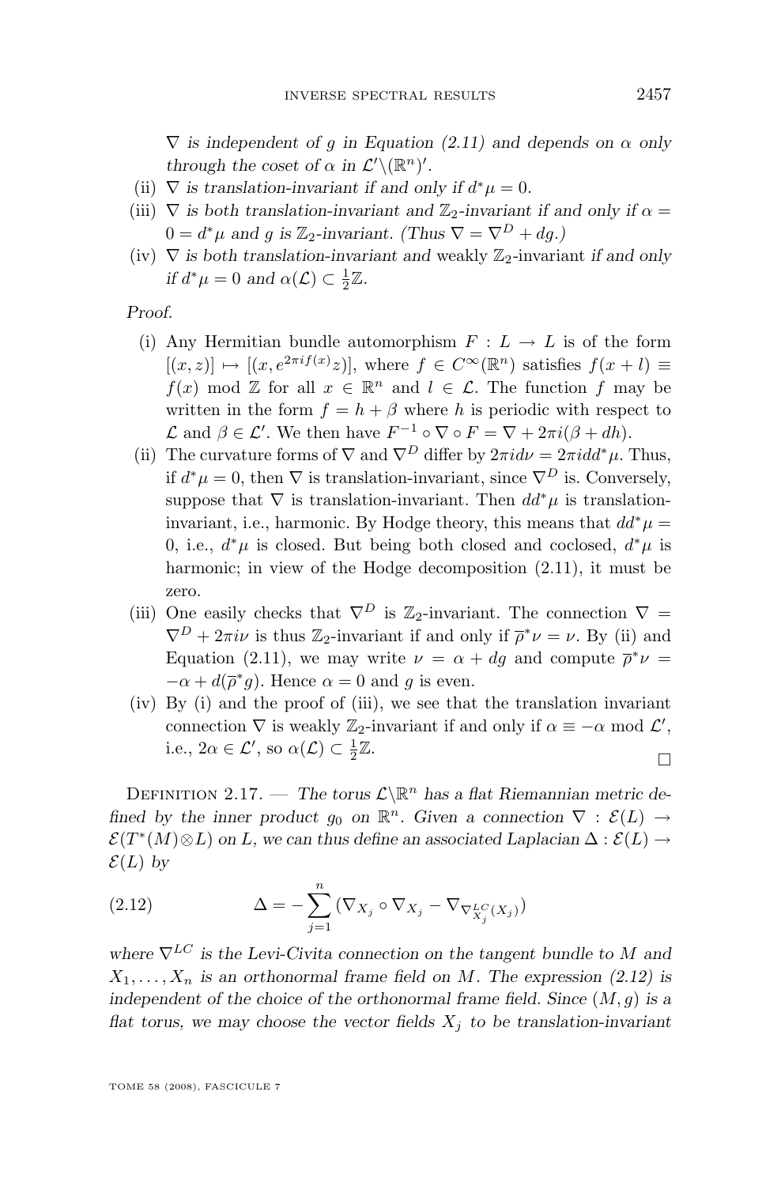*$\nabla$ is independent of $g$ in Equation (2.11) and depends on $\alpha$ only through the coset of $\alpha$ in $\mathcal{L}'\backslash(\mathbb{R}^n)'$.*

(ii) *$\nabla$ is translation-invariant if and only if $d^*\mu = 0$.*

(iii) *$\nabla$ is both translation-invariant and $\mathbb{Z}_2$-invariant if and only if $\alpha = 0 = d^*\mu$ and $g$ is $\mathbb{Z}_2$-invariant. (Thus $\nabla = \nabla^D + dg$.)*

(iv) *$\nabla$ is both translation-invariant and* weakly $\mathbb{Z}_2$-invariant *if and only if $d^*\mu = 0$ and $\alpha(\mathcal{L}) \subset \frac{1}{2}\mathbb{Z}$.*

*Proof.*

(i) Any Hermitian bundle automorphism $F : L \to L$ is of the form $[(x, z)] \mapsto [(x, e^{2\pi i f(x)}z)]$, where $f \in C^\infty(\mathbb{R}^n)$ satisfies $f(x + l) \equiv f(x) \mod \mathbb{Z}$ for all $x \in \mathbb{R}^n$ and $l \in \mathcal{L}$. The function $f$ may be written in the form $f = h + \beta$ where $h$ is periodic with respect to $\mathcal{L}$ and $\beta \in \mathcal{L}'$. We then have $F^{-1} \circ \nabla \circ F = \nabla + 2\pi i(\beta + dh)$.

(ii) The curvature forms of $\nabla$ and $\nabla^D$ differ by $2\pi i d\nu = 2\pi i dd^*\mu$. Thus, if $d^*\mu = 0$, then $\nabla$ is translation-invariant, since $\nabla^D$ is. Conversely, suppose that $\nabla$ is translation-invariant. Then $dd^*\mu$ is translation-invariant, i.e., harmonic. By Hodge theory, this means that $dd^*\mu = 0$, i.e., $d^*\mu$ is closed. But being both closed and coclosed, $d^*\mu$ is harmonic; in view of the Hodge decomposition (2.11), it must be zero.

(iii) One easily checks that $\nabla^D$ is $\mathbb{Z}_2$-invariant. The connection $\nabla = \nabla^D + 2\pi i\nu$ is thus $\mathbb{Z}_2$-invariant if and only if $\overline{\rho}^*\nu = \nu$. By (ii) and Equation (2.11), we may write $\nu = \alpha + dg$ and compute $\overline{\rho}^*\nu = -\alpha + d(\overline{\rho}^*g)$. Hence $\alpha = 0$ and $g$ is even.

(iv) By (i) and the proof of (iii), we see that the translation invariant connection $\nabla$ is weakly $\mathbb{Z}_2$-invariant if and only if $\alpha \equiv -\alpha \mod \mathcal{L}'$, i.e., $2\alpha \in \mathcal{L}'$, so $\alpha(\mathcal{L}) \subset \frac{1}{2}\mathbb{Z}$. □

Definition 2.17. — *The torus $\mathcal{L}\backslash\mathbb{R}^n$ has a flat Riemannian metric defined by the inner product $g_0$ on $\mathbb{R}^n$. Given a connection $\nabla : \mathcal{E}(L) \to \mathcal{E}(T^*(M)\otimes L)$ on $L$, we can thus define an associated Laplacian $\Delta : \mathcal{E}(L) \to \mathcal{E}(L)$ by*

$$\Delta = -\sum_{j=1}^{n} (\nabla_{X_j} \circ \nabla_{X_j} - \nabla_{\nabla^{LC}_{X_j}(X_j)}) \tag{2.12}$$

*where $\nabla^{LC}$ is the Levi-Civita connection on the tangent bundle to $M$ and $X_1, \ldots, X_n$ is an orthonormal frame field on $M$. The expression (2.12) is independent of the choice of the orthonormal frame field. Since $(M, g)$ is a flat torus, we may choose the vector fields $X_j$ to be translation-invariant*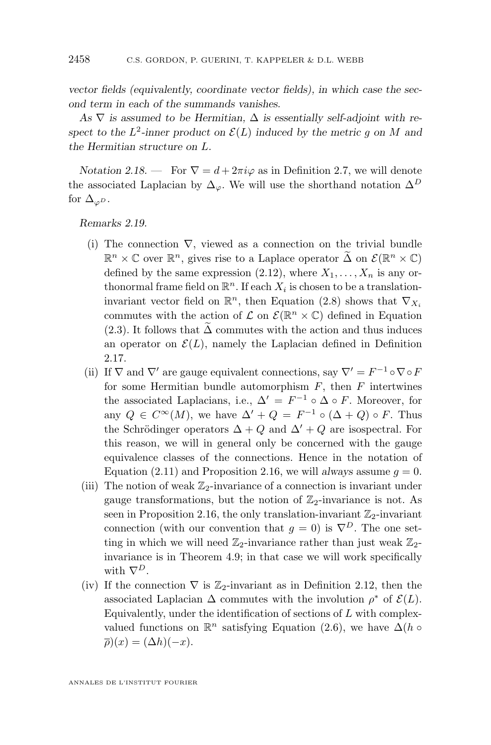*vector fields (equivalently, coordinate vector fields), in which case the second term in each of the summands vanishes.*

*As $\nabla$ is assumed to be Hermitian, $\Delta$ is essentially self-adjoint with respect to the $L^2$-inner product on $\mathcal{E}(L)$ induced by the metric $g$ on $M$ and the Hermitian structure on $L$.*

*Notation 2.18.* — For $\nabla = d + 2\pi i\varphi$ as in Definition 2.7, we will denote the associated Laplacian by $\Delta_\varphi$. We will use the shorthand notation $\Delta^D$ for $\Delta_{\varphi^D}$.

*Remarks 2.19.*

(i) The connection $\nabla$, viewed as a connection on the trivial bundle $\mathbb{R}^n \times \mathbb{C}$ over $\mathbb{R}^n$, gives rise to a Laplace operator $\widetilde{\Delta}$ on $\mathcal{E}(\mathbb{R}^n \times \mathbb{C})$ defined by the same expression (2.12), where $X_1, \ldots, X_n$ is any orthonormal frame field on $\mathbb{R}^n$. If each $X_i$ is chosen to be a translation-invariant vector field on $\mathbb{R}^n$, then Equation (2.8) shows that $\nabla_{X_i}$ commutes with the action of $\mathcal{L}$ on $\mathcal{E}(\mathbb{R}^n \times \mathbb{C})$ defined in Equation (2.3). It follows that $\widetilde{\Delta}$ commutes with the action and thus induces an operator on $\mathcal{E}(L)$, namely the Laplacian defined in Definition 2.17.

(ii) If $\nabla$ and $\nabla'$ are gauge equivalent connections, say $\nabla' = F^{-1} \circ \nabla \circ F$ for some Hermitian bundle automorphism $F$, then $F$ intertwines the associated Laplacians, i.e., $\Delta' = F^{-1} \circ \Delta \circ F$. Moreover, for any $Q \in C^\infty(M)$, we have $\Delta' + Q = F^{-1} \circ (\Delta + Q) \circ F$. Thus the Schrödinger operators $\Delta + Q$ and $\Delta' + Q$ are isospectral. For this reason, we will in general only be concerned with the gauge equivalence classes of the connections. Hence in the notation of Equation (2.11) and Proposition 2.16, we will *always* assume $g = 0$.

(iii) The notion of weak $\mathbb{Z}_2$-invariance of a connection is invariant under gauge transformations, but the notion of $\mathbb{Z}_2$-invariance is not. As seen in Proposition 2.16, the only translation-invariant $\mathbb{Z}_2$-invariant connection (with our convention that $g = 0$) is $\nabla^D$. The one setting in which we will need $\mathbb{Z}_2$-invariance rather than just weak $\mathbb{Z}_2$-invariance is in Theorem 4.9; in that case we will work specifically with $\nabla^D$.

(iv) If the connection $\nabla$ is $\mathbb{Z}_2$-invariant as in Definition 2.12, then the associated Laplacian $\Delta$ commutes with the involution $\rho^*$ of $\mathcal{E}(L)$. Equivalently, under the identification of sections of $L$ with complex-valued functions on $\mathbb{R}^n$ satisfying Equation (2.6), we have $\Delta(h \circ \overline{\rho})(x) = (\Delta h)(-x)$.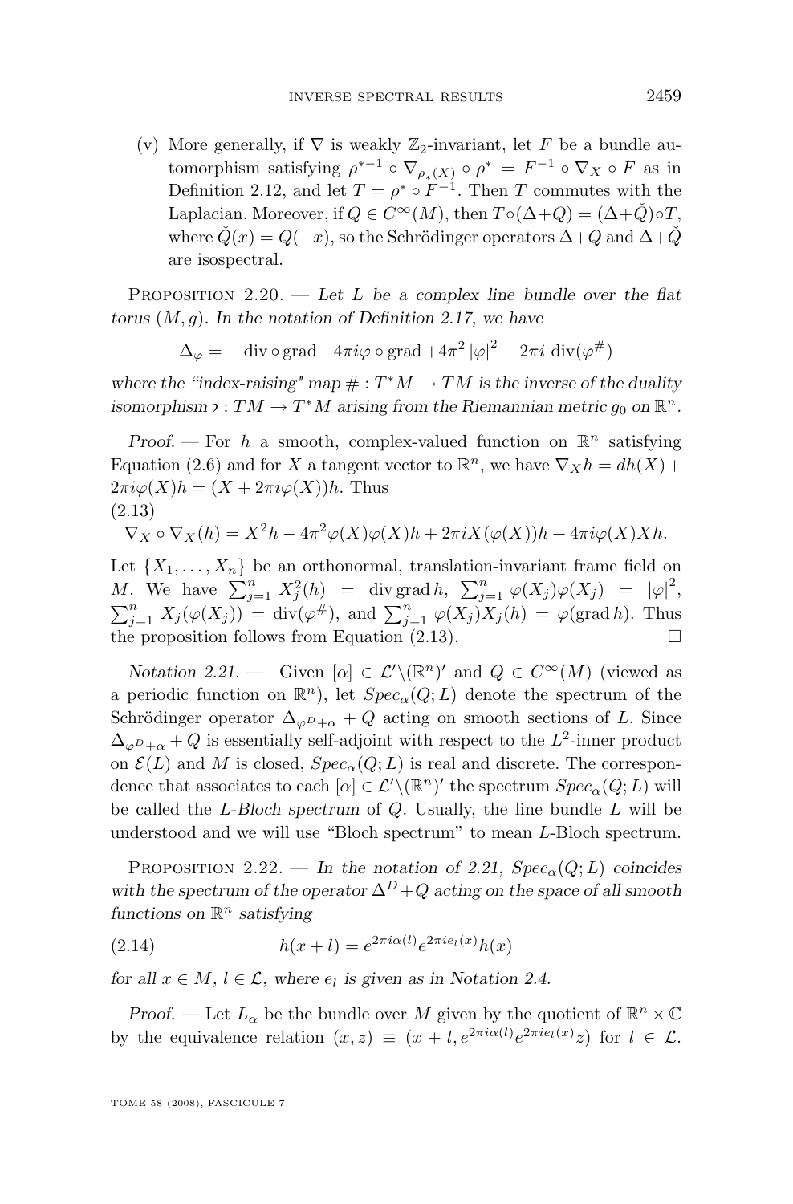(v) More generally, if $\nabla$ is weakly $\mathbb{Z}_2$-invariant, let $F$ be a bundle automorphism satisfying $\rho^{*-1} \circ \nabla_{\overline{\rho}_*(X)} \circ \rho^* = F^{-1} \circ \nabla_X \circ F$ as in Definition 2.12, and let $T = \rho^* \circ F^{-1}$. Then $T$ commutes with the Laplacian. Moreover, if $Q \in C^\infty(M)$, then $T \circ (\Delta + Q) = (\Delta + \check{Q}) \circ T$, where $\check{Q}(x) = Q(-x)$, so the Schrödinger operators $\Delta + Q$ and $\Delta + \check{Q}$ are isospectral.

Proposition 2.20. — *Let $L$ be a complex line bundle over the flat torus $(M, g)$. In the notation of Definition 2.17, we have*

$$\Delta_\varphi = -\operatorname{div} \circ \operatorname{grad} - 4\pi i \varphi \circ \operatorname{grad} + 4\pi^2 |\varphi|^2 - 2\pi i \operatorname{div}(\varphi^\#)$$

*where the "index-raising" map $\# : T^*M \to TM$ is the inverse of the duality isomorphism $\flat : TM \to T^*M$ arising from the Riemannian metric $g_0$ on $\mathbb{R}^n$.*

*Proof.* — For $h$ a smooth, complex-valued function on $\mathbb{R}^n$ satisfying Equation (2.6) and for $X$ a tangent vector to $\mathbb{R}^n$, we have $\nabla_X h = dh(X) + 2\pi i \varphi(X) h = (X + 2\pi i \varphi(X))h$. Thus

(2.13)
$$\nabla_X \circ \nabla_X(h) = X^2 h - 4\pi^2 \varphi(X)\varphi(X)h + 2\pi i X(\varphi(X))h + 4\pi i \varphi(X) X h.$$

Let $\{X_1, \dots, X_n\}$ be an orthonormal, translation-invariant frame field on $M$. We have $\sum_{j=1}^n X_j^2(h) = \operatorname{div} \operatorname{grad} h$, $\sum_{j=1}^n \varphi(X_j)\varphi(X_j) = |\varphi|^2$, $\sum_{j=1}^n X_j(\varphi(X_j)) = \operatorname{div}(\varphi^\#)$, and $\sum_{j=1}^n \varphi(X_j) X_j(h) = \varphi(\operatorname{grad} h)$. Thus the proposition follows from Equation (2.13). $\square$

*Notation 2.21.* — Given $[\alpha] \in \mathcal{L}' \backslash (\mathbb{R}^n)'$ and $Q \in C^\infty(M)$ (viewed as a periodic function on $\mathbb{R}^n$), let $Spec_\alpha(Q; L)$ denote the spectrum of the Schrödinger operator $\Delta_{\varphi^D + \alpha} + Q$ acting on smooth sections of $L$. Since $\Delta_{\varphi^D + \alpha} + Q$ is essentially self-adjoint with respect to the $L^2$-inner product on $\mathcal{E}(L)$ and $M$ is closed, $Spec_\alpha(Q; L)$ is real and discrete. The correspondence that associates to each $[\alpha] \in \mathcal{L}' \backslash (\mathbb{R}^n)'$ the spectrum $Spec_\alpha(Q; L)$ will be called the *$L$-Bloch spectrum* of $Q$. Usually, the line bundle $L$ will be understood and we will use "Bloch spectrum" to mean $L$-Bloch spectrum.

Proposition 2.22. — *In the notation of 2.21, $Spec_\alpha(Q; L)$ coincides with the spectrum of the operator $\Delta^D + Q$ acting on the space of all smooth functions on $\mathbb{R}^n$ satisfying*

$$h(x + l) = e^{2\pi i \alpha(l)} e^{2\pi i e_l(x)} h(x) \tag{2.14}$$

*for all $x \in M$, $l \in \mathcal{L}$, where $e_l$ is given as in Notation 2.4.*

*Proof.* — Let $L_\alpha$ be the bundle over $M$ given by the quotient of $\mathbb{R}^n \times \mathbb{C}$ by the equivalence relation $(x, z) \equiv (x + l, e^{2\pi i \alpha(l)} e^{2\pi i e_l(x)} z)$ for $l \in \mathcal{L}$.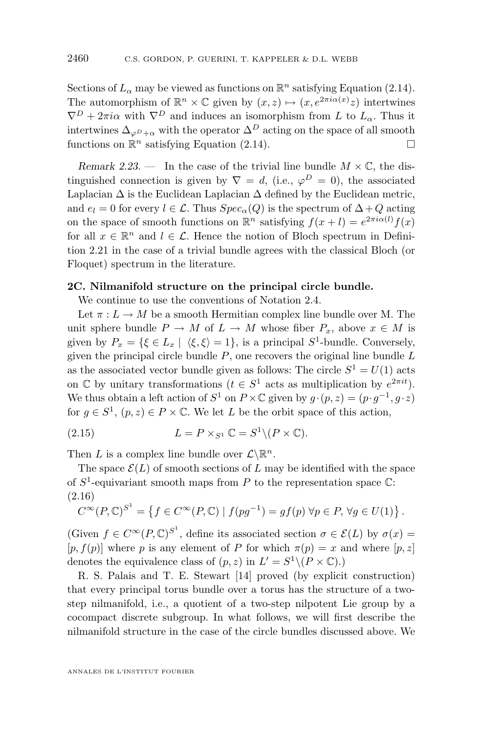Sections of $L_\alpha$ may be viewed as functions on $\mathbb{R}^n$ satisfying Equation (2.14). The automorphism of $\mathbb{R}^n \times \mathbb{C}$ given by $(x, z) \mapsto (x, e^{2\pi i\alpha(x)}z)$ intertwines $\nabla^D + 2\pi i\alpha$ with $\nabla^D$ and induces an isomorphism from $L$ to $L_\alpha$. Thus it intertwines $\Delta_{\varphi^D+\alpha}$ with the operator $\Delta^D$ acting on the space of all smooth functions on $\mathbb{R}^n$ satisfying Equation (2.14). □

*Remark 2.23.* — In the case of the trivial line bundle $M \times \mathbb{C}$, the distinguished connection is given by $\nabla = d$, (i.e., $\varphi^D = 0$), the associated Laplacian $\Delta$ is the Euclidean Laplacian $\Delta$ defined by the Euclidean metric, and $e_l = 0$ for every $l \in \mathcal{L}$. Thus $Spec_\alpha(Q)$ is the spectrum of $\Delta + Q$ acting on the space of smooth functions on $\mathbb{R}^n$ satisfying $f(x+l) = e^{2\pi i\alpha(l)}f(x)$ for all $x \in \mathbb{R}^n$ and $l \in \mathcal{L}$. Hence the notion of Bloch spectrum in Definition 2.21 in the case of a trivial bundle agrees with the classical Bloch (or Floquet) spectrum in the literature.

**2C. Nilmanifold structure on the principal circle bundle.**

We continue to use the conventions of Notation 2.4.

Let $\pi : L \to M$ be a smooth Hermitian complex line bundle over M. The unit sphere bundle $P \to M$ of $L \to M$ whose fiber $P_x$, above $x \in M$ is given by $P_x = \{\xi \in L_x \mid \langle \xi, \xi \rangle = 1\}$, is a principal $S^1$-bundle. Conversely, given the principal circle bundle $P$, one recovers the original line bundle $L$ as the associated vector bundle given as follows: The circle $S^1 = U(1)$ acts on $\mathbb{C}$ by unitary transformations ($t \in S^1$ acts as multiplication by $e^{2\pi it}$). We thus obtain a left action of $S^1$ on $P \times \mathbb{C}$ given by $g \cdot (p, z) = (p \cdot g^{-1}, g \cdot z)$ for $g \in S^1$, $(p, z) \in P \times \mathbb{C}$. We let $L$ be the orbit space of this action,

$$L = P \times_{S^1} \mathbb{C} = S^1 \backslash (P \times \mathbb{C}). \tag{2.15}$$

Then $L$ is a complex line bundle over $\mathcal{L}\backslash\mathbb{R}^n$.

The space $\mathcal{E}(L)$ of smooth sections of $L$ may be identified with the space of $S^1$-equivariant smooth maps from $P$ to the representation space $\mathbb{C}$:

$$C^\infty(P, \mathbb{C})^{S^1} = \left\{ f \in C^\infty(P, \mathbb{C}) \mid f(pg^{-1}) = gf(p)\ \forall p \in P,\ \forall g \in U(1) \right\}. \tag{2.16}$$

(Given $f \in C^\infty(P, \mathbb{C})^{S^1}$, define its associated section $\sigma \in \mathcal{E}(L)$ by $\sigma(x) = [p, f(p)]$ where $p$ is any element of $P$ for which $\pi(p) = x$ and where $[p, z]$ denotes the equivalence class of $(p, z)$ in $L' = S^1 \backslash (P \times \mathbb{C})$.)

R. S. Palais and T. E. Stewart [14] proved (by explicit construction) that every principal torus bundle over a torus has the structure of a two-step nilmanifold, i.e., a quotient of a two-step nilpotent Lie group by a cocompact discrete subgroup. In what follows, we will first describe the nilmanifold structure in the case of the circle bundles discussed above. We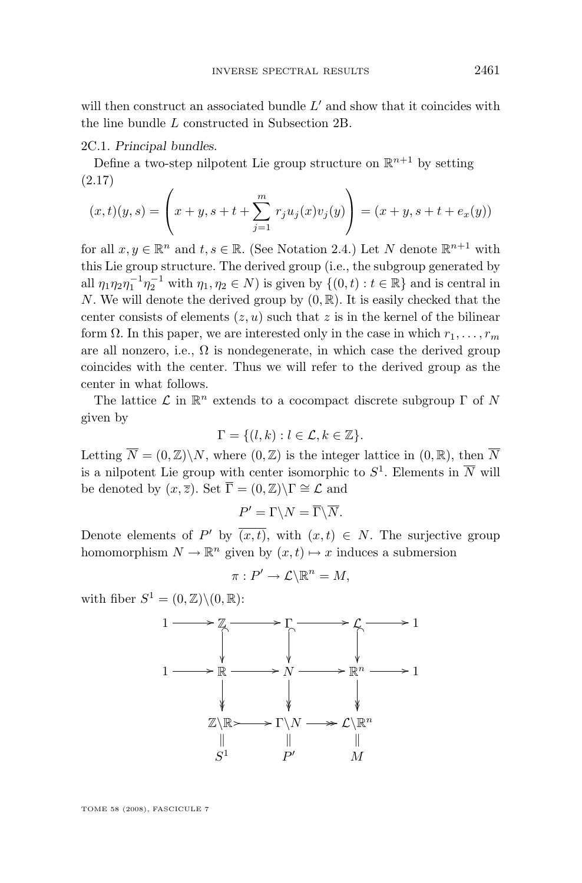will then construct an associated bundle $L'$ and show that it coincides with the line bundle $L$ constructed in Subsection 2B.

2C.1. *Principal bundles.*

Define a two-step nilpotent Lie group structure on $\mathbb{R}^{n+1}$ by setting

(2.17)
$$(x,t)(y,s) = \left( x+y, s+t+\sum_{j=1}^{m} r_j u_j(x) v_j(y) \right) = (x+y, s+t+e_x(y))$$

for all $x, y \in \mathbb{R}^n$ and $t, s \in \mathbb{R}$. (See Notation 2.4.) Let $N$ denote $\mathbb{R}^{n+1}$ with this Lie group structure. The derived group (i.e., the subgroup generated by all $\eta_1\eta_2\eta_1^{-1}\eta_2^{-1}$ with $\eta_1, \eta_2 \in N$) is given by $\{(0,t) : t \in \mathbb{R}\}$ and is central in $N$. We will denote the derived group by $(0, \mathbb{R})$. It is easily checked that the center consists of elements $(z, u)$ such that $z$ is in the kernel of the bilinear form $\Omega$. In this paper, we are interested only in the case in which $r_1, \ldots, r_m$ are all nonzero, i.e., $\Omega$ is nondegenerate, in which case the derived group coincides with the center. Thus we will refer to the derived group as the center in what follows.

The lattice $\mathcal{L}$ in $\mathbb{R}^n$ extends to a cocompact discrete subgroup $\Gamma$ of $N$ given by

$$\Gamma = \{(l,k) : l \in \mathcal{L}, k \in \mathbb{Z}\}.$$

Letting $\overline{N} = (0,\mathbb{Z})\backslash N$, where $(0,\mathbb{Z})$ is the integer lattice in $(0,\mathbb{R})$, then $\overline{N}$ is a nilpotent Lie group with center isomorphic to $S^1$. Elements in $\overline{N}$ will be denoted by $(x, \overline{z})$. Set $\overline{\Gamma} = (0,\mathbb{Z})\backslash\Gamma \cong \mathcal{L}$ and

$$P' = \Gamma\backslash N = \overline{\Gamma}\backslash\overline{N}.$$

Denote elements of $P'$ by $\overline{(x,t)}$, with $(x,t) \in N$. The surjective group homomorphism $N \to \mathbb{R}^n$ given by $(x,t) \mapsto x$ induces a submersion

$$\pi : P' \to \mathcal{L}\backslash\mathbb{R}^n = M,$$

with fiber $S^1 = (0,\mathbb{Z})\backslash(0,\mathbb{R})$:

$$\begin{array}{ccccccccc}
1 & \longrightarrow & \mathbb{Z} & \longrightarrow & \Gamma & \longrightarrow & \mathcal{L} & \longrightarrow & 1 \\
 & & \downarrow & & \downarrow & & \downarrow & & \\
1 & \longrightarrow & \mathbb{R} & \longrightarrow & N & \longrightarrow & \mathbb{R}^n & \longrightarrow & 1 \\
 & & \downarrow & & \downarrow & & \downarrow & & \\
 & & \mathbb{Z}\backslash\mathbb{R} & \rightarrowtail & \Gamma\backslash N & \twoheadrightarrow & \mathcal{L}\backslash\mathbb{R}^n & & \\
 & & \| & & \| & & \| & & \\
 & & S^1 & & P' & & M & &
\end{array}$$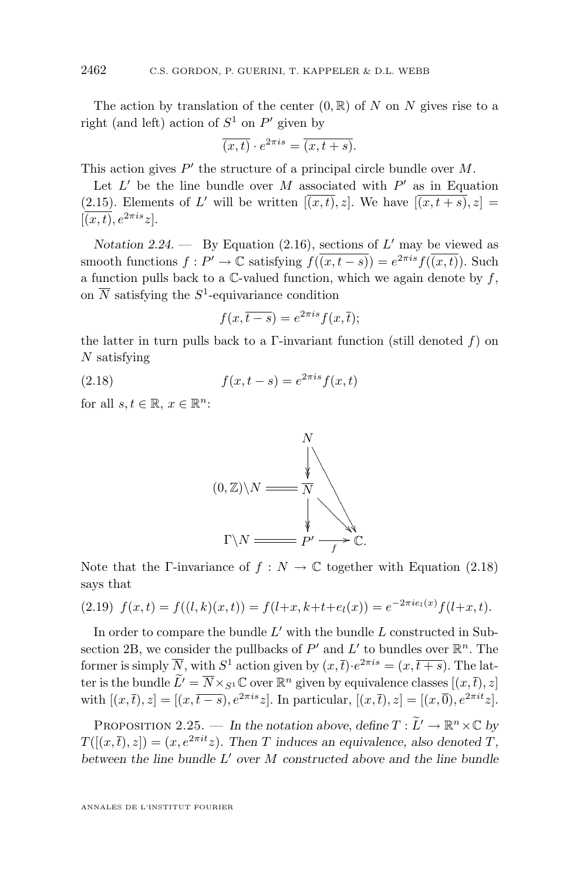The action by translation of the center $(0,\mathbb{R})$ of $N$ on $N$ gives rise to a right (and left) action of $S^1$ on $P'$ given by

$$\overline{(x,t)} \cdot e^{2\pi i s} = \overline{(x,t+s)}.$$

This action gives $P'$ the structure of a principal circle bundle over $M$.

Let $L'$ be the line bundle over $M$ associated with $P'$ as in Equation (2.15). Elements of $L'$ will be written $[\overline{(x,t)}, z]$. We have $[\overline{(x,t+s)}, z] = [\overline{(x,t)}, e^{2\pi i s} z]$.

*Notation 2.24.* — By Equation (2.16), sections of $L'$ may be viewed as smooth functions $f : P' \to \mathbb{C}$ satisfying $f(\overline{(x,t-s)}) = e^{2\pi i s} f(\overline{(x,t)})$. Such a function pulls back to a $\mathbb{C}$-valued function, which we again denote by $f$, on $\overline{N}$ satisfying the $S^1$-equivariance condition

$$f(x,\overline{t-s}) = e^{2\pi i s} f(x,\overline{t});$$

the latter in turn pulls back to a $\Gamma$-invariant function (still denoted $f$) on $N$ satisfying

$$f(x,t-s) = e^{2\pi i s} f(x,t) \tag{2.18}$$

for all $s,t \in \mathbb{R}$, $x \in \mathbb{R}^n$:

$$\begin{array}{ccccc} & & N & & \\ & & \downarrow & \searrow & \\ (0,\mathbb{Z})\backslash N & = & \overline{N} & & \\ & & \downarrow & \searrow & \\ \Gamma\backslash N & = & P' & \xrightarrow{f} & \mathbb{C}. \end{array}$$

Note that the $\Gamma$-invariance of $f : N \to \mathbb{C}$ together with Equation (2.18) says that

$$f(x,t) = f((l,k)(x,t)) = f(l+x, k+t+e_l(x)) = e^{-2\pi i e_l(x)} f(l+x,t). \tag{2.19}$$

In order to compare the bundle $L'$ with the bundle $L$ constructed in Subsection 2B, we consider the pullbacks of $P'$ and $L'$ to bundles over $\mathbb{R}^n$. The former is simply $\overline{N}$, with $S^1$ action given by $(x,\overline{t}) \cdot e^{2\pi i s} = (x,\overline{t+s})$. The latter is the bundle $\widetilde{L}' = \overline{N} \times_{S^1} \mathbb{C}$ over $\mathbb{R}^n$ given by equivalence classes $[(x,\overline{t}), z]$ with $[(x,\overline{t}), z] = [(x,\overline{t-s}), e^{2\pi i s} z]$. In particular, $[(x,\overline{t}), z] = [(x,\overline{0}), e^{2\pi i t} z]$.

Proposition 2.25. — *In the notation above, define $T : \widetilde{L}' \to \mathbb{R}^n \times \mathbb{C}$ by $T([(x,\overline{t}), z]) = (x, e^{2\pi i t} z)$. Then $T$ induces an equivalence, also denoted $T$, between the line bundle $L'$ over $M$ constructed above and the line bundle*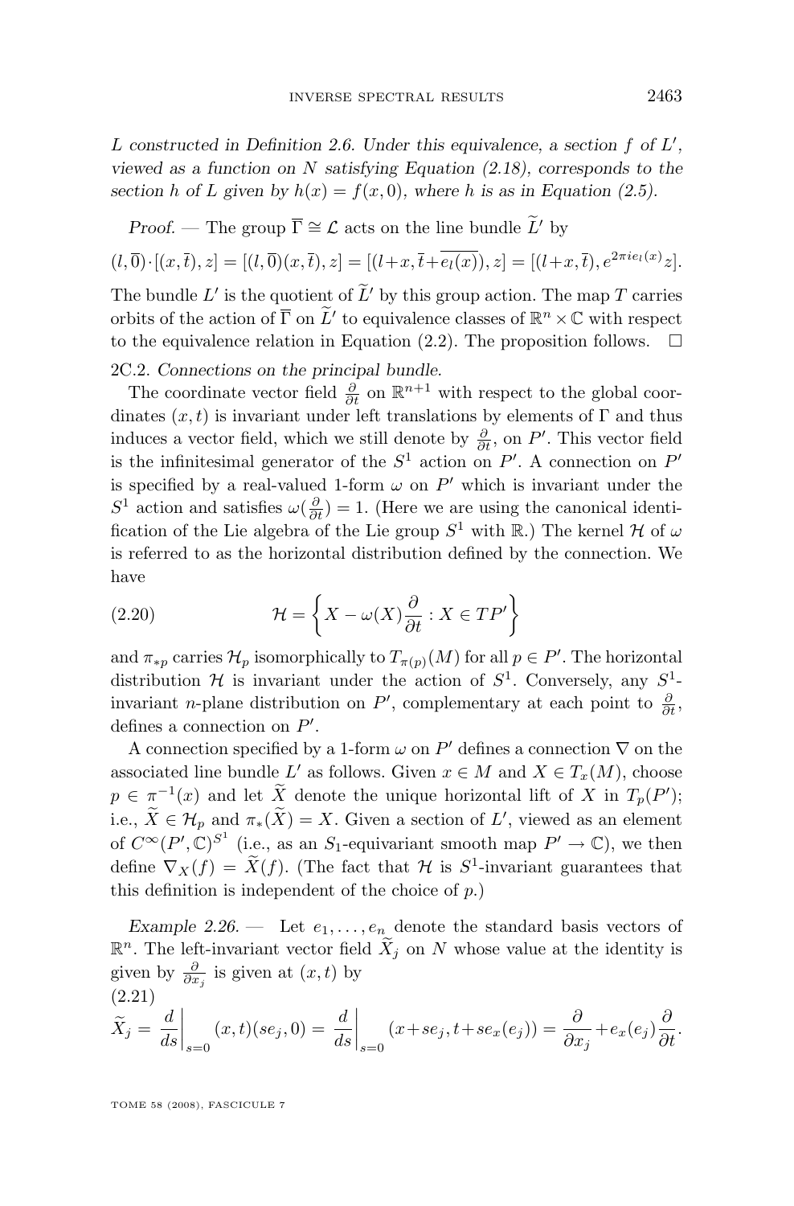*$L$ constructed in Definition 2.6. Under this equivalence, a section $f$ of $L'$, viewed as a function on $N$ satisfying Equation (2.18), corresponds to the section $h$ of $L$ given by $h(x) = f(x, 0)$, where $h$ is as in Equation (2.5).*

*Proof.* — The group $\overline{\Gamma} \cong \mathcal{L}$ acts on the line bundle $\widetilde{L}'$ by

$$(l, \overline{0}) \cdot [(x, \overline{t}), z] = [(l, \overline{0})(x, \overline{t}), z] = [(l+x, \overline{t} + \overline{e_l(x)}), z] = [(l+x, \overline{t}), e^{2\pi i e_l(x)} z].$$

The bundle $L'$ is the quotient of $\widetilde{L}'$ by this group action. The map $T$ carries orbits of the action of $\overline{\Gamma}$ on $\widetilde{L}'$ to equivalence classes of $\mathbb{R}^n \times \mathbb{C}$ with respect to the equivalence relation in Equation (2.2). The proposition follows. $\square$

### 2C.2. *Connections on the principal bundle.*

The coordinate vector field $\frac{\partial}{\partial t}$ on $\mathbb{R}^{n+1}$ with respect to the global coordinates $(x, t)$ is invariant under left translations by elements of $\Gamma$ and thus induces a vector field, which we still denote by $\frac{\partial}{\partial t}$, on $P'$. This vector field is the infinitesimal generator of the $S^1$ action on $P'$. A connection on $P'$ is specified by a real-valued 1-form $\omega$ on $P'$ which is invariant under the $S^1$ action and satisfies $\omega(\frac{\partial}{\partial t}) = 1$. (Here we are using the canonical identification of the Lie algebra of the Lie group $S^1$ with $\mathbb{R}$.) The kernel $\mathcal{H}$ of $\omega$ is referred to as the horizontal distribution defined by the connection. We have

$$\mathcal{H} = \left\{ X - \omega(X) \frac{\partial}{\partial t} : X \in TP' \right\} \tag{2.20}$$

and $\pi_{*p}$ carries $\mathcal{H}_p$ isomorphically to $T_{\pi(p)}(M)$ for all $p \in P'$. The horizontal distribution $\mathcal{H}$ is invariant under the action of $S^1$. Conversely, any $S^1$-invariant $n$-plane distribution on $P'$, complementary at each point to $\frac{\partial}{\partial t}$, defines a connection on $P'$.

A connection specified by a 1-form $\omega$ on $P'$ defines a connection $\nabla$ on the associated line bundle $L'$ as follows. Given $x \in M$ and $X \in T_x(M)$, choose $p \in \pi^{-1}(x)$ and let $\widetilde{X}$ denote the unique horizontal lift of $X$ in $T_p(P')$; i.e., $\widetilde{X} \in \mathcal{H}_p$ and $\pi_*(\widetilde{X}) = X$. Given a section of $L'$, viewed as an element of $C^\infty(P', \mathbb{C})^{S^1}$ (i.e., as an $S_1$-equivariant smooth map $P' \to \mathbb{C}$), we then define $\nabla_X(f) = \widetilde{X}(f)$. (The fact that $\mathcal{H}$ is $S^1$-invariant guarantees that this definition is independent of the choice of $p$.)

*Example 2.26.* — Let $e_1, \ldots, e_n$ denote the standard basis vectors of $\mathbb{R}^n$. The left-invariant vector field $\widetilde{X}_j$ on $N$ whose value at the identity is given by $\frac{\partial}{\partial x_j}$ is given at $(x, t)$ by

$$\widetilde{X}_j = \left.\frac{d}{ds}\right|_{s=0} (x,t)(se_j, 0) = \left.\frac{d}{ds}\right|_{s=0} (x+se_j, t+se_x(e_j)) = \frac{\partial}{\partial x_j} + e_x(e_j)\frac{\partial}{\partial t}. \tag{2.21}$$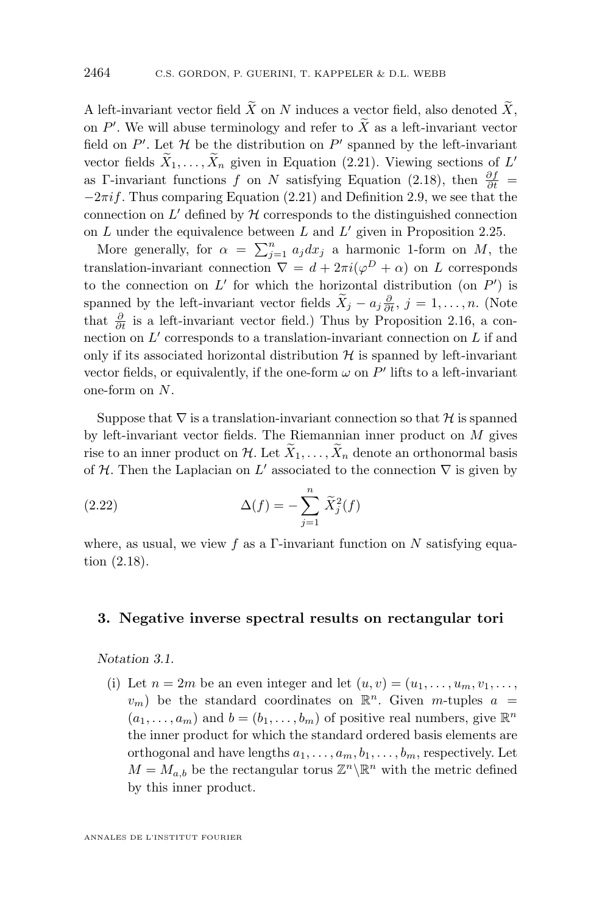A left-invariant vector field $\widetilde{X}$ on $N$ induces a vector field, also denoted $\widetilde{X}$, on $P'$. We will abuse terminology and refer to $\widetilde{X}$ as a left-invariant vector field on $P'$. Let $\mathcal{H}$ be the distribution on $P'$ spanned by the left-invariant vector fields $\widetilde{X}_1, \ldots, \widetilde{X}_n$ given in Equation (2.21). Viewing sections of $L'$ as $\Gamma$-invariant functions $f$ on $N$ satisfying Equation (2.18), then $\frac{\partial f}{\partial t} = -2\pi i f$. Thus comparing Equation (2.21) and Definition 2.9, we see that the connection on $L'$ defined by $\mathcal{H}$ corresponds to the distinguished connection on $L$ under the equivalence between $L$ and $L'$ given in Proposition 2.25.

More generally, for $\alpha = \sum_{j=1}^{n} a_j dx_j$ a harmonic 1-form on $M$, the translation-invariant connection $\nabla = d + 2\pi i(\varphi^D + \alpha)$ on $L$ corresponds to the connection on $L'$ for which the horizontal distribution (on $P'$) is spanned by the left-invariant vector fields $\widetilde{X}_j - a_j \frac{\partial}{\partial t}$, $j = 1, \ldots, n$. (Note that $\frac{\partial}{\partial t}$ is a left-invariant vector field.) Thus by Proposition 2.16, a connection on $L'$ corresponds to a translation-invariant connection on $L$ if and only if its associated horizontal distribution $\mathcal{H}$ is spanned by left-invariant vector fields, or equivalently, if the one-form $\omega$ on $P'$ lifts to a left-invariant one-form on $N$.

Suppose that $\nabla$ is a translation-invariant connection so that $\mathcal{H}$ is spanned by left-invariant vector fields. The Riemannian inner product on $M$ gives rise to an inner product on $\mathcal{H}$. Let $\widetilde{X}_1, \ldots, \widetilde{X}_n$ denote an orthonormal basis of $\mathcal{H}$. Then the Laplacian on $L'$ associated to the connection $\nabla$ is given by

$$\Delta(f) = -\sum_{j=1}^{n} \widetilde{X}_j^2(f) \tag{2.22}$$

where, as usual, we view $f$ as a $\Gamma$-invariant function on $N$ satisfying equation (2.18).

## 3. Negative inverse spectral results on rectangular tori

*Notation 3.1.*

(i) Let $n = 2m$ be an even integer and let $(u, v) = (u_1, \ldots, u_m, v_1, \ldots, v_m)$ be the standard coordinates on $\mathbb{R}^n$. Given $m$-tuples $a = (a_1, \ldots, a_m)$ and $b = (b_1, \ldots, b_m)$ of positive real numbers, give $\mathbb{R}^n$ the inner product for which the standard ordered basis elements are orthogonal and have lengths $a_1, \ldots, a_m, b_1, \ldots, b_m$, respectively. Let $M = M_{a,b}$ be the rectangular torus $\mathbb{Z}^n \backslash \mathbb{R}^n$ with the metric defined by this inner product.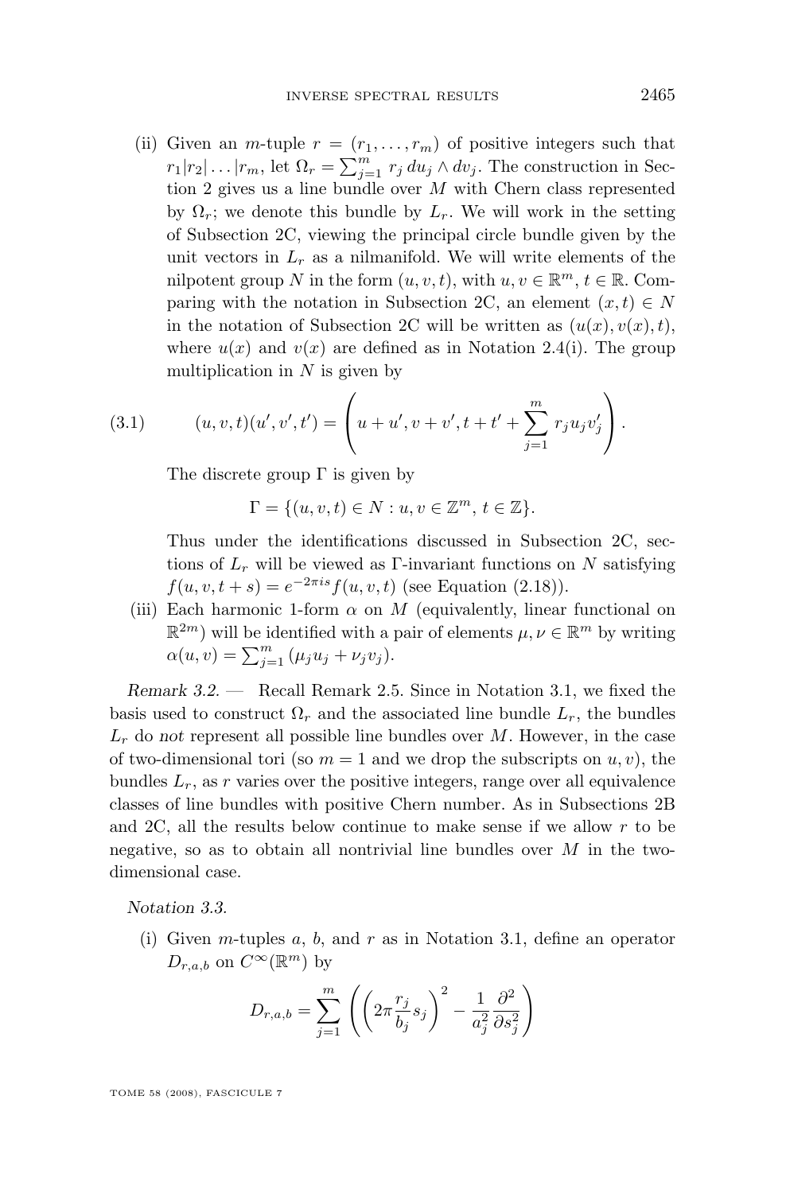(ii) Given an $m$-tuple $r = (r_1, \dots, r_m)$ of positive integers such that $r_1 | r_2 | \dots | r_m$, let $\Omega_r = \sum_{j=1}^m r_j \, du_j \wedge dv_j$. The construction in Section 2 gives us a line bundle over $M$ with Chern class represented by $\Omega_r$; we denote this bundle by $L_r$. We will work in the setting of Subsection 2C, viewing the principal circle bundle given by the unit vectors in $L_r$ as a nilmanifold. We will write elements of the nilpotent group $N$ in the form $(u, v, t)$, with $u, v \in \mathbb{R}^m$, $t \in \mathbb{R}$. Comparing with the notation in Subsection 2C, an element $(x, t) \in N$ in the notation of Subsection 2C will be written as $(u(x), v(x), t)$, where $u(x)$ and $v(x)$ are defined as in Notation 2.4(i). The group multiplication in $N$ is given by

$$(u, v, t)(u', v', t') = \left( u + u', v + v', t + t' + \sum_{j=1}^m r_j u_j v'_j \right). \tag{3.1}$$

The discrete group $\Gamma$ is given by

$$\Gamma = \{(u, v, t) \in N : u, v \in \mathbb{Z}^m, \, t \in \mathbb{Z}\}.$$

Thus under the identifications discussed in Subsection 2C, sections of $L_r$ will be viewed as $\Gamma$-invariant functions on $N$ satisfying $f(u, v, t + s) = e^{-2\pi i s} f(u, v, t)$ (see Equation (2.18)).

(iii) Each harmonic 1-form $\alpha$ on $M$ (equivalently, linear functional on $\mathbb{R}^{2m}$) will be identified with a pair of elements $\mu, \nu \in \mathbb{R}^m$ by writing $\alpha(u, v) = \sum_{j=1}^m (\mu_j u_j + \nu_j v_j)$.

*Remark 3.2.* — Recall Remark 2.5. Since in Notation 3.1, we fixed the basis used to construct $\Omega_r$ and the associated line bundle $L_r$, the bundles $L_r$ do *not* represent all possible line bundles over $M$. However, in the case of two-dimensional tori (so $m = 1$ and we drop the subscripts on $u, v$), the bundles $L_r$, as $r$ varies over the positive integers, range over all equivalence classes of line bundles with positive Chern number. As in Subsections 2B and 2C, all the results below continue to make sense if we allow $r$ to be negative, so as to obtain all nontrivial line bundles over $M$ in the two-dimensional case.

*Notation 3.3.*

(i) Given $m$-tuples $a$, $b$, and $r$ as in Notation 3.1, define an operator $D_{r,a,b}$ on $C^\infty(\mathbb{R}^m)$ by

$$D_{r,a,b} = \sum_{j=1}^m \left( \left( 2\pi \frac{r_j}{b_j} s_j \right)^2 - \frac{1}{a_j^2} \frac{\partial^2}{\partial s_j^2} \right)$$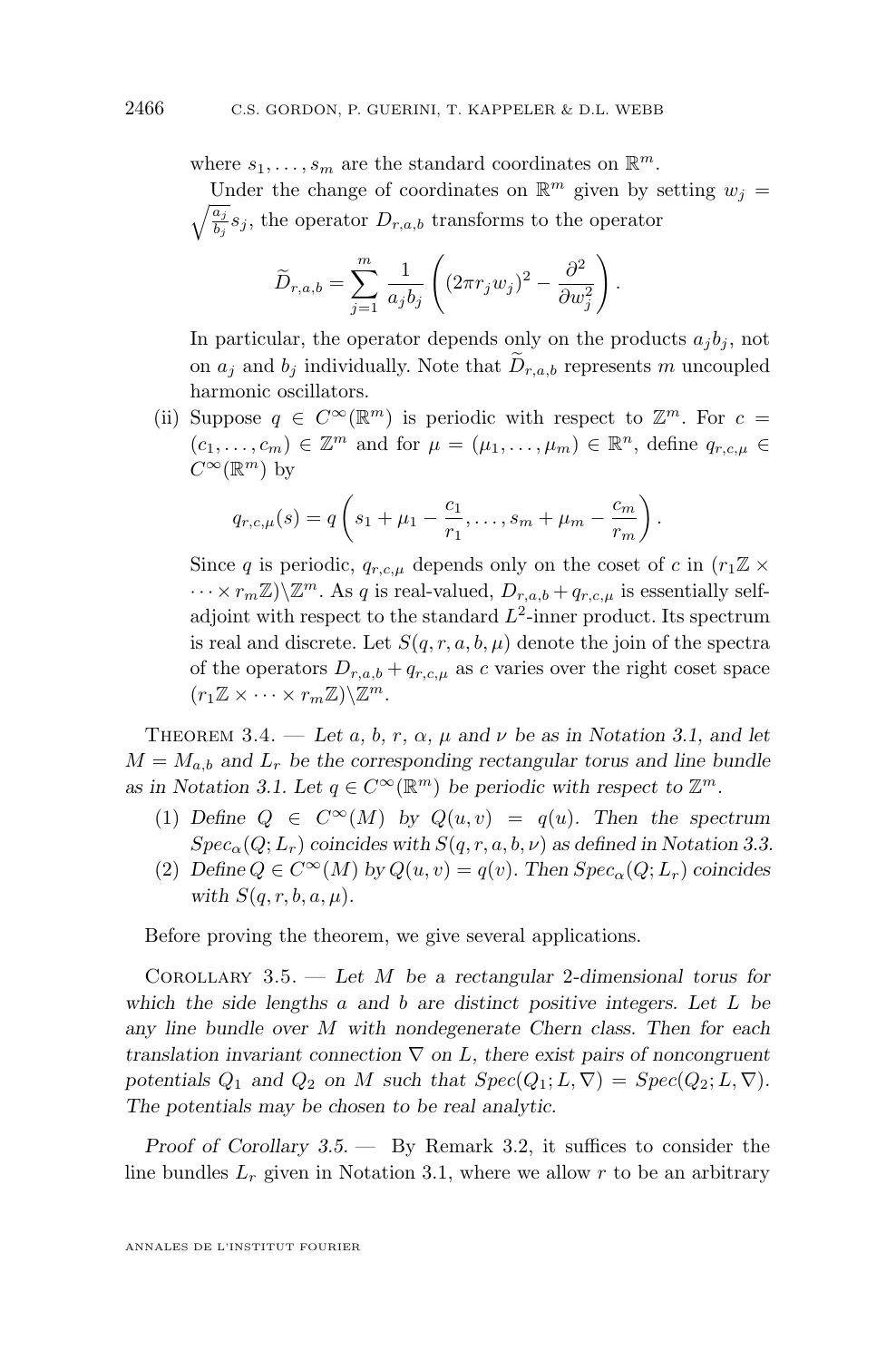where $s_1, \dots, s_m$ are the standard coordinates on $\mathbb{R}^m$.

Under the change of coordinates on $\mathbb{R}^m$ given by setting $w_j = \sqrt{\frac{a_j}{b_j}} s_j$, the operator $D_{r,a,b}$ transforms to the operator

$$\widetilde{D}_{r,a,b} = \sum_{j=1}^{m} \frac{1}{a_j b_j} \left( (2\pi r_j w_j)^2 - \frac{\partial^2}{\partial w_j^2} \right).$$

In particular, the operator depends only on the products $a_j b_j$, not on $a_j$ and $b_j$ individually. Note that $\widetilde{D}_{r,a,b}$ represents $m$ uncoupled harmonic oscillators.

(ii) Suppose $q \in C^\infty(\mathbb{R}^m)$ is periodic with respect to $\mathbb{Z}^m$. For $c = (c_1, \dots, c_m) \in \mathbb{Z}^m$ and for $\mu = (\mu_1, \dots, \mu_m) \in \mathbb{R}^n$, define $q_{r,c,\mu} \in C^\infty(\mathbb{R}^m)$ by

$$q_{r,c,\mu}(s) = q\left( s_1 + \mu_1 - \frac{c_1}{r_1}, \dots, s_m + \mu_m - \frac{c_m}{r_m} \right).$$

Since $q$ is periodic, $q_{r,c,\mu}$ depends only on the coset of $c$ in $(r_1\mathbb{Z} \times \cdots \times r_m\mathbb{Z})\backslash\mathbb{Z}^m$. As $q$ is real-valued, $D_{r,a,b} + q_{r,c,\mu}$ is essentially self-adjoint with respect to the standard $L^2$-inner product. Its spectrum is real and discrete. Let $S(q, r, a, b, \mu)$ denote the join of the spectra of the operators $D_{r,a,b} + q_{r,c,\mu}$ as $c$ varies over the right coset space $(r_1\mathbb{Z} \times \cdots \times r_m\mathbb{Z})\backslash\mathbb{Z}^m$.

Theorem 3.4. — *Let $a$, $b$, $r$, $\alpha$, $\mu$ and $\nu$ be as in Notation 3.1, and let $M = M_{a,b}$ and $L_r$ be the corresponding rectangular torus and line bundle as in Notation 3.1. Let $q \in C^\infty(\mathbb{R}^m)$ be periodic with respect to $\mathbb{Z}^m$.*

1. *Define $Q \in C^\infty(M)$ by $Q(u, v) = q(u)$. Then the spectrum $Spec_\alpha(Q; L_r)$ coincides with $S(q, r, a, b, \nu)$ as defined in Notation 3.3.*
2. *Define $Q \in C^\infty(M)$ by $Q(u, v) = q(v)$. Then $Spec_\alpha(Q; L_r)$ coincides with $S(q, r, b, a, \mu)$.*

Before proving the theorem, we give several applications.

Corollary 3.5. — *Let $M$ be a rectangular 2-dimensional torus for which the side lengths $a$ and $b$ are distinct positive integers. Let $L$ be any line bundle over $M$ with nondegenerate Chern class. Then for each translation invariant connection $\nabla$ on $L$, there exist pairs of noncongruent potentials $Q_1$ and $Q_2$ on $M$ such that $Spec(Q_1; L, \nabla) = Spec(Q_2; L, \nabla)$. The potentials may be chosen to be real analytic.*

*Proof of Corollary 3.5.* — By Remark 3.2, it suffices to consider the line bundles $L_r$ given in Notation 3.1, where we allow $r$ to be an arbitrary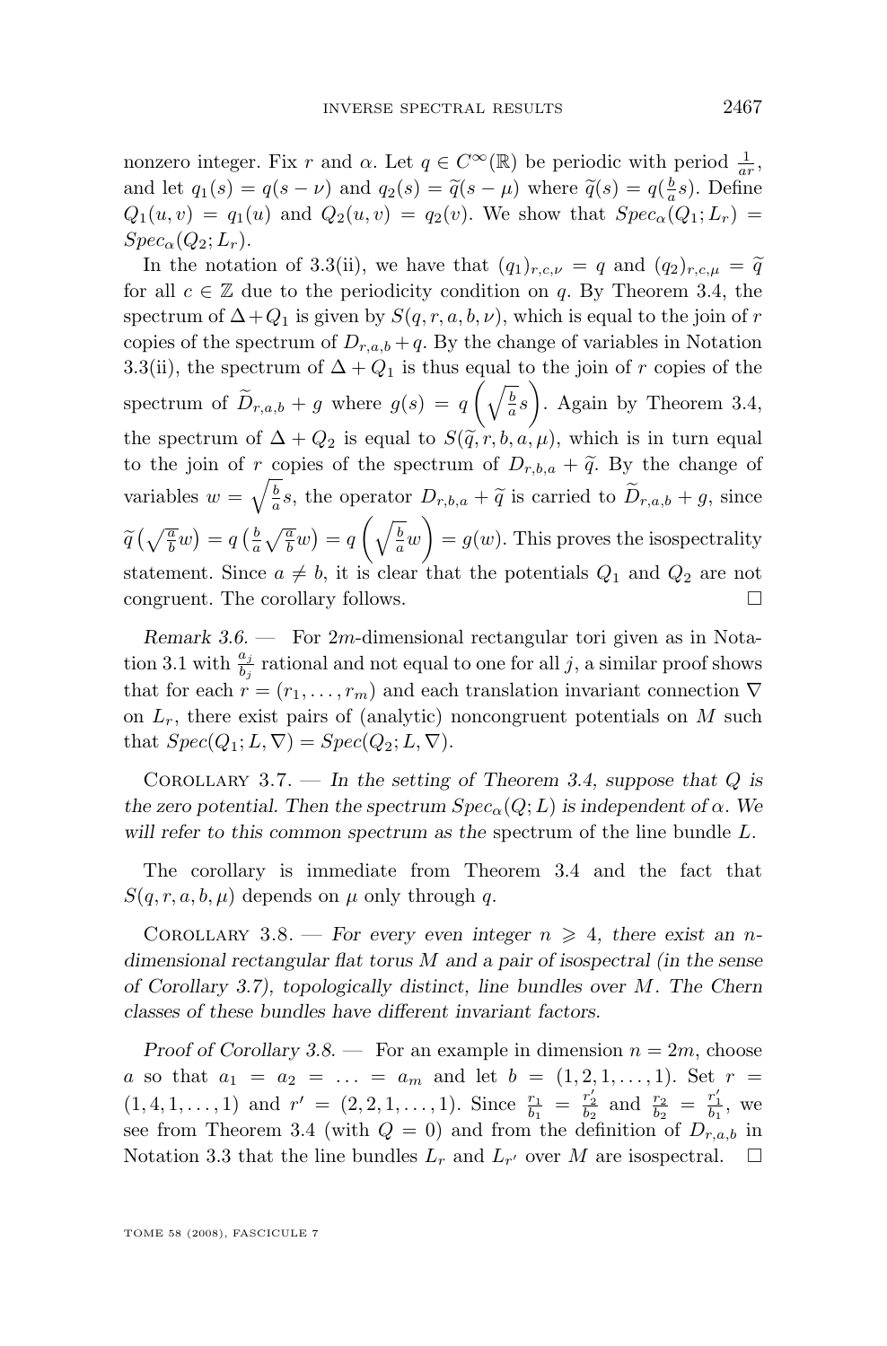nonzero integer. Fix $r$ and $\alpha$. Let $q \in C^\infty(\mathbb{R})$ be periodic with period $\frac{1}{ar}$, and let $q_1(s) = q(s-\nu)$ and $q_2(s) = \widetilde{q}(s-\mu)$ where $\widetilde{q}(s) = q(\frac{b}{a}s)$. Define $Q_1(u,v) = q_1(u)$ and $Q_2(u,v) = q_2(v)$. We show that $Spec_\alpha(Q_1; L_r) = Spec_\alpha(Q_2; L_r)$.

In the notation of 3.3(ii), we have that $(q_1)_{r,c,\nu} = q$ and $(q_2)_{r,c,\mu} = \widetilde{q}$ for all $c \in \mathbb{Z}$ due to the periodicity condition on $q$. By Theorem 3.4, the spectrum of $\Delta + Q_1$ is given by $S(q, r, a, b, \nu)$, which is equal to the join of $r$ copies of the spectrum of $D_{r,a,b} + q$. By the change of variables in Notation 3.3(ii), the spectrum of $\Delta + Q_1$ is thus equal to the join of $r$ copies of the spectrum of $\widetilde{D}_{r,a,b} + g$ where $g(s) = q\left(\sqrt{\frac{b}{a}}s\right)$. Again by Theorem 3.4, the spectrum of $\Delta + Q_2$ is equal to $S(\widetilde{q}, r, b, a, \mu)$, which is in turn equal to the join of $r$ copies of the spectrum of $D_{r,b,a} + \widetilde{q}$. By the change of variables $w = \sqrt{\frac{b}{a}}s$, the operator $D_{r,b,a} + \widetilde{q}$ is carried to $\widetilde{D}_{r,a,b} + g$, since $\widetilde{q}\left(\sqrt{\frac{a}{b}}w\right) = q\left(\frac{b}{a}\sqrt{\frac{a}{b}}w\right) = q\left(\sqrt{\frac{b}{a}}w\right) = g(w)$. This proves the isospectrality statement. Since $a \neq b$, it is clear that the potentials $Q_1$ and $Q_2$ are not congruent. The corollary follows. $\square$

*Remark 3.6.* — For $2m$-dimensional rectangular tori given as in Notation 3.1 with $\frac{a_j}{b_j}$ rational and not equal to one for all $j$, a similar proof shows that for each $r = (r_1, \dots, r_m)$ and each translation invariant connection $\nabla$ on $L_r$, there exist pairs of (analytic) noncongruent potentials on $M$ such that $Spec(Q_1; L, \nabla) = Spec(Q_2; L, \nabla)$.

Corollary 3.7. — *In the setting of Theorem 3.4, suppose that $Q$ is the zero potential. Then the spectrum $Spec_\alpha(Q; L)$ is independent of $\alpha$. We will refer to this common spectrum as the* spectrum of the line bundle $L$.

The corollary is immediate from Theorem 3.4 and the fact that $S(q, r, a, b, \mu)$ depends on $\mu$ only through $q$.

Corollary 3.8. — *For every even integer $n \geqslant 4$, there exist an $n$-dimensional rectangular flat torus $M$ and a pair of isospectral (in the sense of Corollary 3.7), topologically distinct, line bundles over $M$. The Chern classes of these bundles have different invariant factors.*

*Proof of Corollary 3.8.* — For an example in dimension $n = 2m$, choose $a$ so that $a_1 = a_2 = \ldots = a_m$ and let $b = (1, 2, 1, \dots, 1)$. Set $r = (1, 4, 1, \dots, 1)$ and $r' = (2, 2, 1, \dots, 1)$. Since $\frac{r_1}{b_1} = \frac{r_2'}{b_2}$ and $\frac{r_2}{b_2} = \frac{r_1'}{b_1}$, we see from Theorem 3.4 (with $Q = 0$) and from the definition of $D_{r,a,b}$ in Notation 3.3 that the line bundles $L_r$ and $L_{r'}$ over $M$ are isospectral. $\square$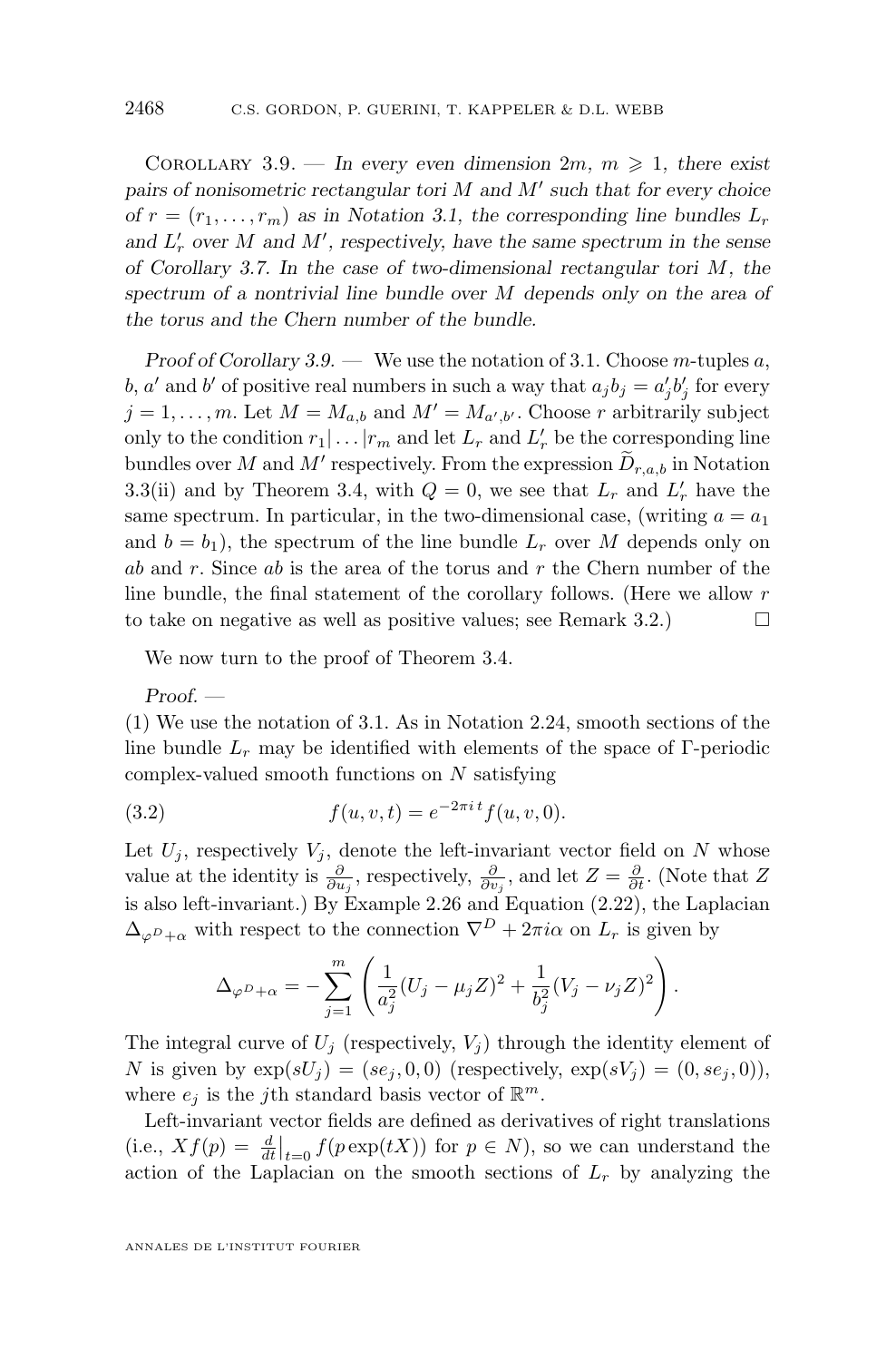Corollary 3.9. — *In every even dimension $2m$, $m \geqslant 1$, there exist pairs of nonisometric rectangular tori $M$ and $M'$ such that for every choice of $r = (r_1, \ldots, r_m)$ as in Notation 3.1, the corresponding line bundles $L_r$ and $L'_r$ over $M$ and $M'$, respectively, have the same spectrum in the sense of Corollary 3.7. In the case of two-dimensional rectangular tori $M$, the spectrum of a nontrivial line bundle over $M$ depends only on the area of the torus and the Chern number of the bundle.*

*Proof of Corollary 3.9.* — We use the notation of 3.1. Choose $m$-tuples $a$, $b$, $a'$ and $b'$ of positive real numbers in such a way that $a_j b_j = a'_j b'_j$ for every $j = 1, \ldots, m$. Let $M = M_{a,b}$ and $M' = M_{a',b'}$. Choose $r$ arbitrarily subject only to the condition $r_1 | \ldots | r_m$ and let $L_r$ and $L'_r$ be the corresponding line bundles over $M$ and $M'$ respectively. From the expression $\widetilde{D}_{r,a,b}$ in Notation 3.3(ii) and by Theorem 3.4, with $Q = 0$, we see that $L_r$ and $L'_r$ have the same spectrum. In particular, in the two-dimensional case, (writing $a = a_1$ and $b = b_1$), the spectrum of the line bundle $L_r$ over $M$ depends only on $ab$ and $r$. Since $ab$ is the area of the torus and $r$ the Chern number of the line bundle, the final statement of the corollary follows. (Here we allow $r$ to take on negative as well as positive values; see Remark 3.2.) $\square$

We now turn to the proof of Theorem 3.4.

*Proof.* —

(1) We use the notation of 3.1. As in Notation 2.24, smooth sections of the line bundle $L_r$ may be identified with elements of the space of $\Gamma$-periodic complex-valued smooth functions on $N$ satisfying

$$f(u, v, t) = e^{-2\pi i\, t} f(u, v, 0). \tag{3.2}$$

Let $U_j$, respectively $V_j$, denote the left-invariant vector field on $N$ whose value at the identity is $\frac{\partial}{\partial u_j}$, respectively, $\frac{\partial}{\partial v_j}$, and let $Z = \frac{\partial}{\partial t}$. (Note that $Z$ is also left-invariant.) By Example 2.26 and Equation (2.22), the Laplacian $\Delta_{\varphi^D + \alpha}$ with respect to the connection $\nabla^D + 2\pi i \alpha$ on $L_r$ is given by

$$\Delta_{\varphi^D+\alpha} = -\sum_{j=1}^{m} \left( \frac{1}{a_j^2}(U_j - \mu_j Z)^2 + \frac{1}{b_j^2}(V_j - \nu_j Z)^2 \right).$$

The integral curve of $U_j$ (respectively, $V_j$) through the identity element of $N$ is given by $\exp(sU_j) = (se_j, 0, 0)$ (respectively, $\exp(sV_j) = (0, se_j, 0)$), where $e_j$ is the $j$th standard basis vector of $\mathbb{R}^m$.

Left-invariant vector fields are defined as derivatives of right translations (i.e., $Xf(p) = \frac{d}{dt}\big|_{t=0} f(p \exp(tX))$ for $p \in N$), so we can understand the action of the Laplacian on the smooth sections of $L_r$ by analyzing the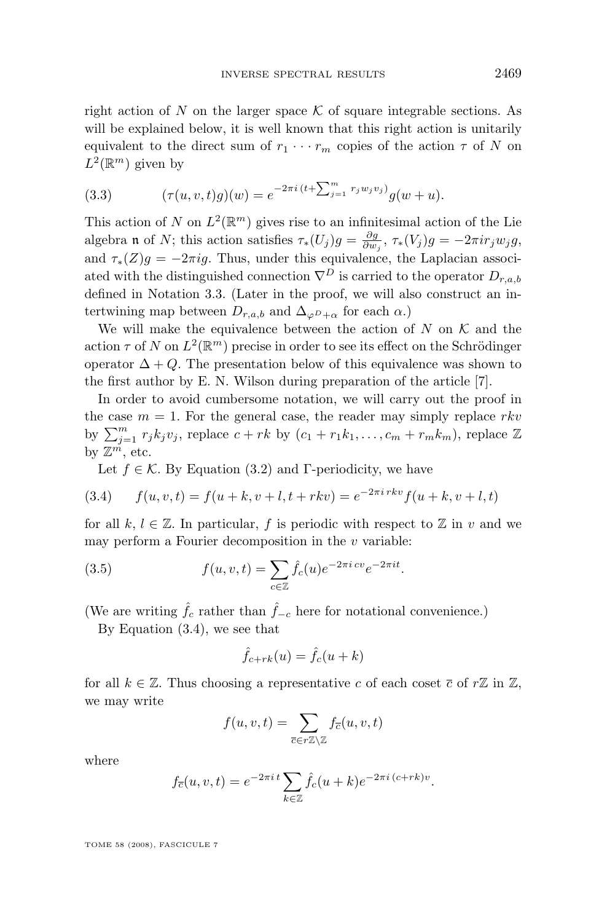right action of $N$ on the larger space $\mathcal{K}$ of square integrable sections. As will be explained below, it is well known that this right action is unitarily equivalent to the direct sum of $r_1 \cdots r_m$ copies of the action $\tau$ of $N$ on $L^2(\mathbb{R}^m)$ given by

$$(\tau(u,v,t)g)(w) = e^{-2\pi i\,(t+\sum_{j=1}^m r_j w_j v_j)} g(w+u). \tag{3.3}$$

This action of $N$ on $L^2(\mathbb{R}^m)$ gives rise to an infinitesimal action of the Lie algebra $\mathfrak{n}$ of $N$; this action satisfies $\tau_*(U_j)g = \frac{\partial g}{\partial w_j}$, $\tau_*(V_j)g = -2\pi i r_j w_j g$, and $\tau_*(Z)g = -2\pi i g$. Thus, under this equivalence, the Laplacian associated with the distinguished connection $\nabla^D$ is carried to the operator $D_{r,a,b}$ defined in Notation 3.3. (Later in the proof, we will also construct an intertwining map between $D_{r,a,b}$ and $\Delta_{\varphi^D+\alpha}$ for each $\alpha$.)

We will make the equivalence between the action of $N$ on $\mathcal{K}$ and the action $\tau$ of $N$ on $L^2(\mathbb{R}^m)$ precise in order to see its effect on the Schrödinger operator $\Delta + Q$. The presentation below of this equivalence was shown to the first author by E. N. Wilson during preparation of the article [7].

In order to avoid cumbersome notation, we will carry out the proof in the case $m=1$. For the general case, the reader may simply replace $rkv$ by $\sum_{j=1}^m r_j k_j v_j$, replace $c + rk$ by $(c_1 + r_1 k_1, \ldots, c_m + r_m k_m)$, replace $\mathbb{Z}$ by $\mathbb{Z}^m$, etc.

Let $f \in \mathcal{K}$. By Equation (3.2) and $\Gamma$-periodicity, we have

$$f(u,v,t) = f(u+k, v+l, t+rkv) = e^{-2\pi i\, rkv} f(u+k, v+l, t) \tag{3.4}$$

for all $k, l \in \mathbb{Z}$. In particular, $f$ is periodic with respect to $\mathbb{Z}$ in $v$ and we may perform a Fourier decomposition in the $v$ variable:

$$f(u,v,t) = \sum_{c\in\mathbb{Z}} \hat{f}_c(u) e^{-2\pi i\, cv} e^{-2\pi i t}. \tag{3.5}$$

(We are writing $\hat{f}_c$ rather than $\hat{f}_{-c}$ here for notational convenience.)

By Equation (3.4), we see that

$$\hat{f}_{c+rk}(u) = \hat{f}_c(u+k)$$

for all $k \in \mathbb{Z}$. Thus choosing a representative $c$ of each coset $\overline{c}$ of $r\mathbb{Z}$ in $\mathbb{Z}$, we may write

$$f(u,v,t) = \sum_{\overline{c}\in r\mathbb{Z}\backslash\mathbb{Z}} f_{\overline{c}}(u,v,t)$$

where

$$f_{\overline{c}}(u,v,t) = e^{-2\pi i\, t} \sum_{k\in\mathbb{Z}} \hat{f}_c(u+k) e^{-2\pi i\,(c+rk)v}.$$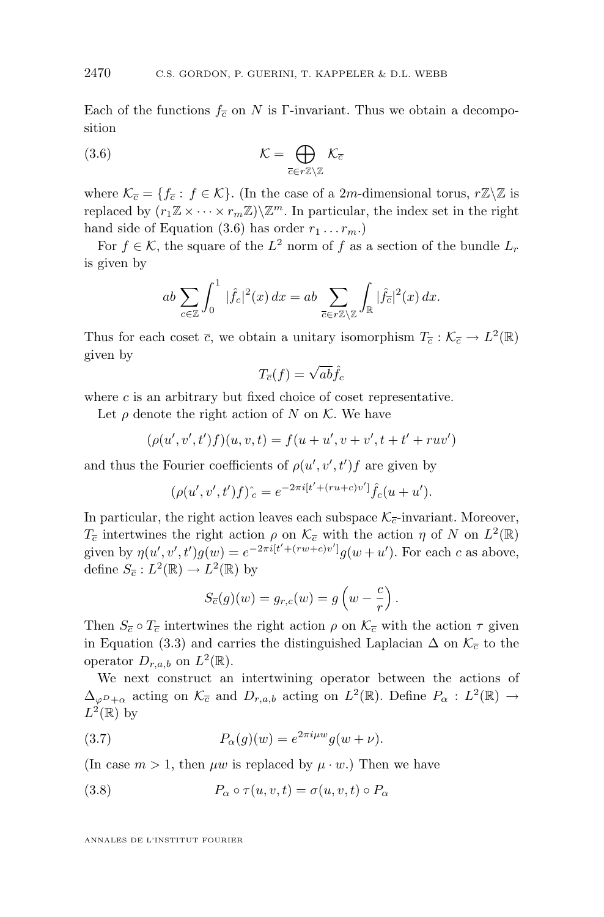Each of the functions $f_{\overline{c}}$ on $N$ is $\Gamma$-invariant. Thus we obtain a decomposition

$$\mathcal{K} = \bigoplus_{\overline{c} \in r\mathbb{Z}\backslash\mathbb{Z}} \mathcal{K}_{\overline{c}} \tag{3.6}$$

where $\mathcal{K}_{\overline{c}} = \{f_{\overline{c}} : f \in \mathcal{K}\}$. (In the case of a $2m$-dimensional torus, $r\mathbb{Z}\backslash\mathbb{Z}$ is replaced by $(r_1\mathbb{Z} \times \cdots \times r_m\mathbb{Z})\backslash\mathbb{Z}^m$. In particular, the index set in the right hand side of Equation (3.6) has order $r_1 \dots r_m$.)

For $f \in \mathcal{K}$, the square of the $L^2$ norm of $f$ as a section of the bundle $L_r$ is given by

$$ab \sum_{c \in \mathbb{Z}} \int_0^1 |\hat{f}_c|^2(x)\, dx = ab \sum_{\overline{c} \in r\mathbb{Z}\backslash\mathbb{Z}} \int_{\mathbb{R}} |\hat{f}_{\overline{c}}|^2(x)\, dx.$$

Thus for each coset $\overline{c}$, we obtain a unitary isomorphism $T_{\overline{c}} : \mathcal{K}_{\overline{c}} \to L^2(\mathbb{R})$ given by

$$T_{\overline{c}}(f) = \sqrt{ab}\hat{f}_c$$

where $c$ is an arbitrary but fixed choice of coset representative.

Let $\rho$ denote the right action of $N$ on $\mathcal{K}$. We have

$$(\rho(u', v', t')f)(u, v, t) = f(u + u', v + v', t + t' + ruv')$$

and thus the Fourier coefficients of $\rho(u', v', t')f$ are given by

$$(\rho(u', v', t')f)\hat{}_c = e^{-2\pi i[t' + (ru+c)v']}\hat{f}_c(u + u').$$

In particular, the right action leaves each subspace $\mathcal{K}_{\overline{c}}$-invariant. Moreover, $T_{\overline{c}}$ intertwines the right action $\rho$ on $\mathcal{K}_{\overline{c}}$ with the action $\eta$ of $N$ on $L^2(\mathbb{R})$ given by $\eta(u', v', t')g(w) = e^{-2\pi i[t' + (rw+c)v']}g(w + u')$. For each $c$ as above, define $S_{\overline{c}} : L^2(\mathbb{R}) \to L^2(\mathbb{R})$ by

$$S_{\overline{c}}(g)(w) = g_{r,c}(w) = g\left(w - \frac{c}{r}\right).$$

Then $S_{\overline{c}} \circ T_{\overline{c}}$ intertwines the right action $\rho$ on $\mathcal{K}_{\overline{c}}$ with the action $\tau$ given in Equation (3.3) and carries the distinguished Laplacian $\Delta$ on $\mathcal{K}_{\overline{c}}$ to the operator $D_{r,a,b}$ on $L^2(\mathbb{R})$.

We next construct an intertwining operator between the actions of $\Delta_{\varphi^D + \alpha}$ acting on $\mathcal{K}_{\overline{c}}$ and $D_{r,a,b}$ acting on $L^2(\mathbb{R})$. Define $P_\alpha : L^2(\mathbb{R}) \to L^2(\mathbb{R})$ by

$$P_\alpha(g)(w) = e^{2\pi i \mu w} g(w + \nu). \tag{3.7}$$

(In case $m > 1$, then $\mu w$ is replaced by $\mu \cdot w$.) Then we have

$$P_\alpha \circ \tau(u, v, t) = \sigma(u, v, t) \circ P_\alpha \tag{3.8}$$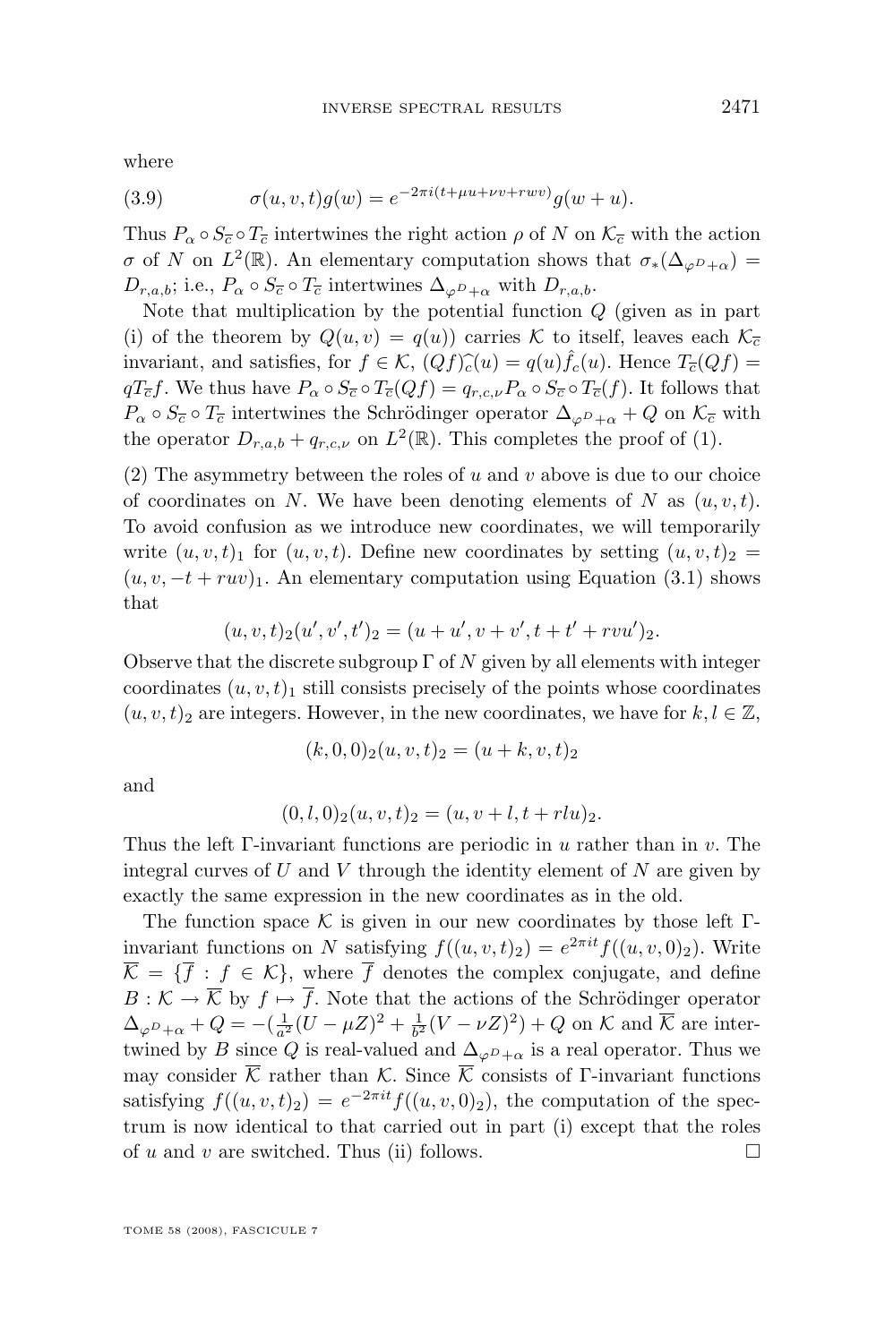where

$$\sigma(u,v,t)g(w) = e^{-2\pi i(t+\mu u+\nu v+rwv)}g(w+u). \tag{3.9}$$

Thus $P_\alpha \circ S_{\overline{c}} \circ T_{\overline{c}}$ intertwines the right action $\rho$ of $N$ on $\mathcal{K}_{\overline{c}}$ with the action $\sigma$ of $N$ on $L^2(\mathbb{R})$. An elementary computation shows that $\sigma_*(\Delta_{\varphi^D+\alpha}) = D_{r,a,b}$; i.e., $P_\alpha \circ S_{\overline{c}} \circ T_{\overline{c}}$ intertwines $\Delta_{\varphi^D+\alpha}$ with $D_{r,a,b}$.

Note that multiplication by the potential function $Q$ (given as in part (i) of the theorem by $Q(u,v) = q(u)$) carries $\mathcal{K}$ to itself, leaves each $\mathcal{K}_{\overline{c}}$ invariant, and satisfies, for $f \in \mathcal{K}$, $\widehat{(Qf)}_c(u) = q(u)\hat{f}_c(u)$. Hence $T_{\overline{c}}(Qf) = qT_{\overline{c}}f$. We thus have $P_\alpha \circ S_{\overline{c}} \circ T_{\overline{c}}(Qf) = q_{r,c,\nu} P_\alpha \circ S_{\overline{c}} \circ T_{\overline{c}}(f)$. It follows that $P_\alpha \circ S_{\overline{c}} \circ T_{\overline{c}}$ intertwines the Schrödinger operator $\Delta_{\varphi^D+\alpha} + Q$ on $\mathcal{K}_{\overline{c}}$ with the operator $D_{r,a,b} + q_{r,c,\nu}$ on $L^2(\mathbb{R})$. This completes the proof of (1).

(2) The asymmetry between the roles of $u$ and $v$ above is due to our choice of coordinates on $N$. We have been denoting elements of $N$ as $(u,v,t)$. To avoid confusion as we introduce new coordinates, we will temporarily write $(u,v,t)_1$ for $(u,v,t)$. Define new coordinates by setting $(u,v,t)_2 = (u,v,-t+ruv)_1$. An elementary computation using Equation (3.1) shows that

$$(u,v,t)_2(u',v',t')_2 = (u+u', v+v', t+t'+rvu')_2.$$

Observe that the discrete subgroup $\Gamma$ of $N$ given by all elements with integer coordinates $(u,v,t)_1$ still consists precisely of the points whose coordinates $(u,v,t)_2$ are integers. However, in the new coordinates, we have for $k,l \in \mathbb{Z}$,

$$(k,0,0)_2(u,v,t)_2 = (u+k,v,t)_2$$

and

$$(0,l,0)_2(u,v,t)_2 = (u,v+l,t+rlu)_2.$$

Thus the left $\Gamma$-invariant functions are periodic in $u$ rather than in $v$. The integral curves of $U$ and $V$ through the identity element of $N$ are given by exactly the same expression in the new coordinates as in the old.

The function space $\mathcal{K}$ is given in our new coordinates by those left $\Gamma$-invariant functions on $N$ satisfying $f((u,v,t)_2) = e^{2\pi i t}f((u,v,0)_2)$. Write $\overline{\mathcal{K}} = \{\overline{f} : f \in \mathcal{K}\}$, where $\overline{f}$ denotes the complex conjugate, and define $B : \mathcal{K} \to \overline{\mathcal{K}}$ by $f \mapsto \overline{f}$. Note that the actions of the Schrödinger operator $\Delta_{\varphi^D+\alpha} + Q = -(\frac{1}{a^2}(U-\mu Z)^2 + \frac{1}{b^2}(V-\nu Z)^2) + Q$ on $\mathcal{K}$ and $\overline{\mathcal{K}}$ are intertwined by $B$ since $Q$ is real-valued and $\Delta_{\varphi^D+\alpha}$ is a real operator. Thus we may consider $\overline{\mathcal{K}}$ rather than $\mathcal{K}$. Since $\overline{\mathcal{K}}$ consists of $\Gamma$-invariant functions satisfying $f((u,v,t)_2) = e^{-2\pi i t}f((u,v,0)_2)$, the computation of the spectrum is now identical to that carried out in part (i) except that the roles of $u$ and $v$ are switched. Thus (ii) follows. □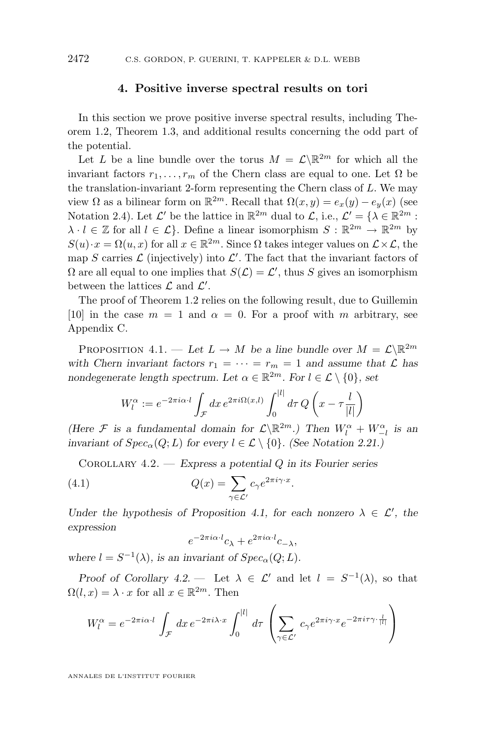## 4. Positive inverse spectral results on tori

In this section we prove positive inverse spectral results, including Theorem 1.2, Theorem 1.3, and additional results concerning the odd part of the potential.

Let $L$ be a line bundle over the torus $M = \mathcal{L}\backslash\mathbb{R}^{2m}$ for which all the invariant factors $r_1, \dots, r_m$ of the Chern class are equal to one. Let $\Omega$ be the translation-invariant 2-form representing the Chern class of $L$. We may view $\Omega$ as a bilinear form on $\mathbb{R}^{2m}$. Recall that $\Omega(x,y) = e_x(y) - e_y(x)$ (see Notation 2.4). Let $\mathcal{L}'$ be the lattice in $\mathbb{R}^{2m}$ dual to $\mathcal{L}$, i.e., $\mathcal{L}' = \{\lambda \in \mathbb{R}^{2m} : \lambda \cdot l \in \mathbb{Z} \text{ for all } l \in \mathcal{L}\}$. Define a linear isomorphism $S : \mathbb{R}^{2m} \to \mathbb{R}^{2m}$ by $S(u)\cdot x = \Omega(u,x)$ for all $x \in \mathbb{R}^{2m}$. Since $\Omega$ takes integer values on $\mathcal{L}\times\mathcal{L}$, the map $S$ carries $\mathcal{L}$ (injectively) into $\mathcal{L}'$. The fact that the invariant factors of $\Omega$ are all equal to one implies that $S(\mathcal{L}) = \mathcal{L}'$, thus $S$ gives an isomorphism between the lattices $\mathcal{L}$ and $\mathcal{L}'$.

The proof of Theorem 1.2 relies on the following result, due to Guillemin [10] in the case $m = 1$ and $\alpha = 0$. For a proof with $m$ arbitrary, see Appendix C.

Proposition 4.1. — *Let $L \to M$ be a line bundle over $M = \mathcal{L}\backslash\mathbb{R}^{2m}$ with Chern invariant factors $r_1 = \cdots = r_m = 1$ and assume that $\mathcal{L}$ has nondegenerate length spectrum. Let $\alpha \in \mathbb{R}^{2m}$. For $l \in \mathcal{L}\setminus\{0\}$, set*

$$W_l^\alpha := e^{-2\pi i\alpha\cdot l}\int_{\mathcal{F}} dx\, e^{2\pi i\Omega(x,l)}\int_0^{|l|} d\tau\, Q\left(x - \tau\frac{l}{|l|}\right)$$

*(Here $\mathcal{F}$ is a fundamental domain for $\mathcal{L}\backslash\mathbb{R}^{2m}$.) Then $W_l^\alpha + W_{-l}^\alpha$ is an invariant of $Spec_\alpha(Q;L)$ for every $l \in \mathcal{L}\setminus\{0\}$. (See Notation 2.21.)*

Corollary 4.2. — *Express a potential $Q$ in its Fourier series*

$$Q(x) = \sum_{\gamma\in\mathcal{L}'} c_\gamma e^{2\pi i\gamma\cdot x}. \tag{4.1}$$

*Under the hypothesis of Proposition 4.1, for each nonzero $\lambda \in \mathcal{L}'$, the expression*

$$e^{-2\pi i\alpha\cdot l}c_\lambda + e^{2\pi i\alpha\cdot l}c_{-\lambda},$$

*where $l = S^{-1}(\lambda)$, is an invariant of $Spec_\alpha(Q;L)$.*

*Proof of Corollary 4.2.* — Let $\lambda \in \mathcal{L}'$ and let $l = S^{-1}(\lambda)$, so that $\Omega(l,x) = \lambda\cdot x$ for all $x \in \mathbb{R}^{2m}$. Then

$$W_l^\alpha = e^{-2\pi i\alpha\cdot l}\int_{\mathcal{F}} dx\, e^{-2\pi i\lambda\cdot x}\int_0^{|l|} d\tau \left(\sum_{\gamma\in\mathcal{L}'} c_\gamma e^{2\pi i\gamma\cdot x}e^{-2\pi i\tau\gamma\cdot\frac{l}{|l|}}\right)$$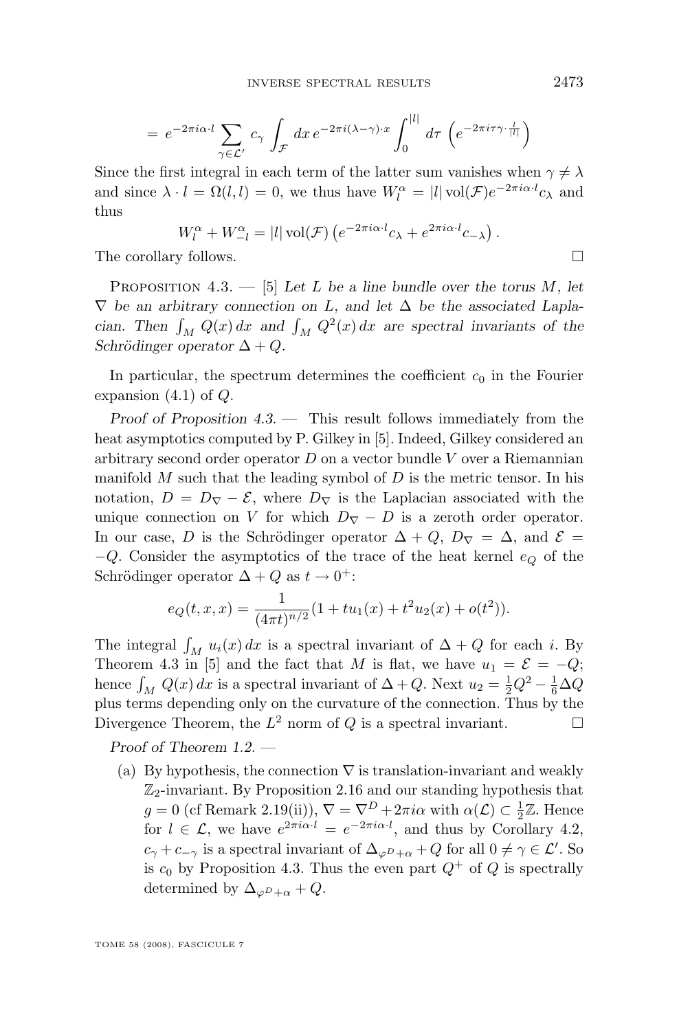$$= e^{-2\pi i\alpha\cdot l} \sum_{\gamma\in\mathcal{L}'} c_\gamma \int_{\mathcal{F}} dx\, e^{-2\pi i(\lambda-\gamma)\cdot x} \int_0^{|l|} d\tau\, \left(e^{-2\pi i\tau\gamma\cdot\frac{l}{|l|}}\right)$$

Since the first integral in each term of the latter sum vanishes when $\gamma \neq \lambda$ and since $\lambda \cdot l = \Omega(l, l) = 0$, we thus have $W_l^\alpha = |l| \operatorname{vol}(\mathcal{F}) e^{-2\pi i\alpha\cdot l} c_\lambda$ and thus

$$W_l^\alpha + W_{-l}^\alpha = |l| \operatorname{vol}(\mathcal{F}) \left(e^{-2\pi i\alpha\cdot l} c_\lambda + e^{2\pi i\alpha\cdot l} c_{-\lambda}\right).$$

The corollary follows. $\square$

Proposition 4.3. — [5] *Let $L$ be a line bundle over the torus $M$, let $\nabla$ be an arbitrary connection on $L$, and let $\Delta$ be the associated Laplacian. Then $\int_M Q(x)\,dx$ and $\int_M Q^2(x)\,dx$ are spectral invariants of the Schrödinger operator $\Delta + Q$.*

In particular, the spectrum determines the coefficient $c_0$ in the Fourier expansion (4.1) of $Q$.

*Proof of Proposition 4.3.* — This result follows immediately from the heat asymptotics computed by P. Gilkey in [5]. Indeed, Gilkey considered an arbitrary second order operator $D$ on a vector bundle $V$ over a Riemannian manifold $M$ such that the leading symbol of $D$ is the metric tensor. In his notation, $D = D_\nabla - \mathcal{E}$, where $D_\nabla$ is the Laplacian associated with the unique connection on $V$ for which $D_\nabla - D$ is a zeroth order operator. In our case, $D$ is the Schrödinger operator $\Delta + Q$, $D_\nabla = \Delta$, and $\mathcal{E} = -Q$. Consider the asymptotics of the trace of the heat kernel $e_Q$ of the Schrödinger operator $\Delta + Q$ as $t \to 0^+$:

$$e_Q(t, x, x) = \frac{1}{(4\pi t)^{n/2}}(1 + tu_1(x) + t^2 u_2(x) + o(t^2)).$$

The integral $\int_M u_i(x)\,dx$ is a spectral invariant of $\Delta + Q$ for each $i$. By Theorem 4.3 in [5] and the fact that $M$ is flat, we have $u_1 = \mathcal{E} = -Q$; hence $\int_M Q(x)\,dx$ is a spectral invariant of $\Delta + Q$. Next $u_2 = \frac{1}{2}Q^2 - \frac{1}{6}\Delta Q$ plus terms depending only on the curvature of the connection. Thus by the Divergence Theorem, the $L^2$ norm of $Q$ is a spectral invariant. $\square$

*Proof of Theorem 1.2.* —

(a) By hypothesis, the connection $\nabla$ is translation-invariant and weakly $\mathbb{Z}_2$-invariant. By Proposition 2.16 and our standing hypothesis that $g = 0$ (cf Remark 2.19(ii)), $\nabla = \nabla^D + 2\pi i\alpha$ with $\alpha(\mathcal{L}) \subset \frac{1}{2}\mathbb{Z}$. Hence for $l \in \mathcal{L}$, we have $e^{2\pi i\alpha\cdot l} = e^{-2\pi i\alpha\cdot l}$, and thus by Corollary 4.2, $c_\gamma + c_{-\gamma}$ is a spectral invariant of $\Delta_{\varphi^D+\alpha} + Q$ for all $0 \neq \gamma \in \mathcal{L}'$. So is $c_0$ by Proposition 4.3. Thus the even part $Q^+$ of $Q$ is spectrally determined by $\Delta_{\varphi^D+\alpha} + Q$.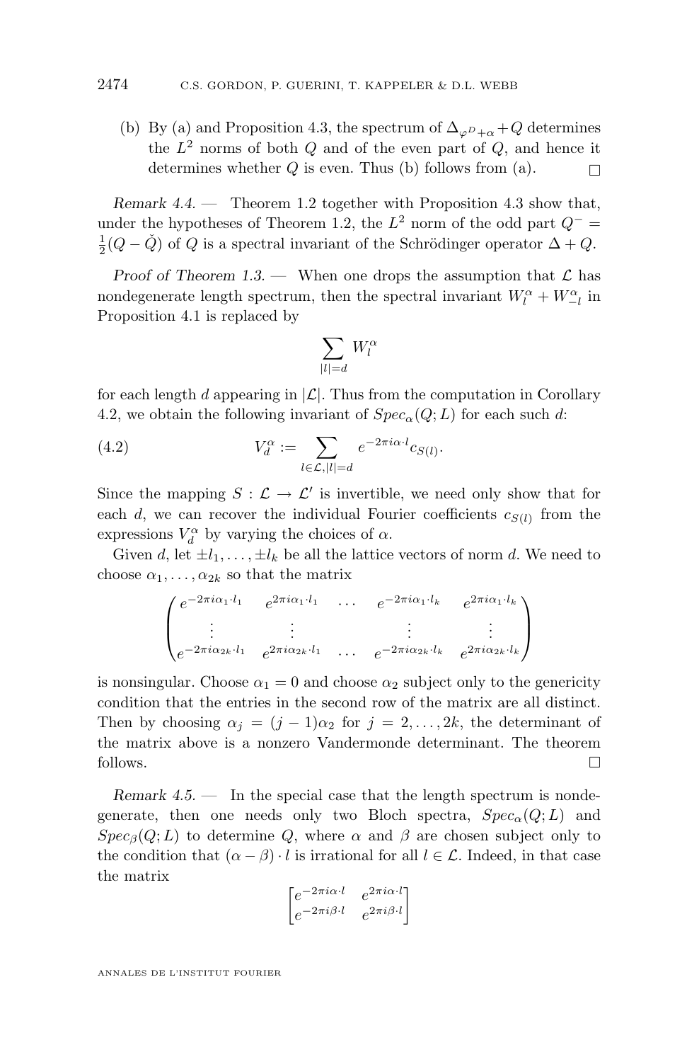(b) By (a) and Proposition 4.3, the spectrum of $\Delta_{\varphi^D+\alpha}+Q$ determines the $L^2$ norms of both $Q$ and of the even part of $Q$, and hence it determines whether $Q$ is even. Thus (b) follows from (a). □

*Remark 4.4.* — Theorem 1.2 together with Proposition 4.3 show that, under the hypotheses of Theorem 1.2, the $L^2$ norm of the odd part $Q^- = \frac{1}{2}(Q - \check{Q})$ of $Q$ is a spectral invariant of the Schrödinger operator $\Delta + Q$.

*Proof of Theorem 1.3.* — When one drops the assumption that $\mathcal{L}$ has nondegenerate length spectrum, then the spectral invariant $W_l^\alpha + W_{-l}^\alpha$ in Proposition 4.1 is replaced by

$$\sum_{|l|=d} W_l^\alpha$$

for each length $d$ appearing in $|\mathcal{L}|$. Thus from the computation in Corollary 4.2, we obtain the following invariant of $Spec_\alpha(Q;L)$ for each such $d$:

$$V_d^\alpha := \sum_{l\in\mathcal{L},|l|=d} e^{-2\pi i\alpha\cdot l} c_{S(l)}. \tag{4.2}$$

Since the mapping $S : \mathcal{L} \to \mathcal{L}'$ is invertible, we need only show that for each $d$, we can recover the individual Fourier coefficients $c_{S(l)}$ from the expressions $V_d^\alpha$ by varying the choices of $\alpha$.

Given $d$, let $\pm l_1, \dots, \pm l_k$ be all the lattice vectors of norm $d$. We need to choose $\alpha_1, \dots, \alpha_{2k}$ so that the matrix

$$\begin{pmatrix} e^{-2\pi i\alpha_1\cdot l_1} & e^{2\pi i\alpha_1\cdot l_1} & \dots & e^{-2\pi i\alpha_1\cdot l_k} & e^{2\pi i\alpha_1\cdot l_k} \\ \vdots & \vdots & & \vdots & \vdots \\ e^{-2\pi i\alpha_{2k}\cdot l_1} & e^{2\pi i\alpha_{2k}\cdot l_1} & \dots & e^{-2\pi i\alpha_{2k}\cdot l_k} & e^{2\pi i\alpha_{2k}\cdot l_k} \end{pmatrix}$$

is nonsingular. Choose $\alpha_1 = 0$ and choose $\alpha_2$ subject only to the genericity condition that the entries in the second row of the matrix are all distinct. Then by choosing $\alpha_j = (j-1)\alpha_2$ for $j = 2, \dots, 2k$, the determinant of the matrix above is a nonzero Vandermonde determinant. The theorem follows. □

*Remark 4.5.* — In the special case that the length spectrum is nondegenerate, then one needs only two Bloch spectra, $Spec_\alpha(Q;L)$ and $Spec_\beta(Q;L)$ to determine $Q$, where $\alpha$ and $\beta$ are chosen subject only to the condition that $(\alpha-\beta)\cdot l$ is irrational for all $l \in \mathcal{L}$. Indeed, in that case the matrix

$$\begin{bmatrix} e^{-2\pi i\alpha\cdot l} & e^{2\pi i\alpha\cdot l} \\ e^{-2\pi i\beta\cdot l} & e^{2\pi i\beta\cdot l} \end{bmatrix}$$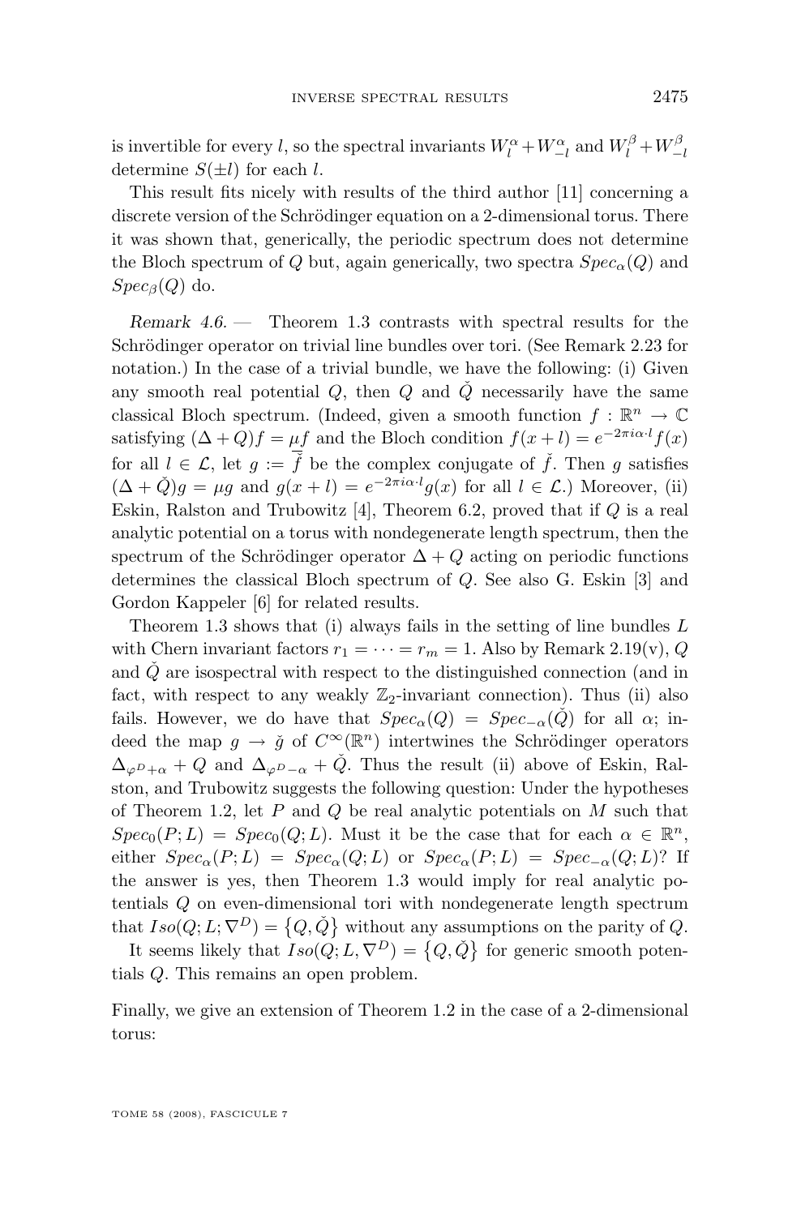is invertible for every $l$, so the spectral invariants $W_l^\alpha + W_{-l}^\alpha$ and $W_l^\beta + W_{-l}^\beta$ determine $S(\pm l)$ for each $l$.

This result fits nicely with results of the third author [11] concerning a discrete version of the Schrödinger equation on a 2-dimensional torus. There it was shown that, generically, the periodic spectrum does not determine the Bloch spectrum of $Q$ but, again generically, two spectra $Spec_\alpha(Q)$ and $Spec_\beta(Q)$ do.

*Remark 4.6.* — Theorem 1.3 contrasts with spectral results for the Schrödinger operator on trivial line bundles over tori. (See Remark 2.23 for notation.) In the case of a trivial bundle, we have the following: (i) Given any smooth real potential $Q$, then $Q$ and $\check{Q}$ necessarily have the same classical Bloch spectrum. (Indeed, given a smooth function $f : \mathbb{R}^n \to \mathbb{C}$ satisfying $(\Delta + Q)f = \mu f$ and the Bloch condition $f(x+l) = e^{-2\pi i \alpha \cdot l} f(x)$ for all $l \in \mathcal{L}$, let $g := \overline{\check{f}}$ be the complex conjugate of $\check{f}$. Then $g$ satisfies $(\Delta + \check{Q})g = \mu g$ and $g(x+l) = e^{-2\pi i \alpha \cdot l} g(x)$ for all $l \in \mathcal{L}$.) Moreover, (ii) Eskin, Ralston and Trubowitz [4], Theorem 6.2, proved that if $Q$ is a real analytic potential on a torus with nondegenerate length spectrum, then the spectrum of the Schrödinger operator $\Delta + Q$ acting on periodic functions determines the classical Bloch spectrum of $Q$. See also G. Eskin [3] and Gordon Kappeler [6] for related results.

Theorem 1.3 shows that (i) always fails in the setting of line bundles $L$ with Chern invariant factors $r_1 = \cdots = r_m = 1$. Also by Remark 2.19(v), $Q$ and $\check{Q}$ are isospectral with respect to the distinguished connection (and in fact, with respect to any weakly $\mathbb{Z}_2$-invariant connection). Thus (ii) also fails. However, we do have that $Spec_\alpha(Q) = Spec_{-\alpha}(\check{Q})$ for all $\alpha$; indeed the map $g \to \check{g}$ of $C^\infty(\mathbb{R}^n)$ intertwines the Schrödinger operators $\Delta_{\varphi^D + \alpha} + Q$ and $\Delta_{\varphi^D - \alpha} + \check{Q}$. Thus the result (ii) above of Eskin, Ralston, and Trubowitz suggests the following question: Under the hypotheses of Theorem 1.2, let $P$ and $Q$ be real analytic potentials on $M$ such that $Spec_0(P; L) = Spec_0(Q; L)$. Must it be the case that for each $\alpha \in \mathbb{R}^n$, either $Spec_\alpha(P; L) = Spec_\alpha(Q; L)$ or $Spec_\alpha(P; L) = Spec_{-\alpha}(Q; L)$? If the answer is yes, then Theorem 1.3 would imply for real analytic potentials $Q$ on even-dimensional tori with nondegenerate length spectrum that $Iso(Q; L; \nabla^D) = \{Q, \check{Q}\}$ without any assumptions on the parity of $Q$.

It seems likely that $Iso(Q; L, \nabla^D) = \{Q, \check{Q}\}$ for generic smooth potentials $Q$. This remains an open problem.

Finally, we give an extension of Theorem 1.2 in the case of a 2-dimensional torus: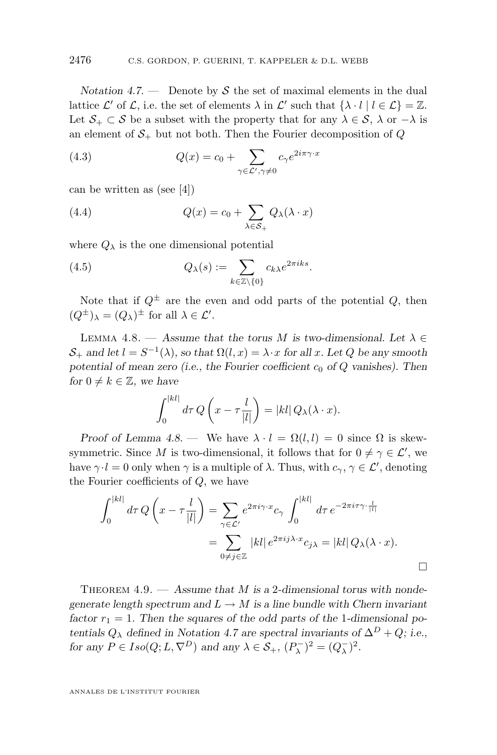*Notation 4.7.* — Denote by $\mathcal{S}$ the set of maximal elements in the dual lattice $\mathcal{L}'$ of $\mathcal{L}$, i.e. the set of elements $\lambda$ in $\mathcal{L}'$ such that $\{\lambda \cdot l \mid l \in \mathcal{L}\} = \mathbb{Z}$. Let $\mathcal{S}_+ \subset \mathcal{S}$ be a subset with the property that for any $\lambda \in \mathcal{S}$, $\lambda$ or $-\lambda$ is an element of $\mathcal{S}_+$ but not both. Then the Fourier decomposition of $Q$

$$Q(x) = c_0 + \sum_{\gamma \in \mathcal{L}', \gamma \neq 0} c_\gamma e^{2i\pi\gamma\cdot x} \tag{4.3}$$

can be written as (see [4])

$$Q(x) = c_0 + \sum_{\lambda \in \mathcal{S}_+} Q_\lambda(\lambda \cdot x) \tag{4.4}$$

where $Q_\lambda$ is the one dimensional potential

$$Q_\lambda(s) := \sum_{k \in \mathbb{Z}\setminus\{0\}} c_{k\lambda} e^{2\pi i k s}. \tag{4.5}$$

Note that if $Q^\pm$ are the even and odd parts of the potential $Q$, then $(Q^\pm)_\lambda = (Q_\lambda)^\pm$ for all $\lambda \in \mathcal{L}'$.

Lemma 4.8. — *Assume that the torus $M$ is two-dimensional. Let $\lambda \in \mathcal{S}_+$ and let $l = S^{-1}(\lambda)$, so that $\Omega(l, x) = \lambda \cdot x$ for all $x$. Let $Q$ be any smooth potential of mean zero (i.e., the Fourier coefficient $c_0$ of $Q$ vanishes). Then for $0 \neq k \in \mathbb{Z}$, we have*

$$\int_0^{|kl|} d\tau \, Q\left(x - \tau \frac{l}{|l|}\right) = |kl| \, Q_\lambda(\lambda \cdot x).$$

*Proof of Lemma 4.8.* — We have $\lambda \cdot l = \Omega(l, l) = 0$ since $\Omega$ is skew-symmetric. Since $M$ is two-dimensional, it follows that for $0 \neq \gamma \in \mathcal{L}'$, we have $\gamma \cdot l = 0$ only when $\gamma$ is a multiple of $\lambda$. Thus, with $c_\gamma$, $\gamma \in \mathcal{L}'$, denoting the Fourier coefficients of $Q$, we have

$$\begin{aligned}
\int_0^{|kl|} d\tau \, Q\left(x - \tau \frac{l}{|l|}\right) &= \sum_{\gamma \in \mathcal{L}'} e^{2\pi i \gamma \cdot x} c_\gamma \int_0^{|kl|} d\tau \, e^{-2\pi i \tau \gamma \cdot \frac{l}{|l|}} \\
&= \sum_{0 \neq j \in \mathbb{Z}} |kl| \, e^{2\pi i j \lambda \cdot x} c_{j\lambda} = |kl| \, Q_\lambda(\lambda \cdot x).
\end{aligned}$$

□

Theorem 4.9. — *Assume that $M$ is a 2-dimensional torus with nondegenerate length spectrum and $L \to M$ is a line bundle with Chern invariant factor $r_1 = 1$. Then the squares of the odd parts of the 1-dimensional potentials $Q_\lambda$ defined in Notation 4.7 are spectral invariants of $\Delta^D + Q$; i.e., for any $P \in Iso(Q; L, \nabla^D)$ and any $\lambda \in \mathcal{S}_+$, $(P_\lambda^-)^2 = (Q_\lambda^-)^2$.*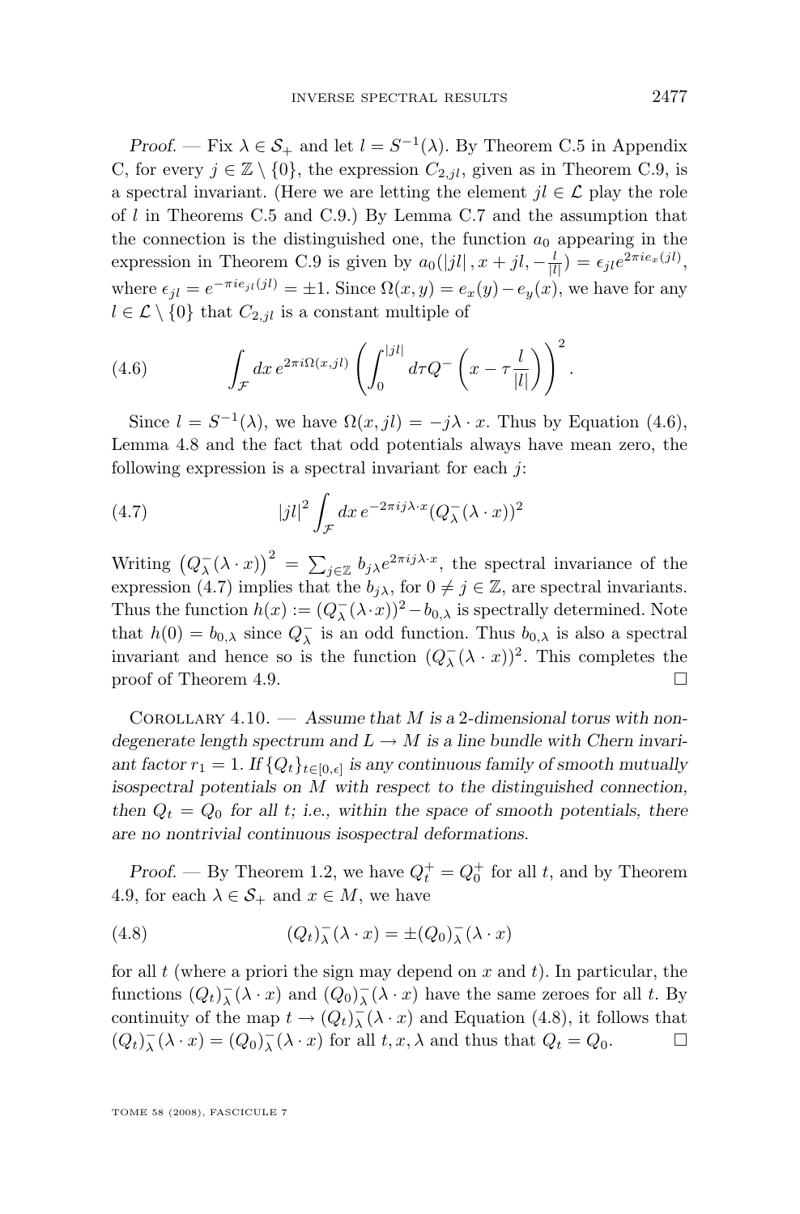*Proof.* — Fix $\lambda \in \mathcal{S}_+$ and let $l = S^{-1}(\lambda)$. By Theorem C.5 in Appendix C, for every $j \in \mathbb{Z} \setminus \{0\}$, the expression $C_{2,jl}$, given as in Theorem C.9, is a spectral invariant. (Here we are letting the element $jl \in \mathcal{L}$ play the role of $l$ in Theorems C.5 and C.9.) By Lemma C.7 and the assumption that the connection is the distinguished one, the function $a_0$ appearing in the expression in Theorem C.9 is given by $a_0(|jl|, x + jl, -\frac{l}{|l|}) = \epsilon_{jl} e^{2\pi i e_x(jl)}$, where $\epsilon_{jl} = e^{-\pi i e_{jl}(jl)} = \pm 1$. Since $\Omega(x,y) = e_x(y) - e_y(x)$, we have for any $l \in \mathcal{L} \setminus \{0\}$ that $C_{2,jl}$ is a constant multiple of

$$\int_{\mathcal{F}} dx\, e^{2\pi i \Omega(x,jl)} \left( \int_0^{|jl|} d\tau Q^- \left( x - \tau \frac{l}{|l|} \right) \right)^2 . \tag{4.6}$$

Since $l = S^{-1}(\lambda)$, we have $\Omega(x, jl) = -j\lambda \cdot x$. Thus by Equation (4.6), Lemma 4.8 and the fact that odd potentials always have mean zero, the following expression is a spectral invariant for each $j$:

$$|jl|^2 \int_{\mathcal{F}} dx\, e^{-2\pi i j \lambda \cdot x} (Q_\lambda^-(\lambda \cdot x))^2 \tag{4.7}$$

Writing $\left(Q_\lambda^-(\lambda \cdot x)\right)^2 = \sum_{j \in \mathbb{Z}} b_{j\lambda} e^{2\pi i j \lambda \cdot x}$, the spectral invariance of the expression (4.7) implies that the $b_{j\lambda}$, for $0 \neq j \in \mathbb{Z}$, are spectral invariants. Thus the function $h(x) := (Q_\lambda^-(\lambda \cdot x))^2 - b_{0,\lambda}$ is spectrally determined. Note that $h(0) = b_{0,\lambda}$ since $Q_\lambda^-$ is an odd function. Thus $b_{0,\lambda}$ is also a spectral invariant and hence so is the function $(Q_\lambda^-(\lambda \cdot x))^2$. This completes the proof of Theorem 4.9. □

Corollary 4.10. — *Assume that $M$ is a 2-dimensional torus with non-degenerate length spectrum and $L \to M$ is a line bundle with Chern invariant factor $r_1 = 1$. If $\{Q_t\}_{t \in [0,\epsilon]}$ is any continuous family of smooth mutually isospectral potentials on $M$ with respect to the distinguished connection, then $Q_t = Q_0$ for all $t$; i.e., within the space of smooth potentials, there are no nontrivial continuous isospectral deformations.*

*Proof.* — By Theorem 1.2, we have $Q_t^+ = Q_0^+$ for all $t$, and by Theorem 4.9, for each $\lambda \in \mathcal{S}_+$ and $x \in M$, we have

$$(Q_t)_\lambda^-(\lambda \cdot x) = \pm (Q_0)_\lambda^-(\lambda \cdot x) \tag{4.8}$$

for all $t$ (where a priori the sign may depend on $x$ and $t$). In particular, the functions $(Q_t)_\lambda^-(\lambda \cdot x)$ and $(Q_0)_\lambda^-(\lambda \cdot x)$ have the same zeroes for all $t$. By continuity of the map $t \to (Q_t)_\lambda^-(\lambda \cdot x)$ and Equation (4.8), it follows that $(Q_t)_\lambda^-(\lambda \cdot x) = (Q_0)_\lambda^-(\lambda \cdot x)$ for all $t, x, \lambda$ and thus that $Q_t = Q_0$. □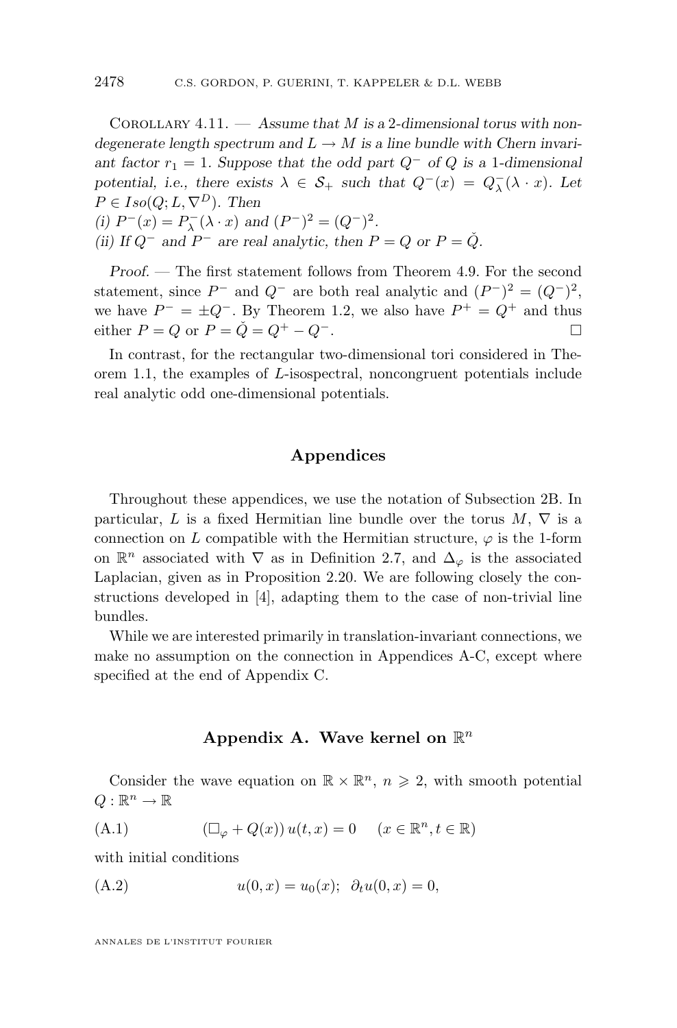Corollary 4.11. — *Assume that $M$ is a 2-dimensional torus with non-degenerate length spectrum and $L \to M$ is a line bundle with Chern invariant factor $r_1 = 1$. Suppose that the odd part $Q^-$ of $Q$ is a 1-dimensional potential, i.e., there exists $\lambda \in \mathcal{S}_+$ such that $Q^-(x) = Q^-_\lambda(\lambda \cdot x)$. Let $P \in Iso(Q; L, \nabla^D)$. Then*

*(i) $P^-(x) = P^-_\lambda(\lambda \cdot x)$ and $(P^-)^2 = (Q^-)^2$.*

*(ii) If $Q^-$ and $P^-$ are real analytic, then $P = Q$ or $P = \check{Q}$.*

*Proof.* — The first statement follows from Theorem 4.9. For the second statement, since $P^-$ and $Q^-$ are both real analytic and $(P^-)^2 = (Q^-)^2$, we have $P^- = \pm Q^-$. By Theorem 1.2, we also have $P^+ = Q^+$ and thus either $P = Q$ or $P = \check{Q} = Q^+ - Q^-$. □

In contrast, for the rectangular two-dimensional tori considered in Theorem 1.1, the examples of $L$-isospectral, noncongruent potentials include real analytic odd one-dimensional potentials.

## Appendices

Throughout these appendices, we use the notation of Subsection 2B. In particular, $L$ is a fixed Hermitian line bundle over the torus $M$, $\nabla$ is a connection on $L$ compatible with the Hermitian structure, $\varphi$ is the 1-form on $\mathbb{R}^n$ associated with $\nabla$ as in Definition 2.7, and $\Delta_\varphi$ is the associated Laplacian, given as in Proposition 2.20. We are following closely the constructions developed in [4], adapting them to the case of non-trivial line bundles.

While we are interested primarily in translation-invariant connections, we make no assumption on the connection in Appendices A-C, except where specified at the end of Appendix C.

## Appendix A. Wave kernel on $\mathbb{R}^n$

Consider the wave equation on $\mathbb{R} \times \mathbb{R}^n$, $n \geqslant 2$, with smooth potential $Q : \mathbb{R}^n \to \mathbb{R}$

$$(\text{A.1}) \qquad (\Box_\varphi + Q(x))\, u(t,x) = 0 \qquad (x \in \mathbb{R}^n, t \in \mathbb{R})$$

with initial conditions

$$(\text{A.2}) \qquad u(0,x) = u_0(x); \;\; \partial_t u(0,x) = 0,$$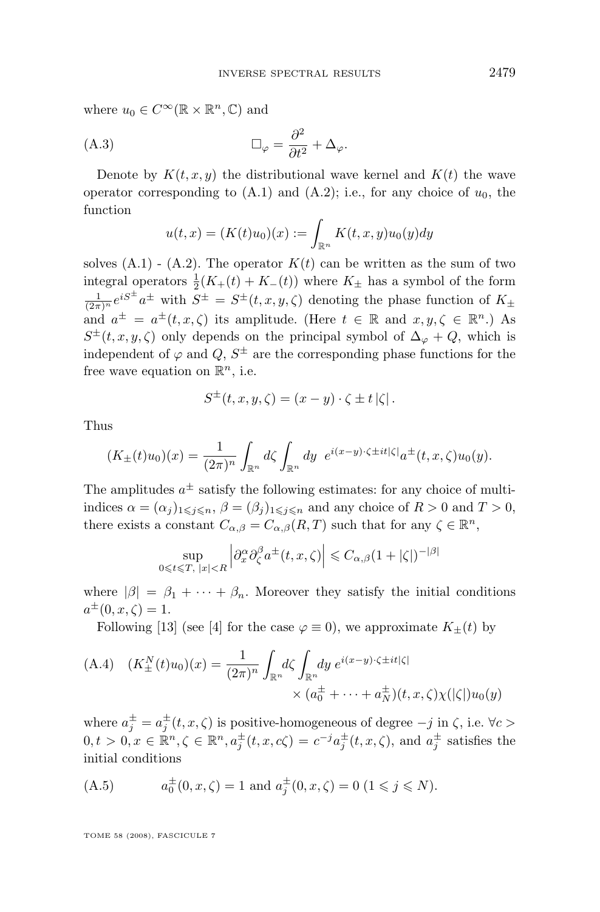where $u_0 \in C^\infty(\mathbb{R} \times \mathbb{R}^n, \mathbb{C})$ and

$$\square_\varphi = \frac{\partial^2}{\partial t^2} + \Delta_\varphi. \tag{A.3}$$

Denote by $K(t,x,y)$ the distributional wave kernel and $K(t)$ the wave operator corresponding to (A.1) and (A.2); i.e., for any choice of $u_0$, the function

$$u(t,x) = (K(t)u_0)(x) := \int_{\mathbb{R}^n} K(t,x,y)u_0(y)dy$$

solves (A.1) - (A.2). The operator $K(t)$ can be written as the sum of two integral operators $\frac{1}{2}(K_+(t) + K_-(t))$ where $K_\pm$ has a symbol of the form $\frac{1}{(2\pi)^n} e^{iS^\pm} a^\pm$ with $S^\pm = S^\pm(t,x,y,\zeta)$ denoting the phase function of $K_\pm$ and $a^\pm = a^\pm(t,x,\zeta)$ its amplitude. (Here $t \in \mathbb{R}$ and $x, y, \zeta \in \mathbb{R}^n$.) As $S^\pm(t,x,y,\zeta)$ only depends on the principal symbol of $\Delta_\varphi + Q$, which is independent of $\varphi$ and $Q$, $S^\pm$ are the corresponding phase functions for the free wave equation on $\mathbb{R}^n$, i.e.

$$S^\pm(t,x,y,\zeta) = (x-y)\cdot\zeta \pm t\,|\zeta|\,.$$

Thus

$$(K_\pm(t)u_0)(x) = \frac{1}{(2\pi)^n}\int_{\mathbb{R}^n} d\zeta \int_{\mathbb{R}^n} dy \;\; e^{i(x-y)\cdot\zeta \pm it|\zeta|} a^\pm(t,x,\zeta)u_0(y).$$

The amplitudes $a^\pm$ satisfy the following estimates: for any choice of multi-indices $\alpha = (\alpha_j)_{1\leqslant j\leqslant n}$, $\beta = (\beta_j)_{1\leqslant j \leqslant n}$ and any choice of $R > 0$ and $T > 0$, there exists a constant $C_{\alpha,\beta} = C_{\alpha,\beta}(R,T)$ such that for any $\zeta \in \mathbb{R}^n$,

$$\sup_{0\leqslant t\leqslant T,\ |x|<R} \left|\partial_x^\alpha \partial_\zeta^\beta a^\pm(t,x,\zeta)\right| \leqslant C_{\alpha,\beta}(1+|\zeta|)^{-|\beta|}$$

where $|\beta| = \beta_1 + \cdots + \beta_n$. Moreover they satisfy the initial conditions $a^\pm(0,x,\zeta) = 1$.

Following [13] (see [4] for the case $\varphi \equiv 0$), we approximate $K_\pm(t)$ by

$$(K_\pm^N(t)u_0)(x) = \frac{1}{(2\pi)^n}\int_{\mathbb{R}^n} d\zeta \int_{\mathbb{R}^n} dy \; e^{i(x-y)\cdot\zeta\pm it|\zeta|} \times (a_0^\pm + \cdots + a_N^\pm)(t,x,\zeta)\chi(|\zeta|)u_0(y) \tag{A.4}$$

where $a_j^\pm = a_j^\pm(t,x,\zeta)$ is positive-homogeneous of degree $-j$ in $\zeta$, i.e. $\forall c > 0, t > 0, x \in \mathbb{R}^n, \zeta \in \mathbb{R}^n, a_j^\pm(t,x,c\zeta) = c^{-j}a_j^\pm(t,x,\zeta)$, and $a_j^\pm$ satisfies the initial conditions

$$a_0^\pm(0,x,\zeta) = 1 \text{ and } a_j^\pm(0,x,\zeta) = 0 \ (1 \leqslant j \leqslant N). \tag{A.5}$$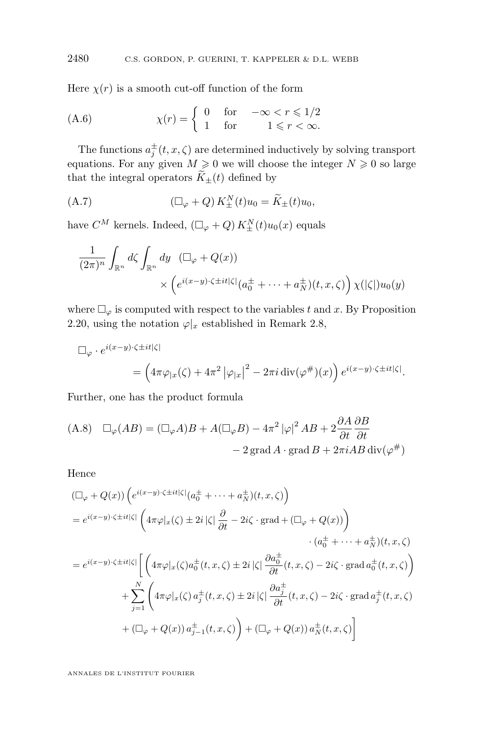Here $\chi(r)$ is a smooth cut-off function of the form

$$\chi(r) = \begin{cases} 0 & \text{for} \quad -\infty < r \leqslant 1/2 \\ 1 & \text{for} \qquad 1 \leqslant r < \infty. \end{cases} \tag{A.6}$$

The functions $a_j^{\pm}(t,x,\zeta)$ are determined inductively by solving transport equations. For any given $M \geqslant 0$ we will choose the integer $N \geqslant 0$ so large that the integral operators $\widetilde{K}_{\pm}(t)$ defined by

$$\left(\Box_\varphi + Q\right) K_{\pm}^N(t) u_0 = \widetilde{K}_{\pm}(t) u_0, \tag{A.7}$$

have $C^M$ kernels. Indeed, $\left(\Box_\varphi + Q\right) K_{\pm}^N(t) u_0(x)$ equals

$$\frac{1}{(2\pi)^n} \int_{\mathbb{R}^n} d\zeta \int_{\mathbb{R}^n} dy \quad (\Box_\varphi + Q(x)) \\ \times \left( e^{i(x-y)\cdot\zeta \pm it|\zeta|} (a_0^{\pm} + \cdots + a_N^{\pm})(t,x,\zeta) \right) \chi(|\zeta|) u_0(y)$$

where $\Box_\varphi$ is computed with respect to the variables $t$ and $x$. By Proposition 2.20, using the notation $\varphi_{|x}$ established in Remark 2.8,

$$\Box_\varphi \cdot e^{i(x-y)\cdot\zeta \pm it|\zeta|} \\ = \left( 4\pi\varphi_{|x}(\zeta) + 4\pi^2 \left|\varphi_{|x}\right|^2 - 2\pi i \operatorname{div}(\varphi^{\#})(x) \right) e^{i(x-y)\cdot\zeta \pm it|\zeta|}.$$

Further, one has the product formula

$$\Box_\varphi(AB) = (\Box_\varphi A)B + A(\Box_\varphi B) - 4\pi^2 \left|\varphi\right|^2 AB + 2\frac{\partial A}{\partial t}\frac{\partial B}{\partial t} \\ - 2 \operatorname{grad} A \cdot \operatorname{grad} B + 2\pi i AB \operatorname{div}(\varphi^{\#}) \tag{A.8}$$

Hence

$$\begin{aligned}
&(\Box_\varphi + Q(x)) \left( e^{i(x-y)\cdot\zeta \pm it|\zeta|} (a_0^{\pm} + \cdots + a_N^{\pm})(t,x,\zeta) \right) \\
&= e^{i(x-y)\cdot\zeta \pm it|\zeta|} \left( 4\pi\varphi|_x(\zeta) \pm 2i\,|\zeta|\,\frac{\partial}{\partial t} - 2i\zeta \cdot \operatorname{grad} + (\Box_\varphi + Q(x)) \right) \\
&\qquad\qquad \cdot (a_0^{\pm} + \cdots + a_N^{\pm})(t,x,\zeta) \\
&= e^{i(x-y)\cdot\zeta \pm it|\zeta|} \Bigg[ \left( 4\pi\varphi|_x(\zeta) a_0^{\pm}(t,x,\zeta) \pm 2i\,|\zeta|\,\frac{\partial a_0^{\pm}}{\partial t}(t,x,\zeta) - 2i\zeta \cdot \operatorname{grad} a_0^{\pm}(t,x,\zeta) \right) \\
&\qquad + \sum_{j=1}^{N} \Bigg( 4\pi\varphi|_x(\zeta)\, a_j^{\pm}(t,x,\zeta) \pm 2i\,|\zeta|\,\frac{\partial a_j^{\pm}}{\partial t}(t,x,\zeta) - 2i\zeta \cdot \operatorname{grad} a_j^{\pm}(t,x,\zeta) \\
&\qquad + (\Box_\varphi + Q(x))\, a_{j-1}^{\pm}(t,x,\zeta) \Bigg) + (\Box_\varphi + Q(x))\, a_N^{\pm}(t,x,\zeta) \Bigg]
\end{aligned}$$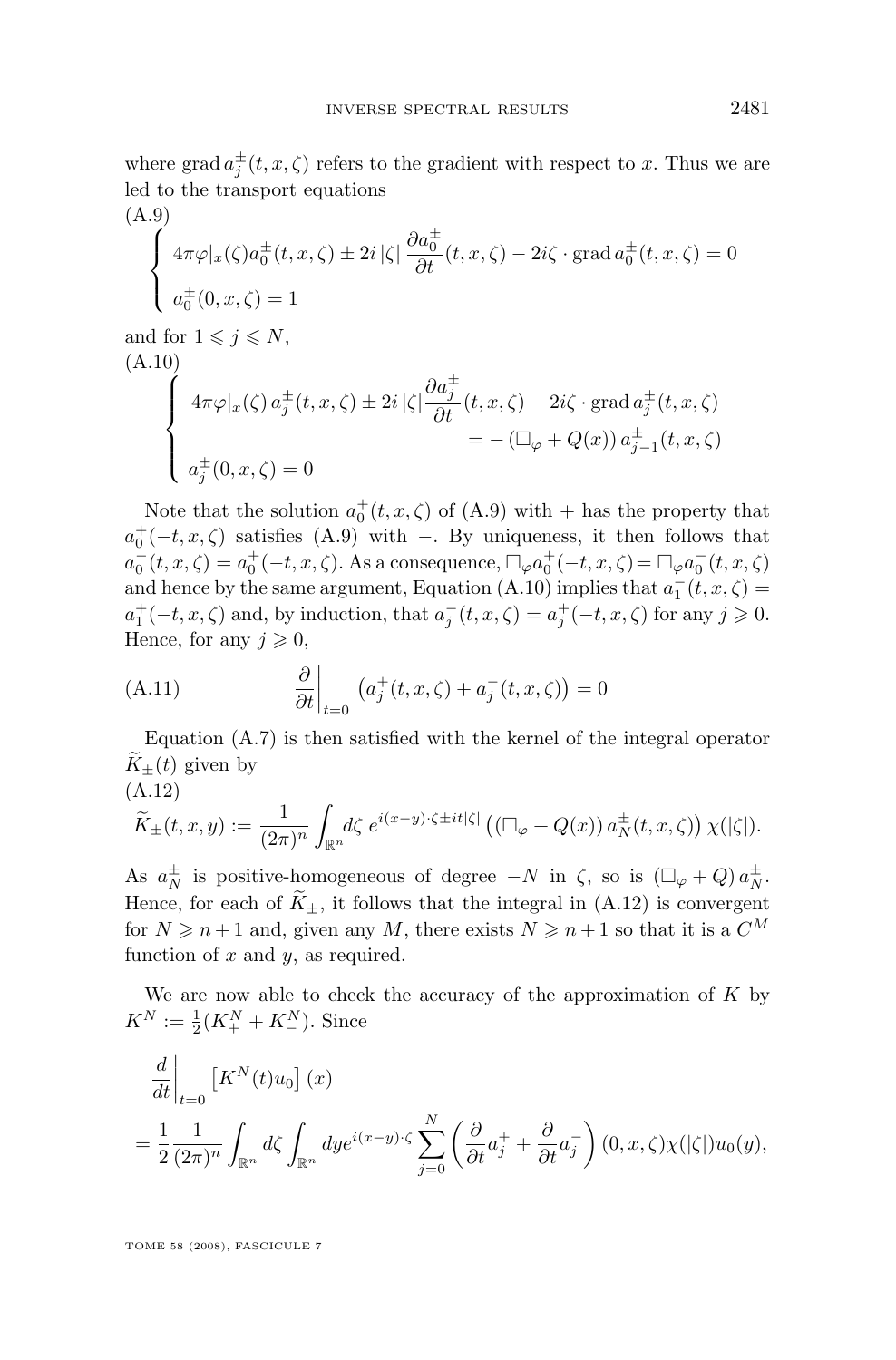where $\operatorname{grad} a_j^{\pm}(t,x,\zeta)$ refers to the gradient with respect to $x$. Thus we are led to the transport equations

(A.9)
$$\begin{cases} 4\pi\varphi|_x(\zeta) a_0^{\pm}(t,x,\zeta) \pm 2i\,|\zeta|\,\dfrac{\partial a_0^{\pm}}{\partial t}(t,x,\zeta) - 2i\zeta\cdot \operatorname{grad} a_0^{\pm}(t,x,\zeta) = 0 \\ a_0^{\pm}(0,x,\zeta) = 1 \end{cases}$$

and for $1 \leqslant j \leqslant N$,

(A.10)
$$\begin{cases} 4\pi\varphi|_x(\zeta)\, a_j^{\pm}(t,x,\zeta) \pm 2i\,|\zeta|\dfrac{\partial a_j^{\pm}}{\partial t}(t,x,\zeta) - 2i\zeta\cdot \operatorname{grad} a_j^{\pm}(t,x,\zeta) \\ \qquad\qquad\qquad\qquad\qquad = -\left(\Box_\varphi + Q(x)\right) a_{j-1}^{\pm}(t,x,\zeta) \\ a_j^{\pm}(0,x,\zeta) = 0 \end{cases}$$

Note that the solution $a_0^+(t,x,\zeta)$ of (A.9) with $+$ has the property that $a_0^+(-t,x,\zeta)$ satisfies (A.9) with $-$. By uniqueness, it then follows that $a_0^-(t,x,\zeta) = a_0^+(-t,x,\zeta)$. As a consequence, $\Box_\varphi a_0^+(-t,x,\zeta) = \Box_\varphi a_0^-(t,x,\zeta)$ and hence by the same argument, Equation (A.10) implies that $a_1^-(t,x,\zeta) = a_1^+(-t,x,\zeta)$ and, by induction, that $a_j^-(t,x,\zeta) = a_j^+(-t,x,\zeta)$ for any $j \geqslant 0$. Hence, for any $j \geqslant 0$,

$$\text{(A.11)} \qquad \left.\frac{\partial}{\partial t}\right|_{t=0} \left(a_j^+(t,x,\zeta) + a_j^-(t,x,\zeta)\right) = 0$$

Equation (A.7) is then satisfied with the kernel of the integral operator $\widetilde{K}_{\pm}(t)$ given by

(A.12)
$$\widetilde{K}_{\pm}(t,x,y) := \frac{1}{(2\pi)^n}\int_{\mathbb{R}^n} d\zeta\; e^{i(x-y)\cdot\zeta \pm it|\zeta|}\left(\left(\Box_\varphi + Q(x)\right) a_N^{\pm}(t,x,\zeta)\right)\chi(|\zeta|).$$

As $a_N^{\pm}$ is positive-homogeneous of degree $-N$ in $\zeta$, so is $\left(\Box_\varphi + Q\right) a_N^{\pm}$. Hence, for each of $\widetilde{K}_{\pm}$, it follows that the integral in (A.12) is convergent for $N \geqslant n+1$ and, given any $M$, there exists $N \geqslant n+1$ so that it is a $C^M$ function of $x$ and $y$, as required.

We are now able to check the accuracy of the approximation of $K$ by $K^N := \frac{1}{2}(K_+^N + K_-^N)$. Since

$$\begin{aligned} &\left.\frac{d}{dt}\right|_{t=0} \left[K^N(t)u_0\right](x) \\ &= \frac{1}{2}\frac{1}{(2\pi)^n}\int_{\mathbb{R}^n} d\zeta \int_{\mathbb{R}^n} dy e^{i(x-y)\cdot\zeta}\sum_{j=0}^{N}\left(\frac{\partial}{\partial t}a_j^+ + \frac{\partial}{\partial t}a_j^-\right)(0,x,\zeta)\chi(|\zeta|)u_0(y), \end{aligned}$$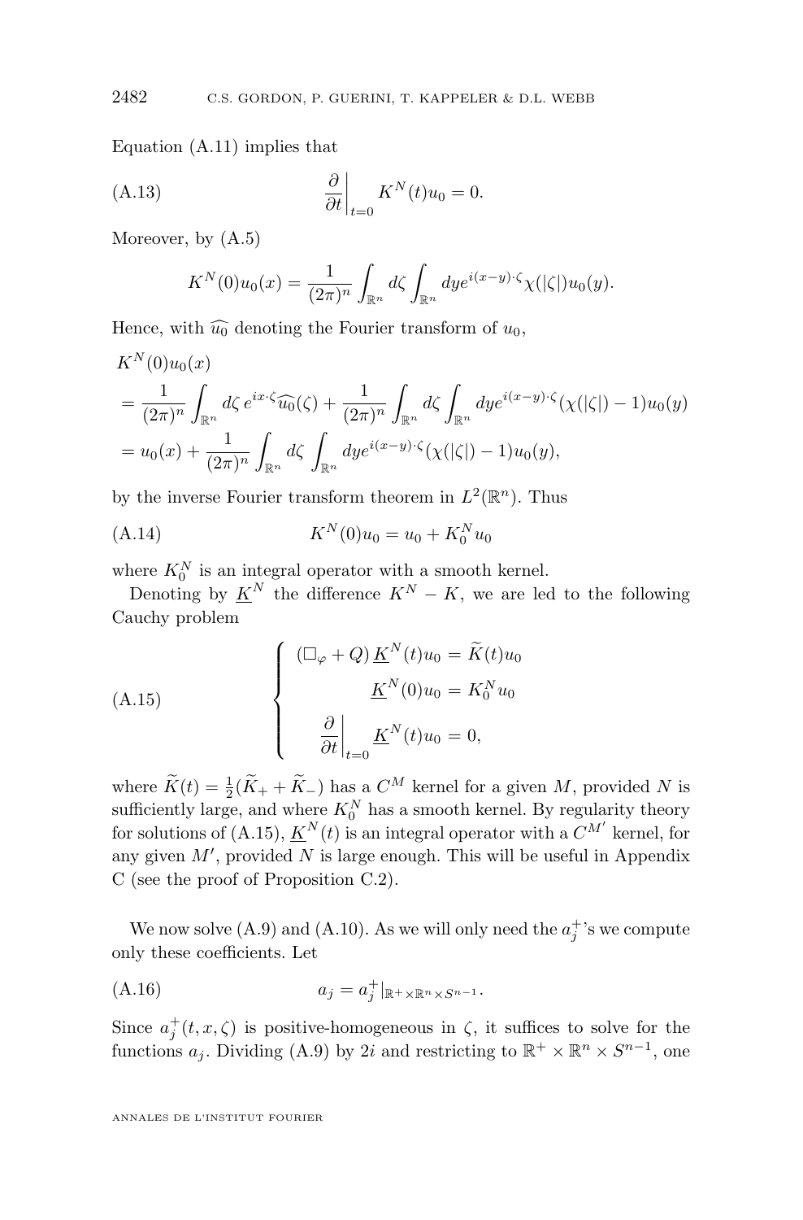Equation (A.11) implies that

$$\frac{\partial}{\partial t}\Big|_{t=0} K^N(t)u_0 = 0. \tag{A.13}$$

Moreover, by (A.5)

$$K^N(0)u_0(x) = \frac{1}{(2\pi)^n}\int_{\mathbb{R}^n} d\zeta \int_{\mathbb{R}^n} dy e^{i(x-y)\cdot\zeta}\chi(|\zeta|)u_0(y).$$

Hence, with $\widehat{u_0}$ denoting the Fourier transform of $u_0$,

$$\begin{aligned}
&K^N(0)u_0(x)\\
&= \frac{1}{(2\pi)^n}\int_{\mathbb{R}^n} d\zeta\, e^{ix\cdot\zeta}\widehat{u_0}(\zeta) + \frac{1}{(2\pi)^n}\int_{\mathbb{R}^n} d\zeta \int_{\mathbb{R}^n} dy e^{i(x-y)\cdot\zeta}(\chi(|\zeta|)-1)u_0(y)\\
&= u_0(x) + \frac{1}{(2\pi)^n}\int_{\mathbb{R}^n} d\zeta \int_{\mathbb{R}^n} dy e^{i(x-y)\cdot\zeta}(\chi(|\zeta|)-1)u_0(y),
\end{aligned}$$

by the inverse Fourier transform theorem in $L^2(\mathbb{R}^n)$. Thus

$$K^N(0)u_0 = u_0 + K_0^N u_0 \tag{A.14}$$

where $K_0^N$ is an integral operator with a smooth kernel.

Denoting by $\underline{K}^N$ the difference $K^N - K$, we are led to the following Cauchy problem

$$\begin{cases} (\Box_\varphi + Q)\,\underline{K}^N(t)u_0 = \widetilde{K}(t)u_0\\ \underline{K}^N(0)u_0 = K_0^N u_0\\ \dfrac{\partial}{\partial t}\Big|_{t=0}\underline{K}^N(t)u_0 = 0, \end{cases} \tag{A.15}$$

where $\widetilde{K}(t) = \frac{1}{2}(\widetilde{K}_+ + \widetilde{K}_-)$ has a $C^M$ kernel for a given $M$, provided $N$ is sufficiently large, and where $K_0^N$ has a smooth kernel. By regularity theory for solutions of (A.15), $\underline{K}^N(t)$ is an integral operator with a $C^{M'}$ kernel, for any given $M'$, provided $N$ is large enough. This will be useful in Appendix C (see the proof of Proposition C.2).

We now solve (A.9) and (A.10). As we will only need the $a_j^+$'s we compute only these coefficients. Let

$$a_j = a_j^+|_{\mathbb{R}^+\times\mathbb{R}^n\times S^{n-1}}. \tag{A.16}$$

Since $a_j^+(t,x,\zeta)$ is positive-homogeneous in $\zeta$, it suffices to solve for the functions $a_j$. Dividing (A.9) by $2i$ and restricting to $\mathbb{R}^+\times\mathbb{R}^n\times S^{n-1}$, one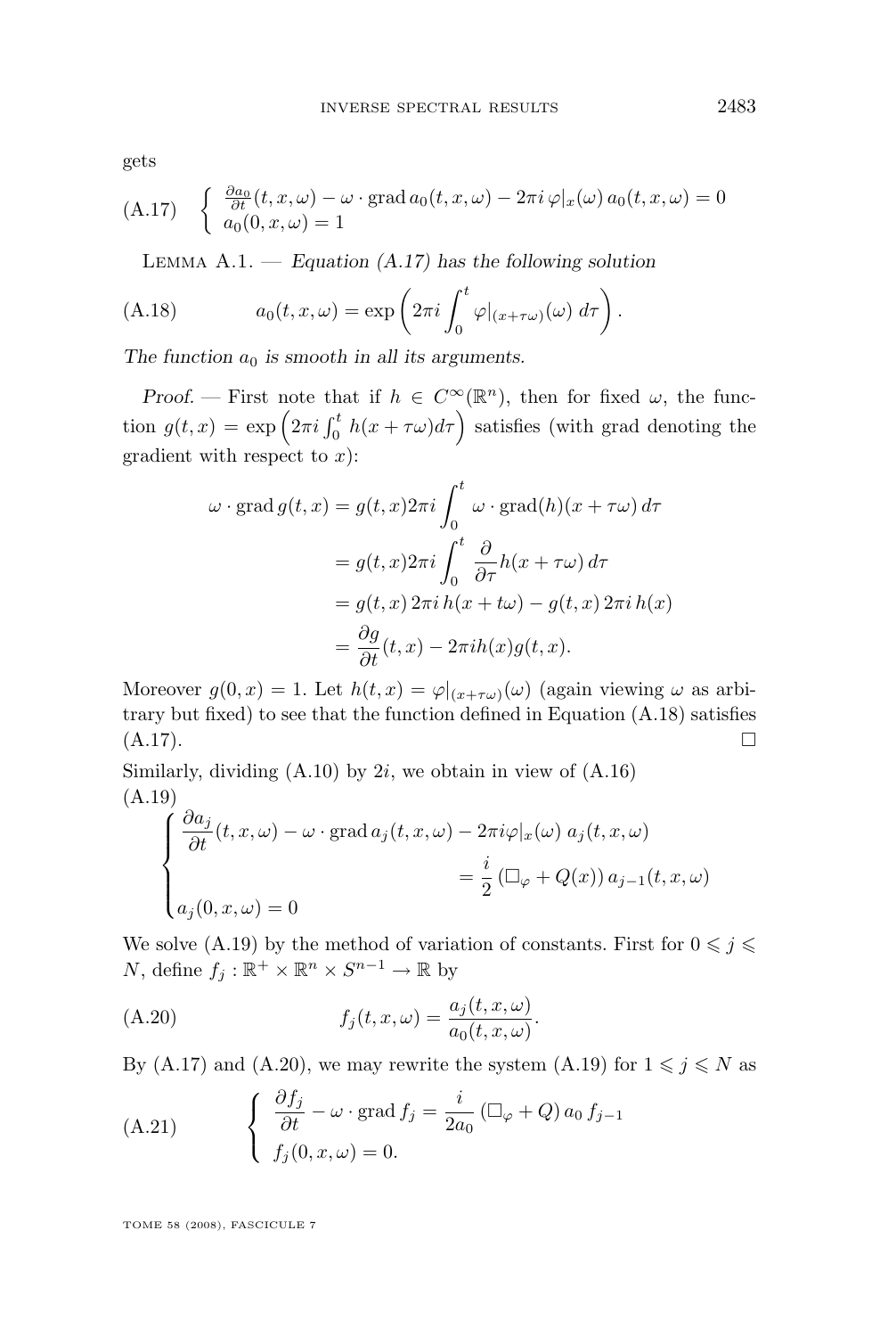gets

$$
\text{(A.17)} \quad \begin{cases} \frac{\partial a_0}{\partial t}(t,x,\omega) - \omega \cdot \operatorname{grad} a_0(t,x,\omega) - 2\pi i\, \varphi|_x(\omega)\, a_0(t,x,\omega) = 0 \\ a_0(0,x,\omega) = 1 \end{cases}
$$

Lemma A.1. — *Equation (A.17) has the following solution*

$$
\text{(A.18)} \qquad a_0(t,x,\omega) = \exp\left(2\pi i \int_0^t \varphi|_{(x+\tau\omega)}(\omega)\, d\tau\right).
$$

*The function $a_0$ is smooth in all its arguments.*

*Proof.* — First note that if $h \in C^\infty(\mathbb{R}^n)$, then for fixed $\omega$, the function $g(t,x) = \exp\left(2\pi i \int_0^t h(x+\tau\omega) d\tau\right)$ satisfies (with grad denoting the gradient with respect to $x$):

$$
\begin{aligned}
\omega \cdot \operatorname{grad} g(t,x) &= g(t,x) 2\pi i \int_0^t \omega \cdot \operatorname{grad}(h)(x+\tau\omega)\, d\tau \\
&= g(t,x) 2\pi i \int_0^t \frac{\partial}{\partial \tau} h(x+\tau\omega)\, d\tau \\
&= g(t,x)\, 2\pi i\, h(x+t\omega) - g(t,x)\, 2\pi i\, h(x) \\
&= \frac{\partial g}{\partial t}(t,x) - 2\pi i h(x) g(t,x).
\end{aligned}
$$

Moreover $g(0,x) = 1$. Let $h(t,x) = \varphi|_{(x+\tau\omega)}(\omega)$ (again viewing $\omega$ as arbitrary but fixed) to see that the function defined in Equation (A.18) satisfies (A.17). □

Similarly, dividing (A.10) by $2i$, we obtain in view of (A.16)

$$
\text{(A.19)} \quad \begin{cases} \dfrac{\partial a_j}{\partial t}(t,x,\omega) - \omega \cdot \operatorname{grad} a_j(t,x,\omega) - 2\pi i \varphi|_x(\omega)\, a_j(t,x,\omega) \\ \qquad\qquad\qquad\qquad = \dfrac{i}{2}\left(\Box_\varphi + Q(x)\right) a_{j-1}(t,x,\omega) \\ a_j(0,x,\omega) = 0 \end{cases}
$$

We solve (A.19) by the method of variation of constants. First for $0 \leqslant j \leqslant N$, define $f_j : \mathbb{R}^+ \times \mathbb{R}^n \times S^{n-1} \to \mathbb{R}$ by

$$
\text{(A.20)} \qquad f_j(t,x,\omega) = \frac{a_j(t,x,\omega)}{a_0(t,x,\omega)}.
$$

By (A.17) and (A.20), we may rewrite the system (A.19) for $1 \leqslant j \leqslant N$ as

$$
\text{(A.21)} \qquad \begin{cases} \dfrac{\partial f_j}{\partial t} - \omega \cdot \operatorname{grad} f_j = \dfrac{i}{2a_0}\left(\Box_\varphi + Q\right) a_0\, f_{j-1} \\ f_j(0,x,\omega) = 0. \end{cases}
$$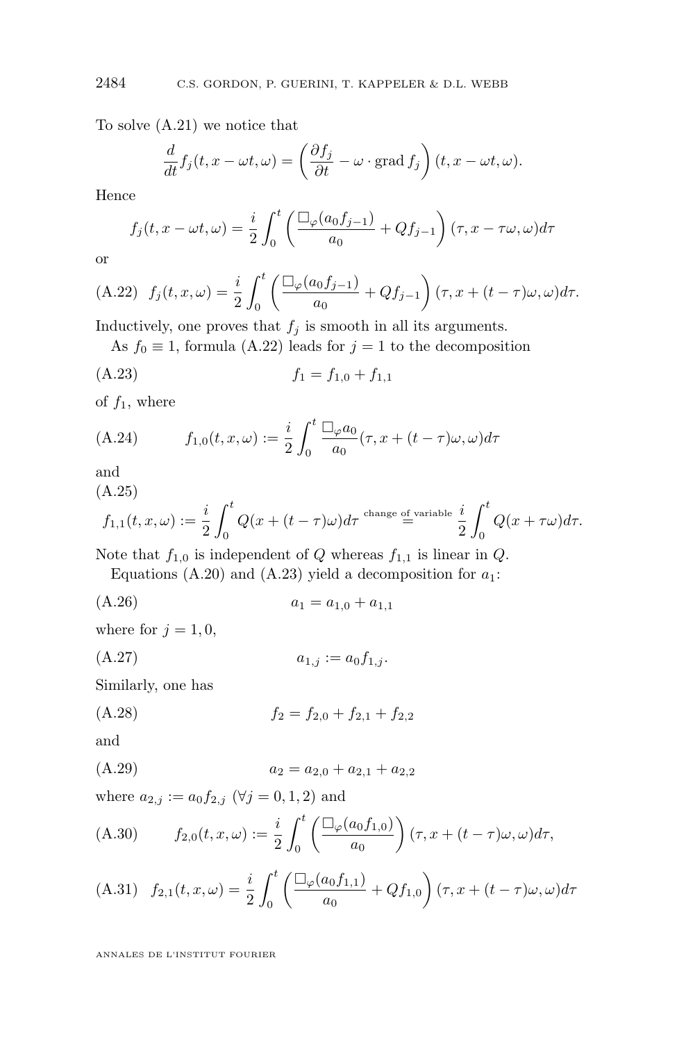To solve (A.21) we notice that

$$\frac{d}{dt} f_j(t, x - \omega t, \omega) = \left( \frac{\partial f_j}{\partial t} - \omega \cdot \operatorname{grad} f_j \right)(t, x - \omega t, \omega).$$

Hence

$$f_j(t, x - \omega t, \omega) = \frac{i}{2} \int_0^t \left( \frac{\Box_\varphi (a_0 f_{j-1})}{a_0} + Q f_{j-1} \right)(\tau, x - \tau\omega, \omega) d\tau$$

or

$$f_j(t, x, \omega) = \frac{i}{2} \int_0^t \left( \frac{\Box_\varphi (a_0 f_{j-1})}{a_0} + Q f_{j-1} \right)(\tau, x + (t-\tau)\omega, \omega) d\tau. \tag{A.22}$$

Inductively, one proves that $f_j$ is smooth in all its arguments.

As $f_0 \equiv 1$, formula (A.22) leads for $j = 1$ to the decomposition

$$f_1 = f_{1,0} + f_{1,1} \tag{A.23}$$

of $f_1$, where

$$f_{1,0}(t, x, \omega) := \frac{i}{2} \int_0^t \frac{\Box_\varphi a_0}{a_0}(\tau, x + (t-\tau)\omega, \omega) d\tau \tag{A.24}$$

and

$$f_{1,1}(t, x, \omega) := \frac{i}{2} \int_0^t Q(x + (t-\tau)\omega) d\tau \overset{\text{change of variable}}{=} \frac{i}{2} \int_0^t Q(x + \tau\omega) d\tau. \tag{A.25}$$

Note that $f_{1,0}$ is independent of $Q$ whereas $f_{1,1}$ is linear in $Q$.

Equations (A.20) and (A.23) yield a decomposition for $a_1$:

$$a_1 = a_{1,0} + a_{1,1} \tag{A.26}$$

where for $j = 1, 0$,

$$a_{1,j} := a_0 f_{1,j}. \tag{A.27}$$

Similarly, one has

$$f_2 = f_{2,0} + f_{2,1} + f_{2,2} \tag{A.28}$$

and

$$a_2 = a_{2,0} + a_{2,1} + a_{2,2} \tag{A.29}$$

where $a_{2,j} := a_0 f_{2,j}$ ($\forall j = 0, 1, 2$) and

$$f_{2,0}(t, x, \omega) := \frac{i}{2} \int_0^t \left( \frac{\Box_\varphi (a_0 f_{1,0})}{a_0} \right)(\tau, x + (t-\tau)\omega, \omega) d\tau, \tag{A.30}$$

$$f_{2,1}(t, x, \omega) = \frac{i}{2} \int_0^t \left( \frac{\Box_\varphi (a_0 f_{1,1})}{a_0} + Q f_{1,0} \right)(\tau, x + (t-\tau)\omega, \omega) d\tau \tag{A.31}$$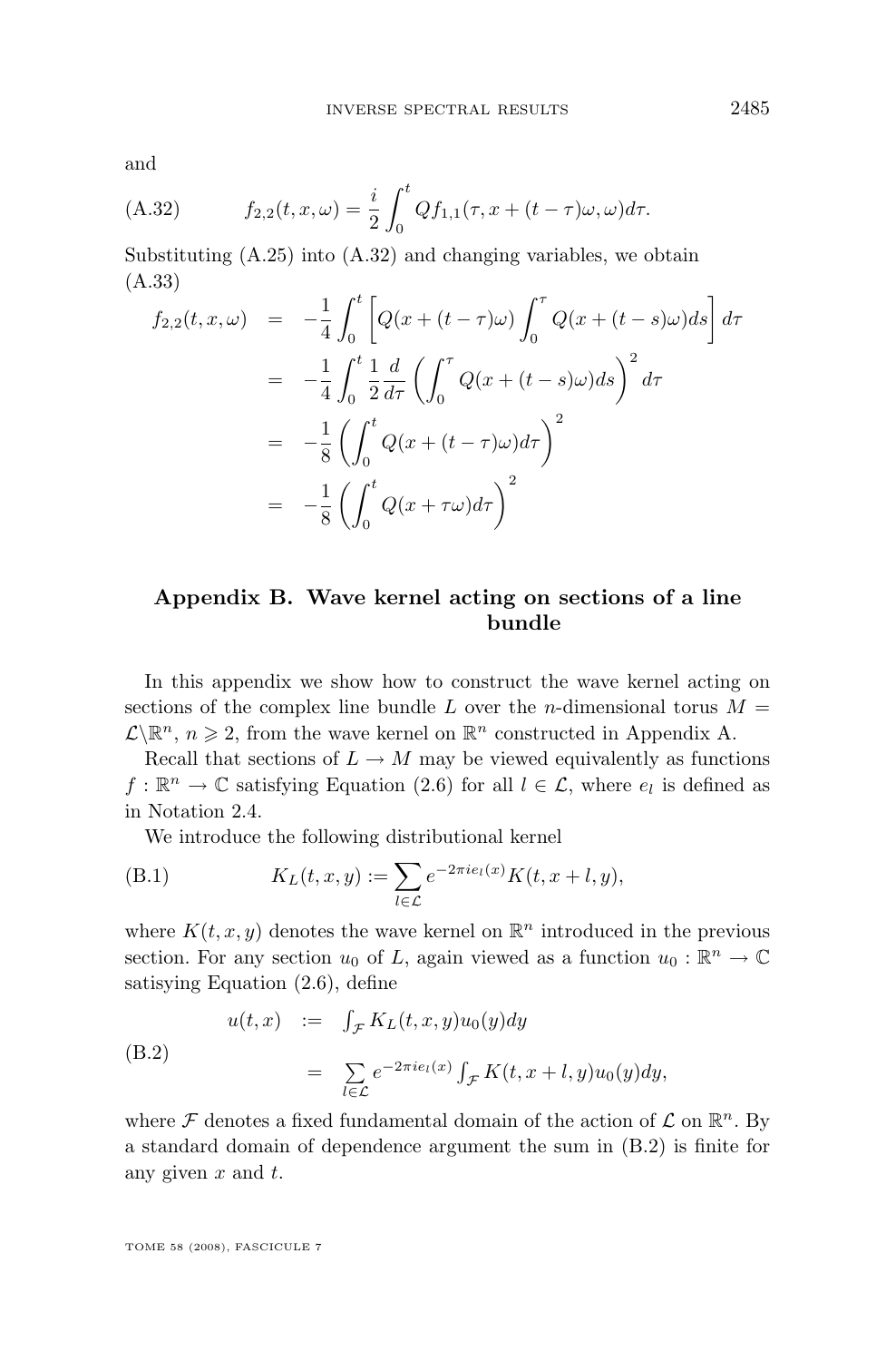and

$$f_{2,2}(t,x,\omega) = \frac{i}{2}\int_0^t Qf_{1,1}(\tau, x+(t-\tau)\omega, \omega)d\tau. \tag{A.32}$$

Substituting (A.25) into (A.32) and changing variables, we obtain

$$\begin{aligned} f_{2,2}(t,x,\omega) &= -\frac{1}{4}\int_0^t \left[Q(x+(t-\tau)\omega)\int_0^\tau Q(x+(t-s)\omega)ds\right]d\tau \\ &= -\frac{1}{4}\int_0^t \frac{1}{2}\frac{d}{d\tau}\left(\int_0^\tau Q(x+(t-s)\omega)ds\right)^2 d\tau \\ &= -\frac{1}{8}\left(\int_0^t Q(x+(t-\tau)\omega)d\tau\right)^2 \\ &= -\frac{1}{8}\left(\int_0^t Q(x+\tau\omega)d\tau\right)^2 \end{aligned} \tag{A.33}$$

## Appendix B. Wave kernel acting on sections of a line bundle

In this appendix we show how to construct the wave kernel acting on sections of the complex line bundle $L$ over the $n$-dimensional torus $M = \mathcal{L}\backslash\mathbb{R}^n$, $n \geqslant 2$, from the wave kernel on $\mathbb{R}^n$ constructed in Appendix A.

Recall that sections of $L \to M$ may be viewed equivalently as functions $f : \mathbb{R}^n \to \mathbb{C}$ satisfying Equation (2.6) for all $l \in \mathcal{L}$, where $e_l$ is defined as in Notation 2.4.

We introduce the following distributional kernel

$$K_L(t,x,y) := \sum_{l\in\mathcal{L}} e^{-2\pi i e_l(x)} K(t, x+l, y), \tag{B.1}$$

where $K(t,x,y)$ denotes the wave kernel on $\mathbb{R}^n$ introduced in the previous section. For any section $u_0$ of $L$, again viewed as a function $u_0 : \mathbb{R}^n \to \mathbb{C}$ satisying Equation (2.6), define

$$\begin{aligned} u(t,x) &:= \int_{\mathcal{F}} K_L(t,x,y)u_0(y)dy \\ &= \sum_{l\in\mathcal{L}} e^{-2\pi i e_l(x)} \int_{\mathcal{F}} K(t,x+l,y)u_0(y)dy, \end{aligned} \tag{B.2}$$

where $\mathcal{F}$ denotes a fixed fundamental domain of the action of $\mathcal{L}$ on $\mathbb{R}^n$. By a standard domain of dependence argument the sum in (B.2) is finite for any given $x$ and $t$.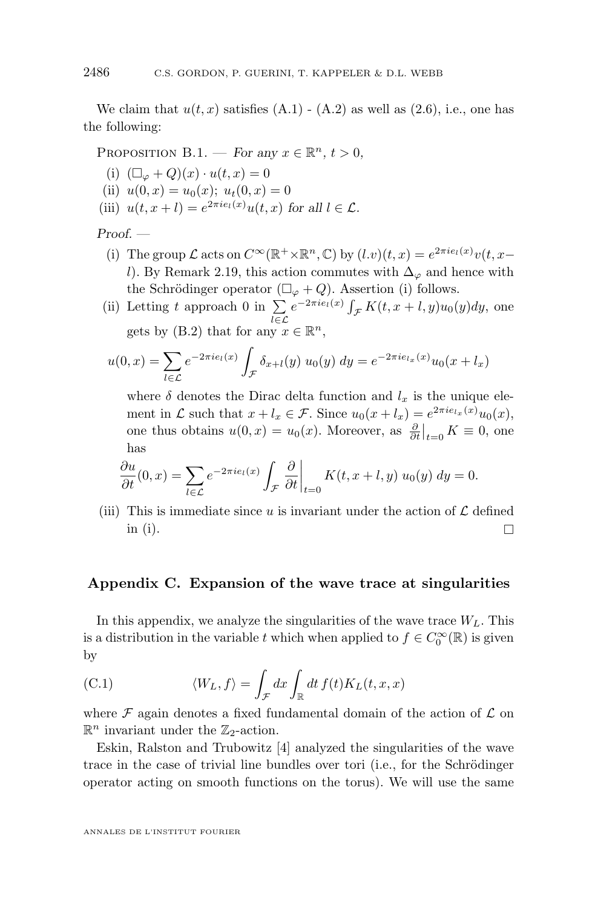We claim that $u(t,x)$ satisfies (A.1) - (A.2) as well as (2.6), i.e., one has the following:

Proposition B.1. — *For any $x \in \mathbb{R}^n$, $t > 0$,*

(i) $(\Box_\varphi + Q)(x) \cdot u(t,x) = 0$

(ii) $u(0,x) = u_0(x)$; $u_t(0,x) = 0$

(iii) $u(t, x+l) = e^{2\pi i e_l(x)} u(t,x)$ *for all $l \in \mathcal{L}$.*

*Proof.* —

(i) The group $\mathcal{L}$ acts on $C^\infty(\mathbb{R}^+ \times \mathbb{R}^n, \mathbb{C})$ by $(l.v)(t,x) = e^{2\pi i e_l(x)} v(t, x - l)$. By Remark 2.19, this action commutes with $\Delta_\varphi$ and hence with the Schrödinger operator $(\Box_\varphi + Q)$. Assertion (i) follows.

(ii) Letting $t$ approach 0 in $\sum_{l \in \mathcal{L}} e^{-2\pi i e_l(x)} \int_{\mathcal{F}} K(t, x+l, y) u_0(y) dy$, one gets by (B.2) that for any $x \in \mathbb{R}^n$,
$$u(0,x) = \sum_{l \in \mathcal{L}} e^{-2\pi i e_l(x)} \int_{\mathcal{F}} \delta_{x+l}(y)\; u_0(y)\; dy = e^{-2\pi i e_{l_x}(x)} u_0(x + l_x)$$
where $\delta$ denotes the Dirac delta function and $l_x$ is the unique element in $\mathcal{L}$ such that $x + l_x \in \mathcal{F}$. Since $u_0(x + l_x) = e^{2\pi i e_{l_x}(x)} u_0(x)$, one thus obtains $u(0,x) = u_0(x)$. Moreover, as $\frac{\partial}{\partial t}\big|_{t=0} K \equiv 0$, one has
$$\frac{\partial u}{\partial t}(0,x) = \sum_{l \in \mathcal{L}} e^{-2\pi i e_l(x)} \int_{\mathcal{F}} \frac{\partial}{\partial t}\bigg|_{t=0} K(t, x+l, y)\; u_0(y)\; dy = 0.$$

(iii) This is immediate since $u$ is invariant under the action of $\mathcal{L}$ defined in (i). □

## Appendix C. Expansion of the wave trace at singularities

In this appendix, we analyze the singularities of the wave trace $W_L$. This is a distribution in the variable $t$ which when applied to $f \in C_0^\infty(\mathbb{R})$ is given by

$$\langle W_L, f \rangle = \int_{\mathcal{F}} dx \int_{\mathbb{R}} dt\, f(t) K_L(t,x,x) \tag{C.1}$$

where $\mathcal{F}$ again denotes a fixed fundamental domain of the action of $\mathcal{L}$ on $\mathbb{R}^n$ invariant under the $\mathbb{Z}_2$-action.

Eskin, Ralston and Trubowitz [4] analyzed the singularities of the wave trace in the case of trivial line bundles over tori (i.e., for the Schrödinger operator acting on smooth functions on the torus). We will use the same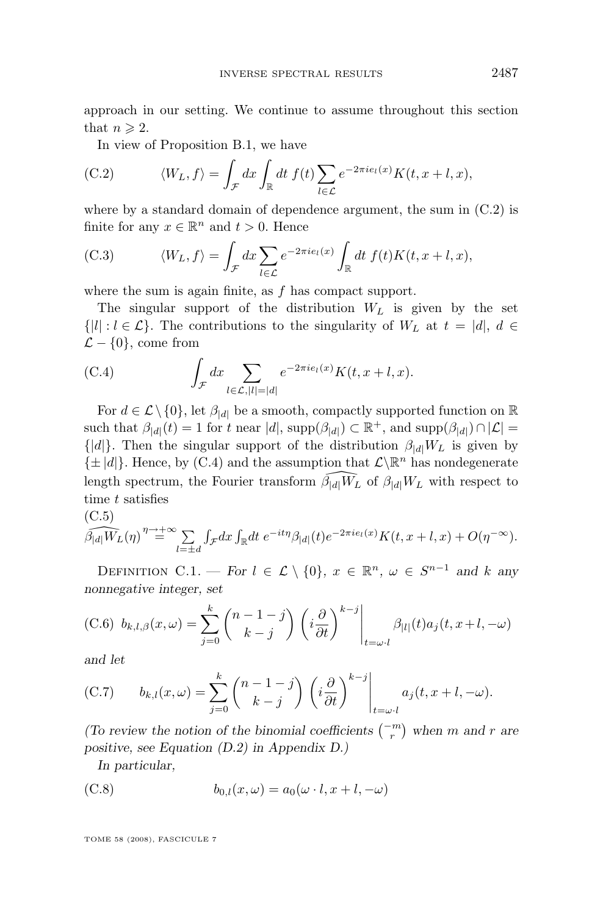approach in our setting. We continue to assume throughout this section that $n \geqslant 2$.

In view of Proposition B.1, we have

$$\langle W_L, f\rangle = \int_{\mathcal{F}} dx \int_{\mathbb{R}} dt\ f(t) \sum_{l\in\mathcal{L}} e^{-2\pi i e_l(x)} K(t, x+l, x), \tag{C.2}$$

where by a standard domain of dependence argument, the sum in (C.2) is finite for any $x \in \mathbb{R}^n$ and $t > 0$. Hence

$$\langle W_L, f\rangle = \int_{\mathcal{F}} dx \sum_{l\in\mathcal{L}} e^{-2\pi i e_l(x)} \int_{\mathbb{R}} dt\ f(t) K(t, x+l, x), \tag{C.3}$$

where the sum is again finite, as $f$ has compact support.

The singular support of the distribution $W_L$ is given by the set $\{|l| : l \in \mathcal{L}\}$. The contributions to the singularity of $W_L$ at $t = |d|$, $d \in \mathcal{L} - \{0\}$, come from

$$\int_{\mathcal{F}} dx \sum_{l\in\mathcal{L}, |l|=|d|} e^{-2\pi i e_l(x)} K(t, x+l, x). \tag{C.4}$$

For $d \in \mathcal{L}\setminus\{0\}$, let $\beta_{|d|}$ be a smooth, compactly supported function on $\mathbb{R}$ such that $\beta_{|d|}(t) = 1$ for $t$ near $|d|$, $\operatorname{supp}(\beta_{|d|}) \subset \mathbb{R}^+$, and $\operatorname{supp}(\beta_{|d|}) \cap |\mathcal{L}| = \{|d|\}$. Then the singular support of the distribution $\beta_{|d|} W_L$ is given by $\{\pm |d|\}$. Hence, by (C.4) and the assumption that $\mathcal{L}\backslash\mathbb{R}^n$ has nondegenerate length spectrum, the Fourier transform $\widehat{\beta_{|d|} W_L}$ of $\beta_{|d|} W_L$ with respect to time $t$ satisfies

$$\widehat{\beta_{|d|} W_L}(\eta) \overset{\eta\to+\infty}{=} \sum_{l=\pm d} \int_{\mathcal{F}} dx \int_{\mathbb{R}} dt\ e^{-it\eta} \beta_{|d|}(t) e^{-2\pi i e_l(x)} K(t, x+l, x) + O(\eta^{-\infty}). \tag{C.5}$$

Definition C.1. — *For $l \in \mathcal{L}\setminus\{0\}$, $x \in \mathbb{R}^n$, $\omega \in S^{n-1}$ and $k$ any nonnegative integer, set*

$$b_{k,l,\beta}(x,\omega) = \sum_{j=0}^{k} \binom{n-1-j}{k-j} \left(i\frac{\partial}{\partial t}\right)^{k-j}\Bigg|_{t=\omega\cdot l} \beta_{|l|}(t) a_j(t, x+l, -\omega) \tag{C.6}$$

*and let*

$$b_{k,l}(x,\omega) = \sum_{j=0}^{k} \binom{n-1-j}{k-j} \left(i\frac{\partial}{\partial t}\right)^{k-j}\Bigg|_{t=\omega\cdot l} a_j(t, x+l, -\omega). \tag{C.7}$$

*(To review the notion of the binomial coefficients $\binom{-m}{r}$ when $m$ and $r$ are positive, see Equation (D.2) in Appendix D.)*

*In particular,*

$$b_{0,l}(x,\omega) = a_0(\omega\cdot l, x+l, -\omega) \tag{C.8}$$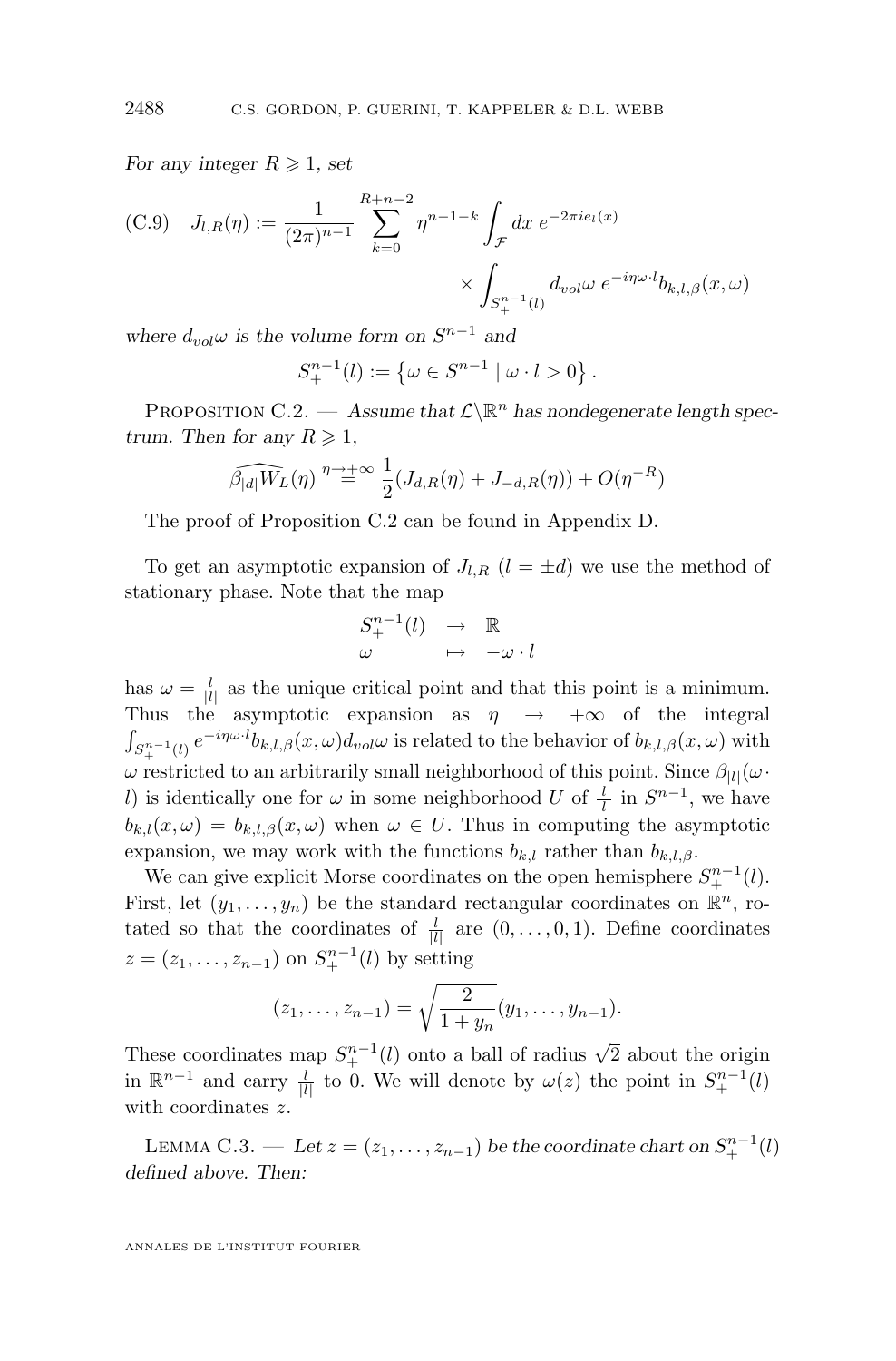*For any integer $R \geqslant 1$, set*

$$
\text{(C.9)} \quad J_{l,R}(\eta) := \frac{1}{(2\pi)^{n-1}} \sum_{k=0}^{R+n-2} \eta^{n-1-k} \int_{\mathcal{F}} dx \, e^{-2\pi i e_l(x)} \times \int_{S_+^{n-1}(l)} d_{vol}\omega \, e^{-i\eta\omega\cdot l} b_{k,l,\beta}(x,\omega)
$$

*where $d_{vol}\omega$ is the volume form on $S^{n-1}$ and*

$$
S_+^{n-1}(l) := \left\{\omega \in S^{n-1} \mid \omega \cdot l > 0\right\}.
$$

Proposition C.2. — *Assume that $\mathcal{L}\backslash\mathbb{R}^n$ has nondegenerate length spectrum. Then for any $R \geqslant 1$,*

$$
\widehat{\beta_{|d|} W_L}(\eta) \overset{\eta\to+\infty}{=} \frac{1}{2}(J_{d,R}(\eta) + J_{-d,R}(\eta)) + O(\eta^{-R})
$$

The proof of Proposition C.2 can be found in Appendix D.

To get an asymptotic expansion of $J_{l,R}$ ($l = \pm d$) we use the method of stationary phase. Note that the map

$$
\begin{array}{ccc}
S_+^{n-1}(l) & \to & \mathbb{R} \\
\omega & \mapsto & -\omega \cdot l
\end{array}
$$

has $\omega = \frac{l}{|l|}$ as the unique critical point and that this point is a minimum. Thus the asymptotic expansion as $\eta \to +\infty$ of the integral $\int_{S_+^{n-1}(l)} e^{-i\eta\omega\cdot l} b_{k,l,\beta}(x,\omega) d_{vol}\omega$ is related to the behavior of $b_{k,l,\beta}(x,\omega)$ with $\omega$ restricted to an arbitrarily small neighborhood of this point. Since $\beta_{|l|}(\omega\cdot l)$ is identically one for $\omega$ in some neighborhood $U$ of $\frac{l}{|l|}$ in $S^{n-1}$, we have $b_{k,l}(x,\omega) = b_{k,l,\beta}(x,\omega)$ when $\omega \in U$. Thus in computing the asymptotic expansion, we may work with the functions $b_{k,l}$ rather than $b_{k,l,\beta}$.

We can give explicit Morse coordinates on the open hemisphere $S_+^{n-1}(l)$. First, let $(y_1,\ldots,y_n)$ be the standard rectangular coordinates on $\mathbb{R}^n$, rotated so that the coordinates of $\frac{l}{|l|}$ are $(0,\ldots,0,1)$. Define coordinates $z = (z_1,\ldots,z_{n-1})$ on $S_+^{n-1}(l)$ by setting

$$
(z_1,\ldots,z_{n-1}) = \sqrt{\frac{2}{1+y_n}}(y_1,\ldots,y_{n-1}).
$$

These coordinates map $S_+^{n-1}(l)$ onto a ball of radius $\sqrt{2}$ about the origin in $\mathbb{R}^{n-1}$ and carry $\frac{l}{|l|}$ to 0. We will denote by $\omega(z)$ the point in $S_+^{n-1}(l)$ with coordinates $z$.

Lemma C.3. — *Let $z = (z_1,\ldots,z_{n-1})$ be the coordinate chart on $S_+^{n-1}(l)$ defined above. Then:*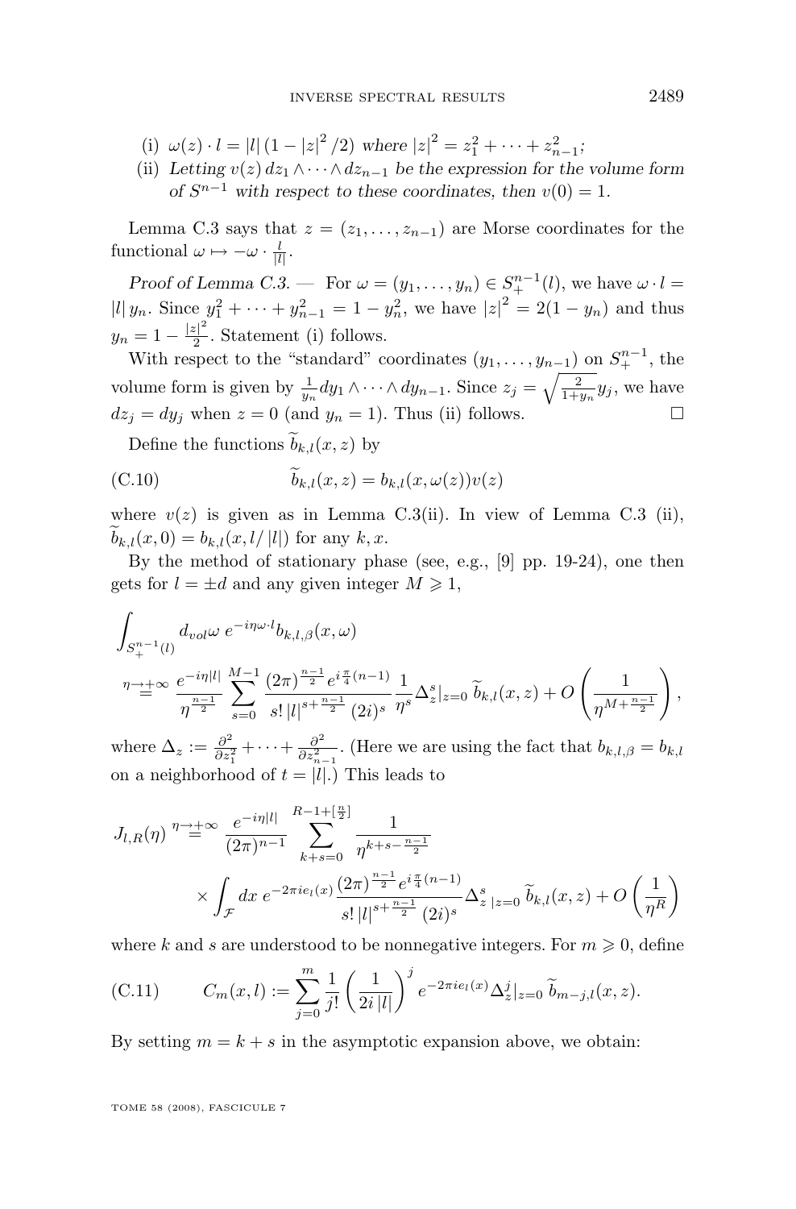(i) $\omega(z) \cdot l = |l| \, (1 - |z|^2/2)$ *where* $|z|^2 = z_1^2 + \cdots + z_{n-1}^2$;

(ii) *Letting* $v(z)\, dz_1 \wedge \cdots \wedge dz_{n-1}$ *be the expression for the volume form of* $S^{n-1}$ *with respect to these coordinates, then* $v(0) = 1$.

Lemma C.3 says that $z = (z_1, \ldots, z_{n-1})$ are Morse coordinates for the functional $\omega \mapsto -\omega \cdot \frac{l}{|l|}$.

*Proof of Lemma C.3.* — For $\omega = (y_1, \ldots, y_n) \in S_+^{n-1}(l)$, we have $\omega \cdot l = |l|\, y_n$. Since $y_1^2 + \cdots + y_{n-1}^2 = 1 - y_n^2$, we have $|z|^2 = 2(1 - y_n)$ and thus $y_n = 1 - \frac{|z|^2}{2}$. Statement (i) follows.

With respect to the "standard" coordinates $(y_1, \ldots, y_{n-1})$ on $S_+^{n-1}$, the volume form is given by $\frac{1}{y_n} dy_1 \wedge \cdots \wedge dy_{n-1}$. Since $z_j = \sqrt{\frac{2}{1+y_n}}\, y_j$, we have $dz_j = dy_j$ when $z = 0$ (and $y_n = 1$). Thus (ii) follows. $\square$

Define the functions $\widetilde{b}_{k,l}(x,z)$ by

$$\widetilde{b}_{k,l}(x,z) = b_{k,l}(x, \omega(z)) v(z) \tag{C.10}$$

where $v(z)$ is given as in Lemma C.3(ii). In view of Lemma C.3 (ii), $\widetilde{b}_{k,l}(x,0) = b_{k,l}(x, l/|l|)$ for any $k, x$.

By the method of stationary phase (see, e.g., [9] pp. 19-24), one then gets for $l = \pm d$ and any given integer $M \geqslant 1$,

$$\int_{S_+^{n-1}(l)} d_{vol}\omega \; e^{-i\eta\omega\cdot l} b_{k,l,\beta}(x,\omega)$$
$$\overset{\eta\to\pm\infty}{=} \frac{e^{-i\eta|l|}}{\eta^{\frac{n-1}{2}}} \sum_{s=0}^{M-1} \frac{(2\pi)^{\frac{n-1}{2}} e^{i\frac{\pi}{4}(n-1)}}{s!\, |l|^{s+\frac{n-1}{2}} (2i)^s} \frac{1}{\eta^s} \Delta_z^s|_{z=0}\, \widetilde{b}_{k,l}(x,z) + O\left(\frac{1}{\eta^{M+\frac{n-1}{2}}}\right),$$

where $\Delta_z := \frac{\partial^2}{\partial z_1^2} + \cdots + \frac{\partial^2}{\partial z_{n-1}^2}$. (Here we are using the fact that $b_{k,l,\beta} = b_{k,l}$ on a neighborhood of $t = |l|$.) This leads to

$$J_{l,R}(\eta) \overset{\eta\to\pm\infty}{=} \frac{e^{-i\eta|l|}}{(2\pi)^{n-1}} \sum_{k+s=0}^{R-1+[\frac{n}{2}]} \frac{1}{\eta^{k+s-\frac{n-1}{2}}}$$
$$\times \int_{\mathcal{F}} dx\; e^{-2\pi i e_l(x)} \frac{(2\pi)^{\frac{n-1}{2}} e^{i\frac{\pi}{4}(n-1)}}{s!\, |l|^{s+\frac{n-1}{2}} (2i)^s} \Delta_z^s{}_{|z=0}\, \widetilde{b}_{k,l}(x,z) + O\left(\frac{1}{\eta^R}\right)$$

where $k$ and $s$ are understood to be nonnegative integers. For $m \geqslant 0$, define

$$C_m(x,l) := \sum_{j=0}^{m} \frac{1}{j!} \left(\frac{1}{2i\,|l|}\right)^j e^{-2\pi i e_l(x)} \Delta_z^j|_{z=0}\, \widetilde{b}_{m-j,l}(x,z). \tag{C.11}$$

By setting $m = k + s$ in the asymptotic expansion above, we obtain: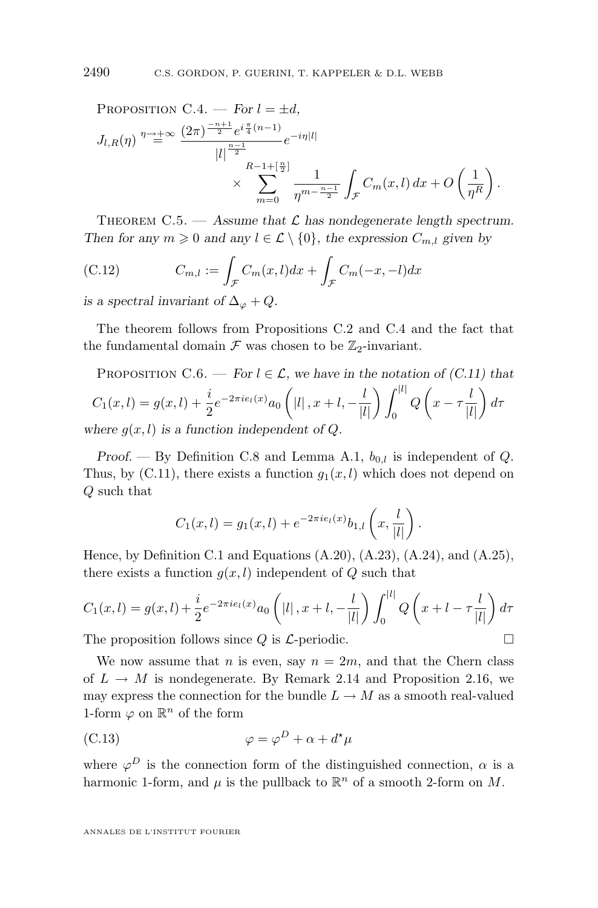**Proposition C.4.** — *For $l = \pm d$,*

$$J_{l,R}(\eta) \overset{\eta \to \pm\infty}{=} \frac{(2\pi)^{\frac{-n+1}{2}} e^{i\frac{\pi}{4}(n-1)}}{|l|^{\frac{n-1}{2}}} e^{-i\eta|l|} \times \sum_{m=0}^{R-1+[\frac{n}{2}]} \frac{1}{\eta^{m-\frac{n-1}{2}}} \int_{\mathcal{F}} C_m(x,l)\, dx + O\left(\frac{1}{\eta^R}\right).$$

**Theorem C.5.** — *Assume that $\mathcal{L}$ has nondegenerate length spectrum. Then for any $m \geqslant 0$ and any $l \in \mathcal{L} \setminus \{0\}$, the expression $C_{m,l}$ given by*

$$C_{m,l} := \int_{\mathcal{F}} C_m(x,l) dx + \int_{\mathcal{F}} C_m(-x,-l) dx \tag{C.12}$$

*is a spectral invariant of $\Delta_\varphi + Q$.*

The theorem follows from Propositions C.2 and C.4 and the fact that the fundamental domain $\mathcal{F}$ was chosen to be $\mathbb{Z}_2$-invariant.

**Proposition C.6.** — *For $l \in \mathcal{L}$, we have in the notation of (C.11) that*

$$C_1(x,l) = g(x,l) + \frac{i}{2} e^{-2\pi i e_l(x)} a_0\left(|l|, x+l, -\frac{l}{|l|}\right) \int_0^{|l|} Q\left(x - \tau\frac{l}{|l|}\right) d\tau$$

*where $g(x,l)$ is a function independent of $Q$.*

*Proof.* — By Definition C.8 and Lemma A.1, $b_{0,l}$ is independent of $Q$. Thus, by (C.11), there exists a function $g_1(x,l)$ which does not depend on $Q$ such that

$$C_1(x,l) = g_1(x,l) + e^{-2\pi i e_l(x)} b_{1,l}\left(x, \frac{l}{|l|}\right).$$

Hence, by Definition C.1 and Equations (A.20), (A.23), (A.24), and (A.25), there exists a function $g(x,l)$ independent of $Q$ such that

$$C_1(x,l) = g(x,l) + \frac{i}{2} e^{-2\pi i e_l(x)} a_0\left(|l|, x+l, -\frac{l}{|l|}\right) \int_0^{|l|} Q\left(x + l - \tau\frac{l}{|l|}\right) d\tau$$

The proposition follows since $Q$ is $\mathcal{L}$-periodic. □

We now assume that $n$ is even, say $n = 2m$, and that the Chern class of $L \to M$ is nondegenerate. By Remark 2.14 and Proposition 2.16, we may express the connection for the bundle $L \to M$ as a smooth real-valued 1-form $\varphi$ on $\mathbb{R}^n$ of the form

$$\varphi = \varphi^D + \alpha + d^\star \mu \tag{C.13}$$

where $\varphi^D$ is the connection form of the distinguished connection, $\alpha$ is a harmonic 1-form, and $\mu$ is the pullback to $\mathbb{R}^n$ of a smooth 2-form on $M$.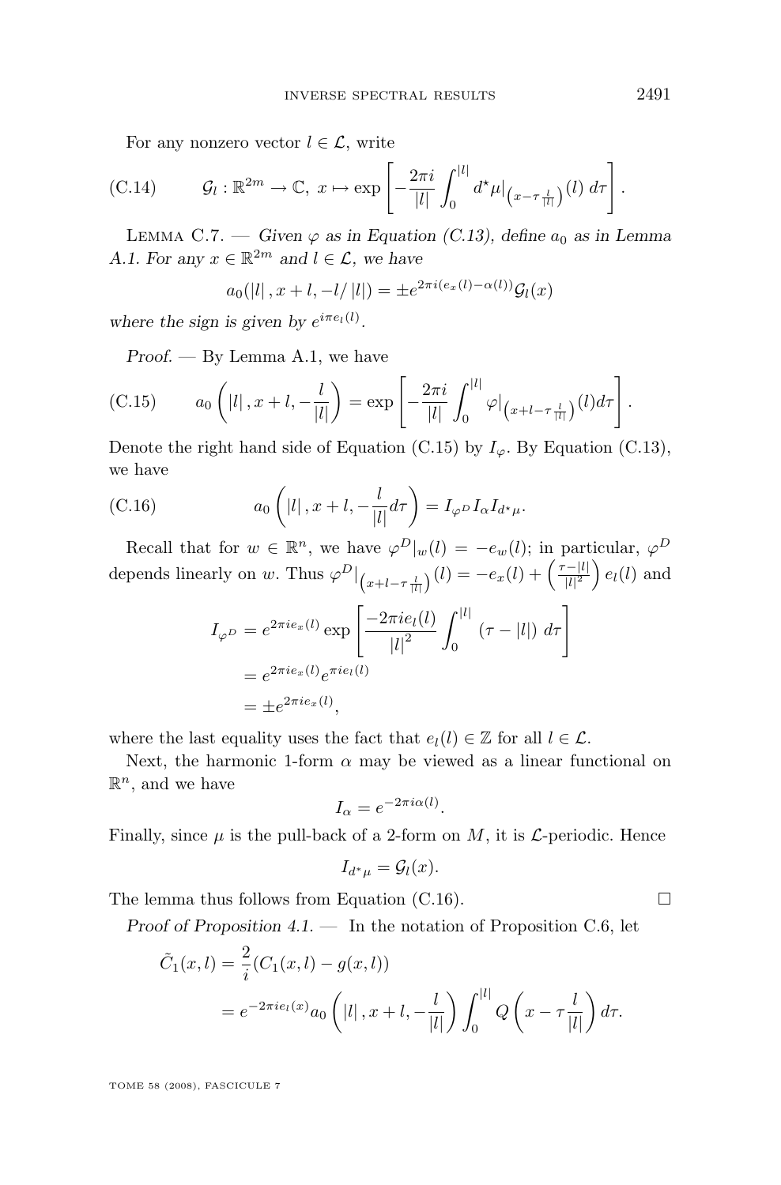For any nonzero vector $l \in \mathcal{L}$, write

$$\text{(C.14)} \qquad \mathcal{G}_l : \mathbb{R}^{2m} \to \mathbb{C},\ x \mapsto \exp\left[-\frac{2\pi i}{|l|}\int_0^{|l|} d^\star\mu|_{\left(x-\tau\frac{l}{|l|}\right)}(l)\, d\tau\right].$$

Lemma C.7. — *Given $\varphi$ as in Equation (C.13), define $a_0$ as in Lemma A.1. For any $x \in \mathbb{R}^{2m}$ and $l \in \mathcal{L}$, we have*

$$a_0(|l|, x+l, -l/|l|) = \pm e^{2\pi i(e_x(l)-\alpha(l))}\mathcal{G}_l(x)$$

*where the sign is given by $e^{i\pi e_l(l)}$.*

*Proof.* — By Lemma A.1, we have

$$\text{(C.15)} \qquad a_0\left(|l|, x+l, -\frac{l}{|l|}\right) = \exp\left[-\frac{2\pi i}{|l|}\int_0^{|l|} \varphi|_{\left(x+l-\tau\frac{l}{|l|}\right)}(l) d\tau\right].$$

Denote the right hand side of Equation (C.15) by $I_\varphi$. By Equation (C.13), we have

$$\text{(C.16)} \qquad a_0\left(|l|, x+l, -\frac{l}{|l|}d\tau\right) = I_{\varphi^D} I_\alpha I_{d^\star\mu}.$$

Recall that for $w \in \mathbb{R}^n$, we have $\varphi^D|_w(l) = -e_w(l)$; in particular, $\varphi^D$ depends linearly on $w$. Thus $\varphi^D|_{\left(x+l-\tau\frac{l}{|l|}\right)}(l) = -e_x(l) + \left(\frac{\tau-|l|}{|l|^2}\right)e_l(l)$ and

$$\begin{aligned}
I_{\varphi^D} &= e^{2\pi i e_x(l)} \exp\left[\frac{-2\pi i e_l(l)}{|l|^2}\int_0^{|l|} (\tau - |l|)\, d\tau\right] \\
&= e^{2\pi i e_x(l)} e^{\pi i e_l(l)} \\
&= \pm e^{2\pi i e_x(l)},
\end{aligned}$$

where the last equality uses the fact that $e_l(l) \in \mathbb{Z}$ for all $l \in \mathcal{L}$.

Next, the harmonic 1-form $\alpha$ may be viewed as a linear functional on $\mathbb{R}^n$, and we have

$$I_\alpha = e^{-2\pi i \alpha(l)}.$$

Finally, since $\mu$ is the pull-back of a 2-form on $M$, it is $\mathcal{L}$-periodic. Hence

$$I_{d^*\mu} = \mathcal{G}_l(x).$$

The lemma thus follows from Equation (C.16). $\square$

*Proof of Proposition 4.1.* — In the notation of Proposition C.6, let

$$\begin{aligned}
\tilde{C}_1(x,l) &= \frac{2}{i}(C_1(x,l) - g(x,l)) \\
&= e^{-2\pi i e_l(x)} a_0\left(|l|, x+l, -\frac{l}{|l|}\right)\int_0^{|l|} Q\left(x - \tau\frac{l}{|l|}\right) d\tau.
\end{aligned}$$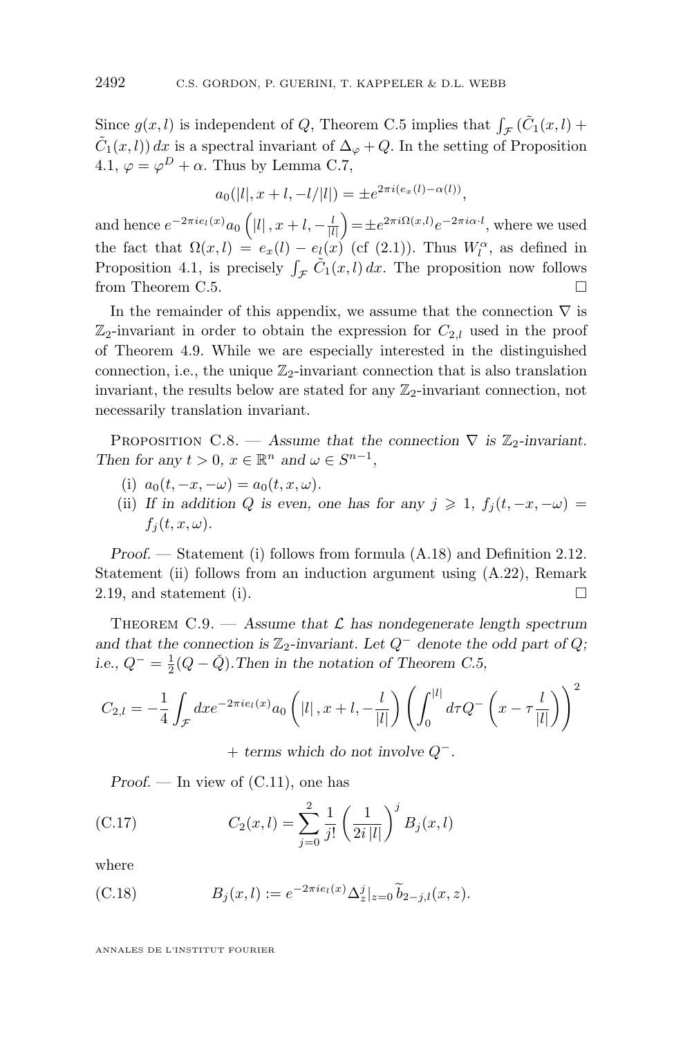Since $g(x,l)$ is independent of $Q$, Theorem C.5 implies that $\int_{\mathcal{F}} (\tilde{C}_1(x,l) + \tilde{C}_1(x,l))\, dx$ is a spectral invariant of $\Delta_\varphi + Q$. In the setting of Proposition 4.1, $\varphi = \varphi^D + \alpha$. Thus by Lemma C.7,

$$a_0(|l|, x+l, -l/|l|) = \pm e^{2\pi i (e_x(l) - \alpha(l))},$$

and hence $e^{-2\pi i e_l(x)} a_0\left(|l|, x+l, -\frac{l}{|l|}\right) = \pm e^{2\pi i \Omega(x,l)} e^{-2\pi i \alpha \cdot l}$, where we used the fact that $\Omega(x,l) = e_x(l) - e_l(x)$ (cf (2.1)). Thus $W_l^\alpha$, as defined in Proposition 4.1, is precisely $\int_{\mathcal{F}} \tilde{C}_1(x,l)\, dx$. The proposition now follows from Theorem C.5. □

In the remainder of this appendix, we assume that the connection $\nabla$ is $\mathbb{Z}_2$-invariant in order to obtain the expression for $C_{2,l}$ used in the proof of Theorem 4.9. While we are especially interested in the distinguished connection, i.e., the unique $\mathbb{Z}_2$-invariant connection that is also translation invariant, the results below are stated for any $\mathbb{Z}_2$-invariant connection, not necessarily translation invariant.

Proposition C.8. — *Assume that the connection $\nabla$ is $\mathbb{Z}_2$-invariant. Then for any $t > 0$, $x \in \mathbb{R}^n$ and $\omega \in S^{n-1}$,*

(i) $a_0(t, -x, -\omega) = a_0(t, x, \omega)$.

(ii) *If in addition $Q$ is even, one has for any $j \geqslant 1$, $f_j(t, -x, -\omega) = f_j(t, x, \omega)$.*

*Proof.* — Statement (i) follows from formula (A.18) and Definition 2.12. Statement (ii) follows from an induction argument using (A.22), Remark 2.19, and statement (i). □

Theorem C.9. — *Assume that $\mathcal{L}$ has nondegenerate length spectrum and that the connection is $\mathbb{Z}_2$-invariant. Let $Q^-$ denote the odd part of $Q$; i.e., $Q^- = \frac{1}{2}(Q - \check{Q})$. Then in the notation of Theorem C.5,*

$$C_{2,l} = -\frac{1}{4} \int_{\mathcal{F}} dx e^{-2\pi i e_l(x)} a_0\left(|l|, x+l, -\frac{l}{|l|}\right) \left( \int_0^{|l|} d\tau Q^-\left(x - \tau \frac{l}{|l|}\right) \right)^2$$

$$+ \textit{ terms which do not involve } Q^-.$$

*Proof.* — In view of (C.11), one has

$$C_2(x,l) = \sum_{j=0}^{2} \frac{1}{j!} \left(\frac{1}{2i\,|l|}\right)^j B_j(x,l) \tag{C.17}$$

where

$$B_j(x,l) := e^{-2\pi i e_l(x)} \Delta_z^j|_{z=0} \widetilde{b}_{2-j,l}(x,z). \tag{C.18}$$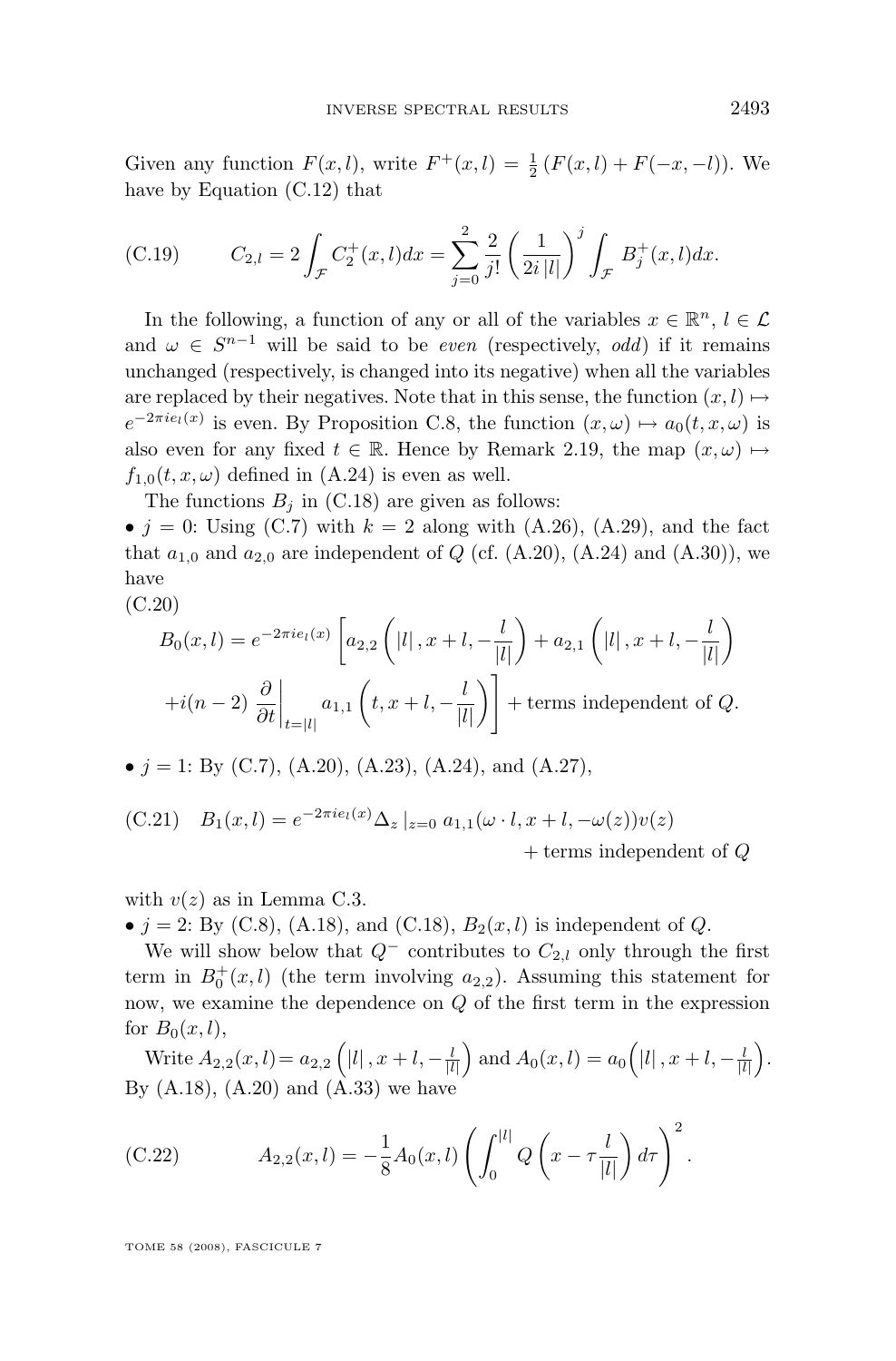Given any function $F(x,l)$, write $F^+(x,l) = \frac{1}{2}\left(F(x,l) + F(-x,-l)\right)$. We have by Equation (C.12) that

$$C_{2,l} = 2\int_{\mathcal{F}} C_2^+(x,l)dx = \sum_{j=0}^{2} \frac{2}{j!}\left(\frac{1}{2i\,|l|}\right)^j \int_{\mathcal{F}} B_j^+(x,l)dx. \tag{C.19}$$

In the following, a function of any or all of the variables $x \in \mathbb{R}^n$, $l \in \mathcal{L}$ and $\omega \in S^{n-1}$ will be said to be *even* (respectively, *odd*) if it remains unchanged (respectively, is changed into its negative) when all the variables are replaced by their negatives. Note that in this sense, the function $(x,l) \mapsto e^{-2\pi i e_l(x)}$ is even. By Proposition C.8, the function $(x,\omega) \mapsto a_0(t,x,\omega)$ is also even for any fixed $t \in \mathbb{R}$. Hence by Remark 2.19, the map $(x,\omega) \mapsto f_{1,0}(t,x,\omega)$ defined in (A.24) is even as well.

The functions $B_j$ in (C.18) are given as follows:

- $j = 0$: Using (C.7) with $k = 2$ along with (A.26), (A.29), and the fact that $a_{1,0}$ and $a_{2,0}$ are independent of $Q$ (cf. (A.20), (A.24) and (A.30)), we have

$$\begin{aligned} B_0(x,l) = e^{-2\pi i e_l(x)} \Bigg[ & a_{2,2}\left(|l|, x+l, -\frac{l}{|l|}\right) + a_{2,1}\left(|l|, x+l, -\frac{l}{|l|}\right) \\ & + i(n-2)\left.\frac{\partial}{\partial t}\right|_{t=|l|} a_{1,1}\left(t, x+l, -\frac{l}{|l|}\right)\Bigg] + \text{terms independent of } Q. \end{aligned} \tag{C.20}$$

- $j = 1$: By (C.7), (A.20), (A.23), (A.24), and (A.27),

$$B_1(x,l) = e^{-2\pi i e_l(x)} \Delta_z\,|_{z=0}\; a_{1,1}(\omega \cdot l, x+l, -\omega(z))v(z) + \text{terms independent of } Q \tag{C.21}$$

with $v(z)$ as in Lemma C.3.

- $j = 2$: By (C.8), (A.18), and (C.18), $B_2(x,l)$ is independent of $Q$.

We will show below that $Q^-$ contributes to $C_{2,l}$ only through the first term in $B_0^+(x,l)$ (the term involving $a_{2,2}$). Assuming this statement for now, we examine the dependence on $Q$ of the first term in the expression for $B_0(x,l)$,

Write $A_{2,2}(x,l) = a_{2,2}\left(|l|, x+l, -\frac{l}{|l|}\right)$ and $A_0(x,l) = a_0\left(|l|, x+l, -\frac{l}{|l|}\right)$. By (A.18), (A.20) and (A.33) we have

$$A_{2,2}(x,l) = -\frac{1}{8}A_0(x,l)\left(\int_0^{|l|} Q\left(x - \tau\frac{l}{|l|}\right)d\tau\right)^2. \tag{C.22}$$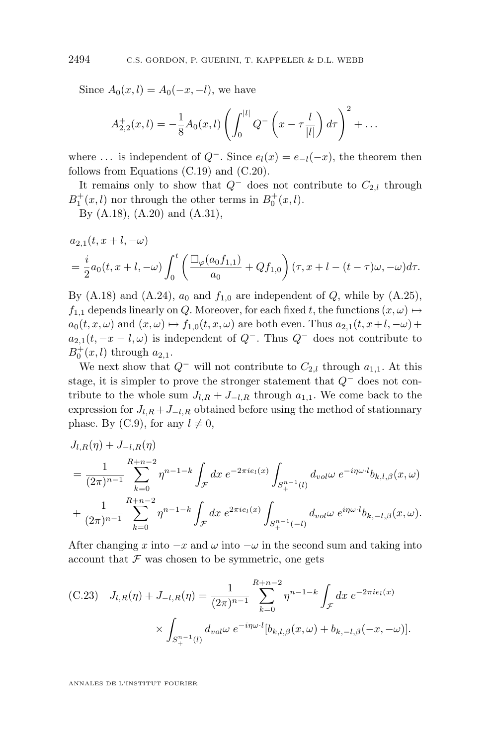Since $A_0(x,l) = A_0(-x,-l)$, we have

$$A_{2,2}^{+}(x,l) = -\frac{1}{8}A_0(x,l)\left(\int_0^{|l|} Q^{-}\left(x - \tau\frac{l}{|l|}\right)d\tau\right)^2 + \dots$$

where $\dots$ is independent of $Q^{-}$. Since $e_l(x) = e_{-l}(-x)$, the theorem then follows from Equations (C.19) and (C.20).

It remains only to show that $Q^{-}$ does not contribute to $C_{2,l}$ through $B_1^{+}(x,l)$ nor through the other terms in $B_0^{+}(x,l)$.

By (A.18), (A.20) and (A.31),

$$\begin{aligned}
&a_{2,1}(t, x+l, -\omega)\\
&= \frac{i}{2}a_0(t,x+l,-\omega)\int_0^t \left(\frac{\Box_{\varphi}(a_0 f_{1,1})}{a_0} + Qf_{1,0}\right)(\tau, x+l-(t-\tau)\omega, -\omega)d\tau.
\end{aligned}$$

By (A.18) and (A.24), $a_0$ and $f_{1,0}$ are independent of $Q$, while by (A.25), $f_{1,1}$ depends linearly on $Q$. Moreover, for each fixed $t$, the functions $(x,\omega) \mapsto a_0(t,x,\omega)$ and $(x,\omega) \mapsto f_{1,0}(t,x,\omega)$ are both even. Thus $a_{2,1}(t,x+l,-\omega) + a_{2,1}(t,-x-l,\omega)$ is independent of $Q^{-}$. Thus $Q^{-}$ does not contribute to $B_0^{+}(x,l)$ through $a_{2,1}$.

We next show that $Q^{-}$ will not contribute to $C_{2,l}$ through $a_{1,1}$. At this stage, it is simpler to prove the stronger statement that $Q^{-}$ does not contribute to the whole sum $J_{l,R} + J_{-l,R}$ through $a_{1,1}$. We come back to the expression for $J_{l,R}+J_{-l,R}$ obtained before using the method of stationnary phase. By (C.9), for any $l \neq 0$,

$$\begin{aligned}
&J_{l,R}(\eta) + J_{-l,R}(\eta)\\
&= \frac{1}{(2\pi)^{n-1}}\sum_{k=0}^{R+n-2}\eta^{n-1-k}\int_{\mathcal{F}} dx\, e^{-2\pi i e_l(x)}\int_{S_{+}^{n-1}(l)} d_{vol}\omega\, e^{-i\eta\omega\cdot l} b_{k,l,\beta}(x,\omega)\\
&+ \frac{1}{(2\pi)^{n-1}}\sum_{k=0}^{R+n-2}\eta^{n-1-k}\int_{\mathcal{F}} dx\, e^{2\pi i e_l(x)}\int_{S_{+}^{n-1}(-l)} d_{vol}\omega\, e^{i\eta\omega\cdot l} b_{k,-l,\beta}(x,\omega).
\end{aligned}$$

After changing $x$ into $-x$ and $\omega$ into $-\omega$ in the second sum and taking into account that $\mathcal{F}$ was chosen to be symmetric, one gets

$$\text{(C.23)}\quad \begin{aligned}
J_{l,R}(\eta) + J_{-l,R}(\eta) &= \frac{1}{(2\pi)^{n-1}}\sum_{k=0}^{R+n-2}\eta^{n-1-k}\int_{\mathcal{F}} dx\, e^{-2\pi i e_l(x)}\\
&\times \int_{S_{+}^{n-1}(l)} d_{vol}\omega\, e^{-i\eta\omega\cdot l}[b_{k,l,\beta}(x,\omega) + b_{k,-l,\beta}(-x,-\omega)].
\end{aligned}$$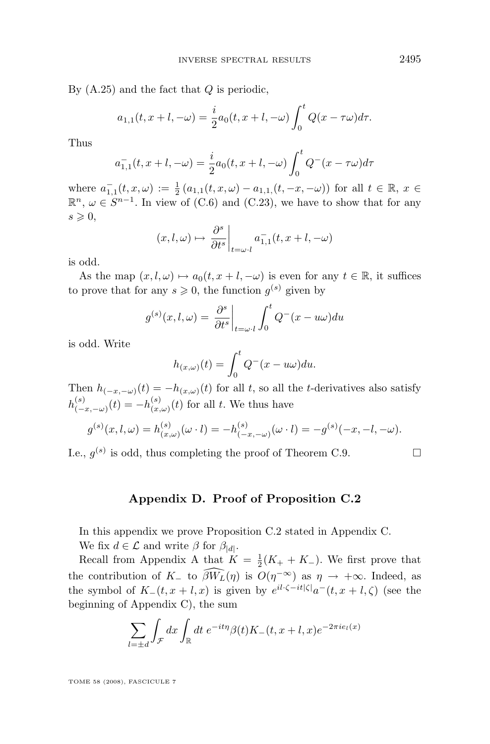By (A.25) and the fact that $Q$ is periodic,

$$a_{1,1}(t, x+l, -\omega) = \frac{i}{2} a_0(t, x+l, -\omega) \int_0^t Q(x - \tau\omega) d\tau.$$

Thus

$$a^-_{1,1}(t, x+l, -\omega) = \frac{i}{2} a_0(t, x+l, -\omega) \int_0^t Q^-(x - \tau\omega) d\tau$$

where $a^-_{1,1}(t, x, \omega) := \frac{1}{2}\left(a_{1,1}(t, x, \omega) - a_{1,1,}(t, -x, -\omega)\right)$ for all $t \in \mathbb{R}$, $x \in \mathbb{R}^n$, $\omega \in S^{n-1}$. In view of (C.6) and (C.23), we have to show that for any $s \geqslant 0$,

$$(x, l, \omega) \mapsto \left.\frac{\partial^s}{\partial t^s}\right|_{t=\omega\cdot l} a^-_{1,1}(t, x+l, -\omega)$$

is odd.

As the map $(x, l, \omega) \mapsto a_0(t, x+l, -\omega)$ is even for any $t \in \mathbb{R}$, it suffices to prove that for any $s \geqslant 0$, the function $g^{(s)}$ given by

$$g^{(s)}(x, l, \omega) = \left.\frac{\partial^s}{\partial t^s}\right|_{t=\omega\cdot l} \int_0^t Q^-(x - u\omega) du$$

is odd. Write

$$h_{(x,\omega)}(t) = \int_0^t Q^-(x - u\omega) du.$$

Then $h_{(-x,-\omega)}(t) = -h_{(x,\omega)}(t)$ for all $t$, so all the $t$-derivatives also satisfy $h^{(s)}_{(-x,-\omega)}(t) = -h^{(s)}_{(x,\omega)}(t)$ for all $t$. We thus have

$$g^{(s)}(x, l, \omega) = h^{(s)}_{(x,\omega)}(\omega \cdot l) = -h^{(s)}_{(-x,-\omega)}(\omega \cdot l) = -g^{(s)}(-x, -l, -\omega).$$

I.e., $g^{(s)}$ is odd, thus completing the proof of Theorem C.9. □

## Appendix D. Proof of Proposition C.2

In this appendix we prove Proposition C.2 stated in Appendix C.

We fix $d \in \mathcal{L}$ and write $\beta$ for $\beta_{|d|}$.

Recall from Appendix A that $K = \frac{1}{2}(K_+ + K_-)$. We first prove that the contribution of $K_-$ to $\widehat{\beta W_L}(\eta)$ is $O(\eta^{-\infty})$ as $\eta \to +\infty$. Indeed, as the symbol of $K_-(t, x+l, x)$ is given by $e^{il\cdot\zeta - it|\zeta|} a^-(t, x+l, \zeta)$ (see the beginning of Appendix C), the sum

$$\sum_{l=\pm d} \int_{\mathcal{F}} dx \int_{\mathbb{R}} dt \; e^{-it\eta} \beta(t) K_-(t, x+l, x) e^{-2\pi i e_l(x)}$$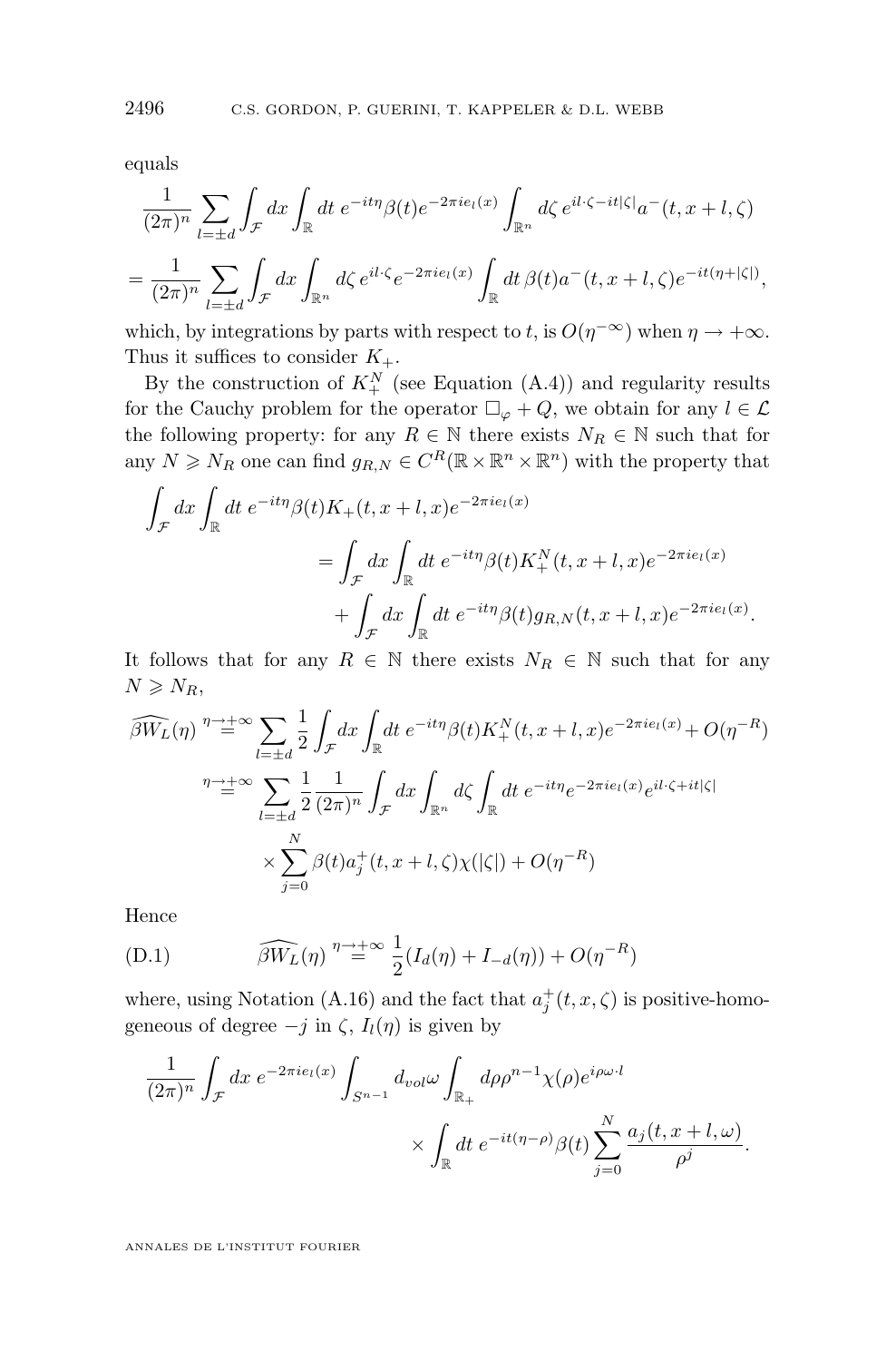equals

$$\frac{1}{(2\pi)^n}\sum_{l=\pm d}\int_{\mathcal{F}}dx\int_{\mathbb{R}}dt\; e^{-it\eta}\beta(t)e^{-2\pi i e_l(x)}\int_{\mathbb{R}^n}d\zeta\, e^{il\cdot\zeta-it|\zeta|}a^-(t,x+l,\zeta)$$

$$=\frac{1}{(2\pi)^n}\sum_{l=\pm d}\int_{\mathcal{F}}dx\int_{\mathbb{R}^n}d\zeta\, e^{il\cdot\zeta}e^{-2\pi i e_l(x)}\int_{\mathbb{R}}dt\,\beta(t)a^-(t,x+l,\zeta)e^{-it(\eta+|\zeta|)},$$

which, by integrations by parts with respect to $t$, is $O(\eta^{-\infty})$ when $\eta\to+\infty$. Thus it suffices to consider $K_+$.

By the construction of $K_+^N$ (see Equation (A.4)) and regularity results for the Cauchy problem for the operator $\Box_\varphi+Q$, we obtain for any $l\in\mathcal{L}$ the following property: for any $R\in\mathbb{N}$ there exists $N_R\in\mathbb{N}$ such that for any $N\geqslant N_R$ one can find $g_{R,N}\in C^R(\mathbb{R}\times\mathbb{R}^n\times\mathbb{R}^n)$ with the property that

$$\begin{aligned}\int_{\mathcal{F}}dx\int_{\mathbb{R}}dt\; e^{-it\eta}\beta(t)K_+(t,x+l,x)e^{-2\pi i e_l(x)}&\\ =\int_{\mathcal{F}}dx\int_{\mathbb{R}}dt\; e^{-it\eta}\beta(t)K_+^N(t,x+l,x)&e^{-2\pi i e_l(x)}\\ +\int_{\mathcal{F}}dx\int_{\mathbb{R}}dt\; e^{-it\eta}\beta(t)g_{R,N}(t,x+l,x)&e^{-2\pi i e_l(x)}.\end{aligned}$$

It follows that for any $R\in\mathbb{N}$ there exists $N_R\in\mathbb{N}$ such that for any $N\geqslant N_R$,

$$\begin{aligned}\widehat{\beta W_L}(\eta)&\overset{\eta\to+\infty}{=}\sum_{l=\pm d}\frac{1}{2}\int_{\mathcal{F}}dx\int_{\mathbb{R}}dt\; e^{-it\eta}\beta(t)K_+^N(t,x+l,x)e^{-2\pi i e_l(x)}+O(\eta^{-R})\\ &\overset{\eta\to+\infty}{=}\sum_{l=\pm d}\frac{1}{2}\frac{1}{(2\pi)^n}\int_{\mathcal{F}}dx\int_{\mathbb{R}^n}d\zeta\int_{\mathbb{R}}dt\; e^{-it\eta}e^{-2\pi i e_l(x)}e^{il\cdot\zeta+it|\zeta|}\\ &\qquad\times\sum_{j=0}^{N}\beta(t)a_j^+(t,x+l,\zeta)\chi(|\zeta|)+O(\eta^{-R})\end{aligned}$$

Hence

$$\widehat{\beta W_L}(\eta)\overset{\eta\to+\infty}{=}\frac{1}{2}(I_d(\eta)+I_{-d}(\eta))+O(\eta^{-R})\tag{D.1}$$

where, using Notation (A.16) and the fact that $a_j^+(t,x,\zeta)$ is positive-homogeneous of degree $-j$ in $\zeta$, $I_l(\eta)$ is given by

$$\begin{aligned}\frac{1}{(2\pi)^n}\int_{\mathcal{F}}dx\; e^{-2\pi i e_l(x)}\int_{S^{n-1}}d_{vol}\omega\int_{\mathbb{R}_+}d\rho\rho^{n-1}\chi(\rho)e^{i\rho\omega\cdot l}&\\ \times\int_{\mathbb{R}}dt\; e^{-it(\eta-\rho)}\beta(t)\sum_{j=0}^{N}\frac{a_j(t,x+l,\omega)}{\rho^j}&.\end{aligned}$$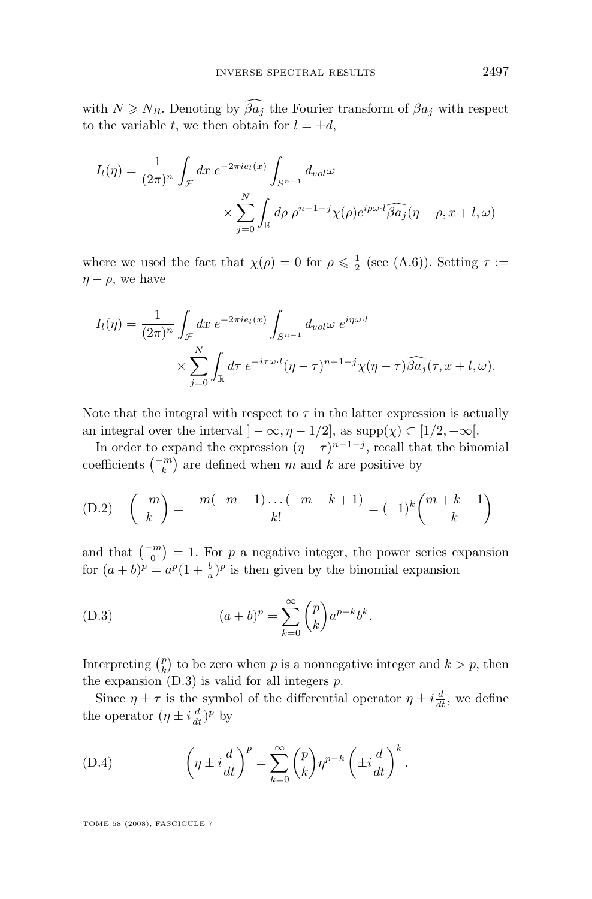with $N \geqslant N_R$. Denoting by $\widehat{\beta a_j}$ the Fourier transform of $\beta a_j$ with respect to the variable $t$, we then obtain for $l = \pm d$,

$$I_l(\eta) = \frac{1}{(2\pi)^n} \int_{\mathcal{F}} dx\, e^{-2\pi i e_l(x)} \int_{S^{n-1}} d_{vol}\omega \times \sum_{j=0}^{N} \int_{\mathbb{R}} d\rho\, \rho^{n-1-j} \chi(\rho) e^{i\rho\omega\cdot l} \widehat{\beta a_j}(\eta - \rho, x + l, \omega)$$

where we used the fact that $\chi(\rho) = 0$ for $\rho \leqslant \frac{1}{2}$ (see (A.6)). Setting $\tau := \eta - \rho$, we have

$$I_l(\eta) = \frac{1}{(2\pi)^n} \int_{\mathcal{F}} dx\, e^{-2\pi i e_l(x)} \int_{S^{n-1}} d_{vol}\omega\, e^{i\eta\omega\cdot l} \times \sum_{j=0}^{N} \int_{\mathbb{R}} d\tau\, e^{-i\tau\omega\cdot l} (\eta - \tau)^{n-1-j} \chi(\eta - \tau) \widehat{\beta a_j}(\tau, x + l, \omega).$$

Note that the integral with respect to $\tau$ in the latter expression is actually an integral over the interval $]-\infty, \eta - 1/2]$, as $\mathrm{supp}(\chi) \subset [1/2, +\infty[$.

In order to expand the expression $(\eta - \tau)^{n-1-j}$, recall that the binomial coefficients $\binom{-m}{k}$ are defined when $m$ and $k$ are positive by

$$\binom{-m}{k} = \frac{-m(-m-1)\dots(-m-k+1)}{k!} = (-1)^k \binom{m+k-1}{k} \tag{D.2}$$

and that $\binom{-m}{0} = 1$. For $p$ a negative integer, the power series expansion for $(a+b)^p = a^p(1 + \frac{b}{a})^p$ is then given by the binomial expansion

$$(a+b)^p = \sum_{k=0}^{\infty} \binom{p}{k} a^{p-k} b^k. \tag{D.3}$$

Interpreting $\binom{p}{k}$ to be zero when $p$ is a nonnegative integer and $k > p$, then the expansion (D.3) is valid for all integers $p$.

Since $\eta \pm \tau$ is the symbol of the differential operator $\eta \pm i\frac{d}{dt}$, we define the operator $(\eta \pm i\frac{d}{dt})^p$ by

$$\left(\eta \pm i\frac{d}{dt}\right)^p = \sum_{k=0}^{\infty} \binom{p}{k} \eta^{p-k} \left(\pm i\frac{d}{dt}\right)^k. \tag{D.4}$$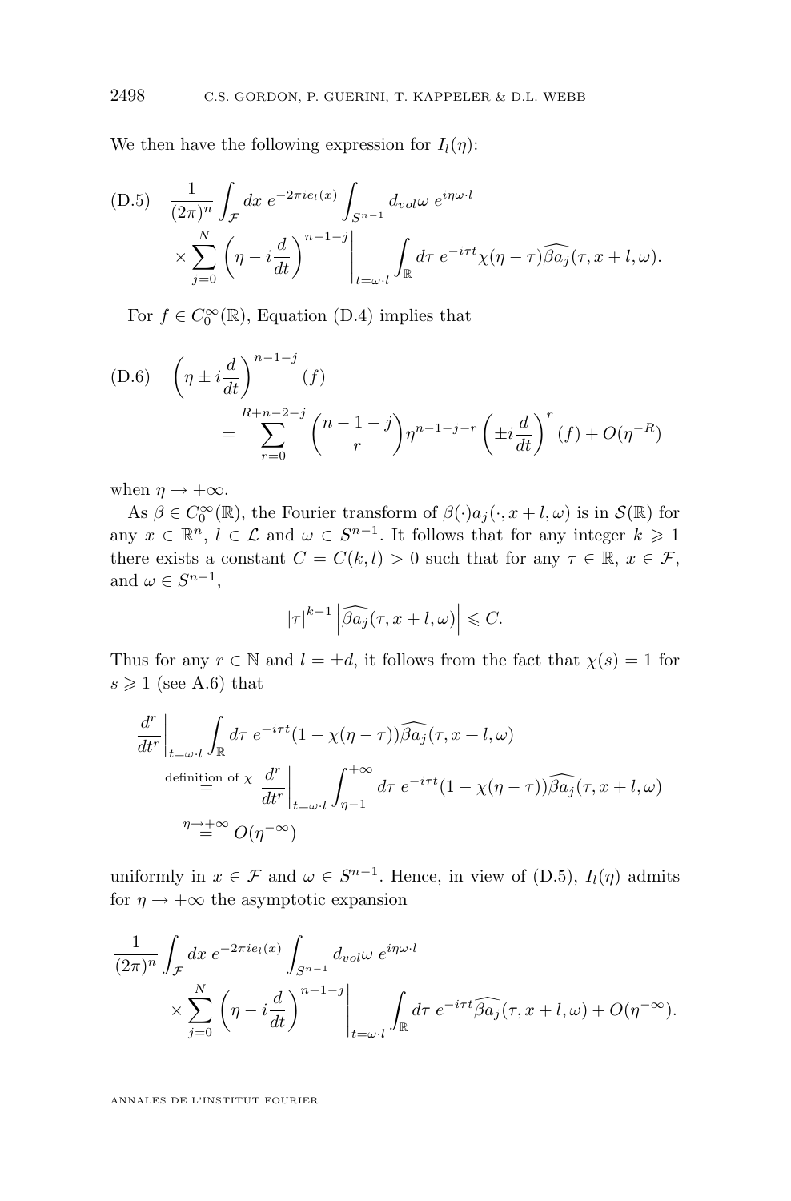We then have the following expression for $I_l(\eta)$:

$$
\text{(D.5)} \quad \frac{1}{(2\pi)^n} \int_{\mathcal{F}} dx \; e^{-2\pi i e_l(x)} \int_{S^{n-1}} d_{vol}\omega \; e^{i\eta\omega\cdot l} \\
\times \sum_{j=0}^{N} \left(\eta - i\frac{d}{dt}\right)^{n-1-j} \Bigg|_{t=\omega\cdot l} \int_{\mathbb{R}} d\tau \; e^{-i\tau t} \chi(\eta-\tau) \widehat{\beta a_j}(\tau, x+l, \omega).
$$

For $f \in C_0^\infty(\mathbb{R})$, Equation (D.4) implies that

$$
\text{(D.6)} \quad \left(\eta \pm i\frac{d}{dt}\right)^{n-1-j}(f) \\
= \sum_{r=0}^{R+n-2-j} \binom{n-1-j}{r} \eta^{n-1-j-r} \left(\pm i\frac{d}{dt}\right)^r (f) + O(\eta^{-R})
$$

when $\eta \to +\infty$.

As $\beta \in C_0^\infty(\mathbb{R})$, the Fourier transform of $\beta(\cdot)a_j(\cdot, x+l, \omega)$ is in $\mathcal{S}(\mathbb{R})$ for any $x \in \mathbb{R}^n$, $l \in \mathcal{L}$ and $\omega \in S^{n-1}$. It follows that for any integer $k \geqslant 1$ there exists a constant $C = C(k,l) > 0$ such that for any $\tau \in \mathbb{R}$, $x \in \mathcal{F}$, and $\omega \in S^{n-1}$,

$$
|\tau|^{k-1} \left| \widehat{\beta a_j}(\tau, x+l, \omega) \right| \leqslant C.
$$

Thus for any $r \in \mathbb{N}$ and $l = \pm d$, it follows from the fact that $\chi(s) = 1$ for $s \geqslant 1$ (see A.6) that

$$
\frac{d^r}{dt^r}\Bigg|_{t=\omega\cdot l} \int_{\mathbb{R}} d\tau \; e^{-i\tau t}(1-\chi(\eta-\tau)) \widehat{\beta a_j}(\tau, x+l, \omega) \\
\overset{\text{definition of } \chi}{=} \frac{d^r}{dt^r}\Bigg|_{t=\omega\cdot l} \int_{\eta-1}^{+\infty} d\tau \; e^{-i\tau t}(1-\chi(\eta-\tau)) \widehat{\beta a_j}(\tau, x+l, \omega) \\
\overset{\eta\to+\infty}{=} O(\eta^{-\infty})
$$

uniformly in $x \in \mathcal{F}$ and $\omega \in S^{n-1}$. Hence, in view of (D.5), $I_l(\eta)$ admits for $\eta \to +\infty$ the asymptotic expansion

$$
\frac{1}{(2\pi)^n} \int_{\mathcal{F}} dx \; e^{-2\pi i e_l(x)} \int_{S^{n-1}} d_{vol}\omega \; e^{i\eta\omega\cdot l} \\
\times \sum_{j=0}^{N} \left(\eta - i\frac{d}{dt}\right)^{n-1-j} \Bigg|_{t=\omega\cdot l} \int_{\mathbb{R}} d\tau \; e^{-i\tau t} \widehat{\beta a_j}(\tau, x+l, \omega) + O(\eta^{-\infty}).
$$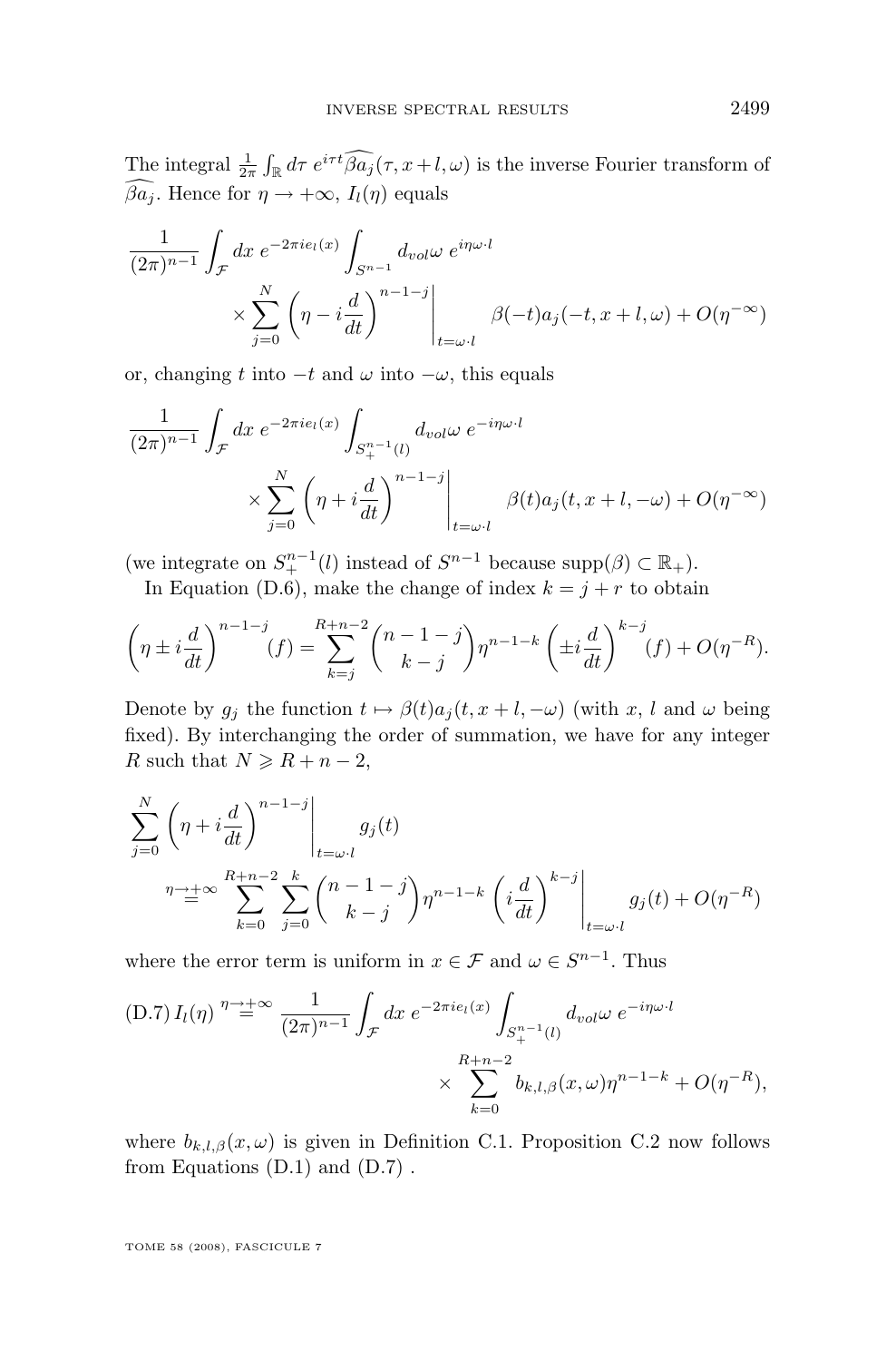The integral $\frac{1}{2\pi}\int_{\mathbb{R}} d\tau\, e^{i\tau t}\widehat{\beta a_j}(\tau, x+l, \omega)$ is the inverse Fourier transform of $\widehat{\beta a_j}$. Hence for $\eta \to +\infty$, $I_l(\eta)$ equals

$$\frac{1}{(2\pi)^{n-1}} \int_{\mathcal{F}} dx\, e^{-2\pi i e_l(x)} \int_{S^{n-1}} d_{vol}\omega\, e^{i\eta\omega\cdot l} \times \sum_{j=0}^{N} \left(\eta - i\frac{d}{dt}\right)^{n-1-j}\Bigg|_{t=\omega\cdot l} \beta(-t) a_j(-t, x+l, \omega) + O(\eta^{-\infty})$$

or, changing $t$ into $-t$ and $\omega$ into $-\omega$, this equals

$$\frac{1}{(2\pi)^{n-1}} \int_{\mathcal{F}} dx\, e^{-2\pi i e_l(x)} \int_{S_+^{n-1}(l)} d_{vol}\omega\, e^{-i\eta\omega\cdot l} \times \sum_{j=0}^{N} \left(\eta + i\frac{d}{dt}\right)^{n-1-j}\Bigg|_{t=\omega\cdot l} \beta(t) a_j(t, x+l, -\omega) + O(\eta^{-\infty})$$

(we integrate on $S_+^{n-1}(l)$ instead of $S^{n-1}$ because $\mathrm{supp}(\beta) \subset \mathbb{R}_+$).

In Equation (D.6), make the change of index $k = j + r$ to obtain

$$\left(\eta \pm i\frac{d}{dt}\right)^{n-1-j}(f) = \sum_{k=j}^{R+n-2} \binom{n-1-j}{k-j} \eta^{n-1-k} \left(\pm i\frac{d}{dt}\right)^{k-j}(f) + O(\eta^{-R}).$$

Denote by $g_j$ the function $t \mapsto \beta(t) a_j(t, x+l, -\omega)$ (with $x$, $l$ and $\omega$ being fixed). By interchanging the order of summation, we have for any integer $R$ such that $N \geqslant R + n - 2$,

$$\sum_{j=0}^{N} \left(\eta + i\frac{d}{dt}\right)^{n-1-j}\Bigg|_{t=\omega\cdot l} g_j(t) \overset{\eta\to+\infty}{=} \sum_{k=0}^{R+n-2} \sum_{j=0}^{k} \binom{n-1-j}{k-j} \eta^{n-1-k} \left(i\frac{d}{dt}\right)^{k-j}\Bigg|_{t=\omega\cdot l} g_j(t) + O(\eta^{-R})$$

where the error term is uniform in $x \in \mathcal{F}$ and $\omega \in S^{n-1}$. Thus

$$\text{(D.7)}\quad I_l(\eta) \overset{\eta\to+\infty}{=} \frac{1}{(2\pi)^{n-1}} \int_{\mathcal{F}} dx\, e^{-2\pi i e_l(x)} \int_{S_+^{n-1}(l)} d_{vol}\omega\, e^{-i\eta\omega\cdot l} \times \sum_{k=0}^{R+n-2} b_{k,l,\beta}(x, \omega) \eta^{n-1-k} + O(\eta^{-R}),$$

where $b_{k,l,\beta}(x, \omega)$ is given in Definition C.1. Proposition C.2 now follows from Equations (D.1) and (D.7) .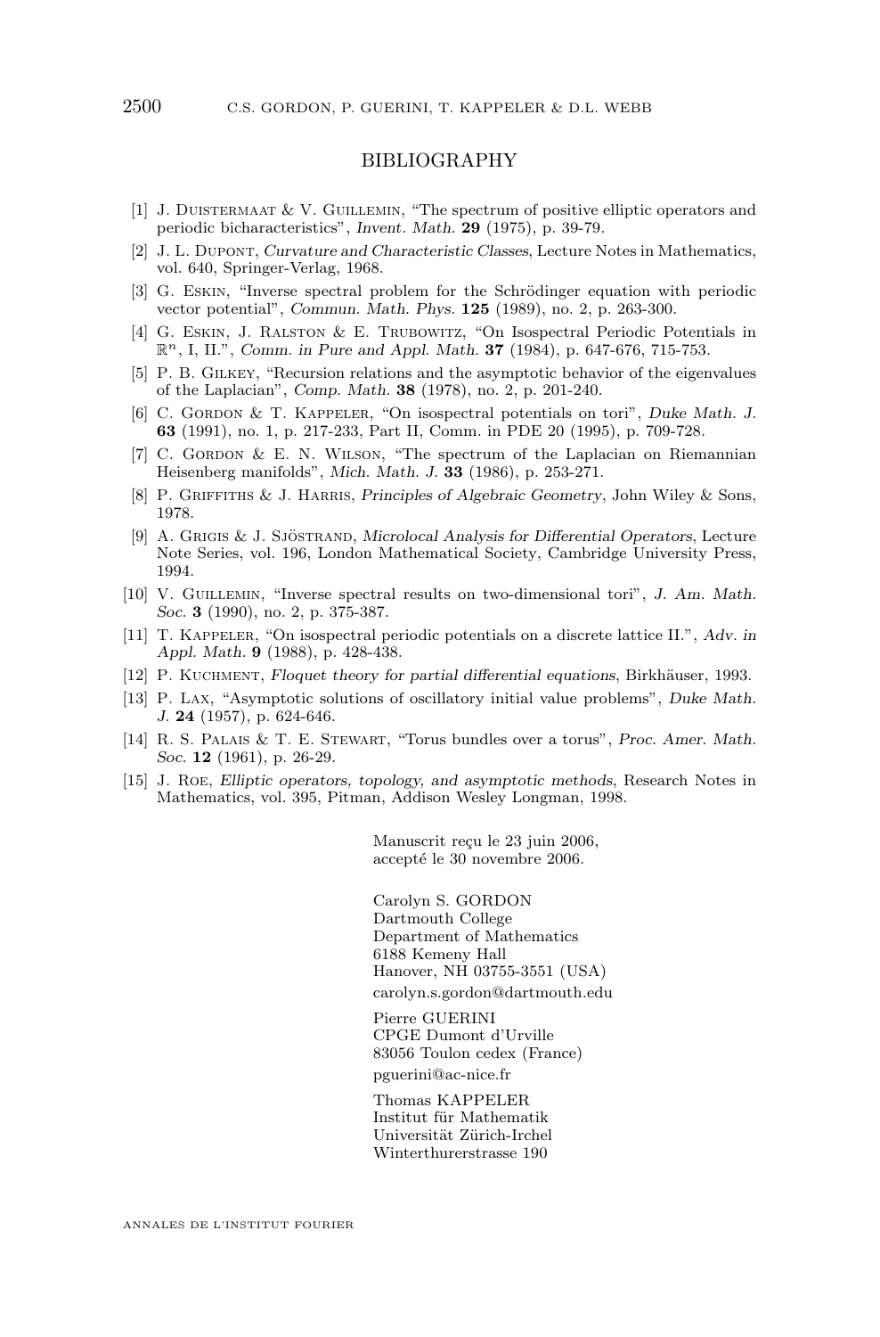## BIBLIOGRAPHY

[1] J. Duistermaat & V. Guillemin, "The spectrum of positive elliptic operators and periodic bicharacteristics", *Invent. Math.* **29** (1975), p. 39-79.

[2] J. L. Dupont, *Curvature and Characteristic Classes*, Lecture Notes in Mathematics, vol. 640, Springer-Verlag, 1968.

[3] G. Eskin, "Inverse spectral problem for the Schrödinger equation with periodic vector potential", *Commun. Math. Phys.* **125** (1989), no. 2, p. 263-300.

[4] G. Eskin, J. Ralston & E. Trubowitz, "On Isospectral Periodic Potentials in $\mathbb{R}^n$, I, II.", *Comm. in Pure and Appl. Math.* **37** (1984), p. 647-676, 715-753.

[5] P. B. Gilkey, "Recursion relations and the asymptotic behavior of the eigenvalues of the Laplacian", *Comp. Math.* **38** (1978), no. 2, p. 201-240.

[6] C. Gordon & T. Kappeler, "On isospectral potentials on tori", *Duke Math. J.* **63** (1991), no. 1, p. 217-233, Part II, Comm. in PDE 20 (1995), p. 709-728.

[7] C. Gordon & E. N. Wilson, "The spectrum of the Laplacian on Riemannian Heisenberg manifolds", *Mich. Math. J.* **33** (1986), p. 253-271.

[8] P. Griffiths & J. Harris, *Principles of Algebraic Geometry*, John Wiley & Sons, 1978.

[9] A. Grigis & J. Sjöstrand, *Microlocal Analysis for Differential Operators*, Lecture Note Series, vol. 196, London Mathematical Society, Cambridge University Press, 1994.

[10] V. Guillemin, "Inverse spectral results on two-dimensional tori", *J. Am. Math. Soc.* **3** (1990), no. 2, p. 375-387.

[11] T. Kappeler, "On isospectral periodic potentials on a discrete lattice II.", *Adv. in Appl. Math.* **9** (1988), p. 428-438.

[12] P. Kuchment, *Floquet theory for partial differential equations*, Birkhäuser, 1993.

[13] P. Lax, "Asymptotic solutions of oscillatory initial value problems", *Duke Math. J.* **24** (1957), p. 624-646.

[14] R. S. Palais & T. E. Stewart, "Torus bundles over a torus", *Proc. Amer. Math. Soc.* **12** (1961), p. 26-29.

[15] J. Roe, *Elliptic operators, topology, and asymptotic methods*, Research Notes in Mathematics, vol. 395, Pitman, Addison Wesley Longman, 1998.

Manuscrit reçu le 23 juin 2006,
accepté le 30 novembre 2006.

Carolyn S. GORDON
Dartmouth College
Department of Mathematics
6188 Kemeny Hall
Hanover, NH 03755-3551 (USA)
carolyn.s.gordon@dartmouth.edu

Pierre GUERINI
CPGE Dumont d'Urville
83056 Toulon cedex (France)
pguerini@ac-nice.fr

Thomas KAPPELER
Institut für Mathematik
Universität Zürich-Irchel
Winterthurerstrasse 190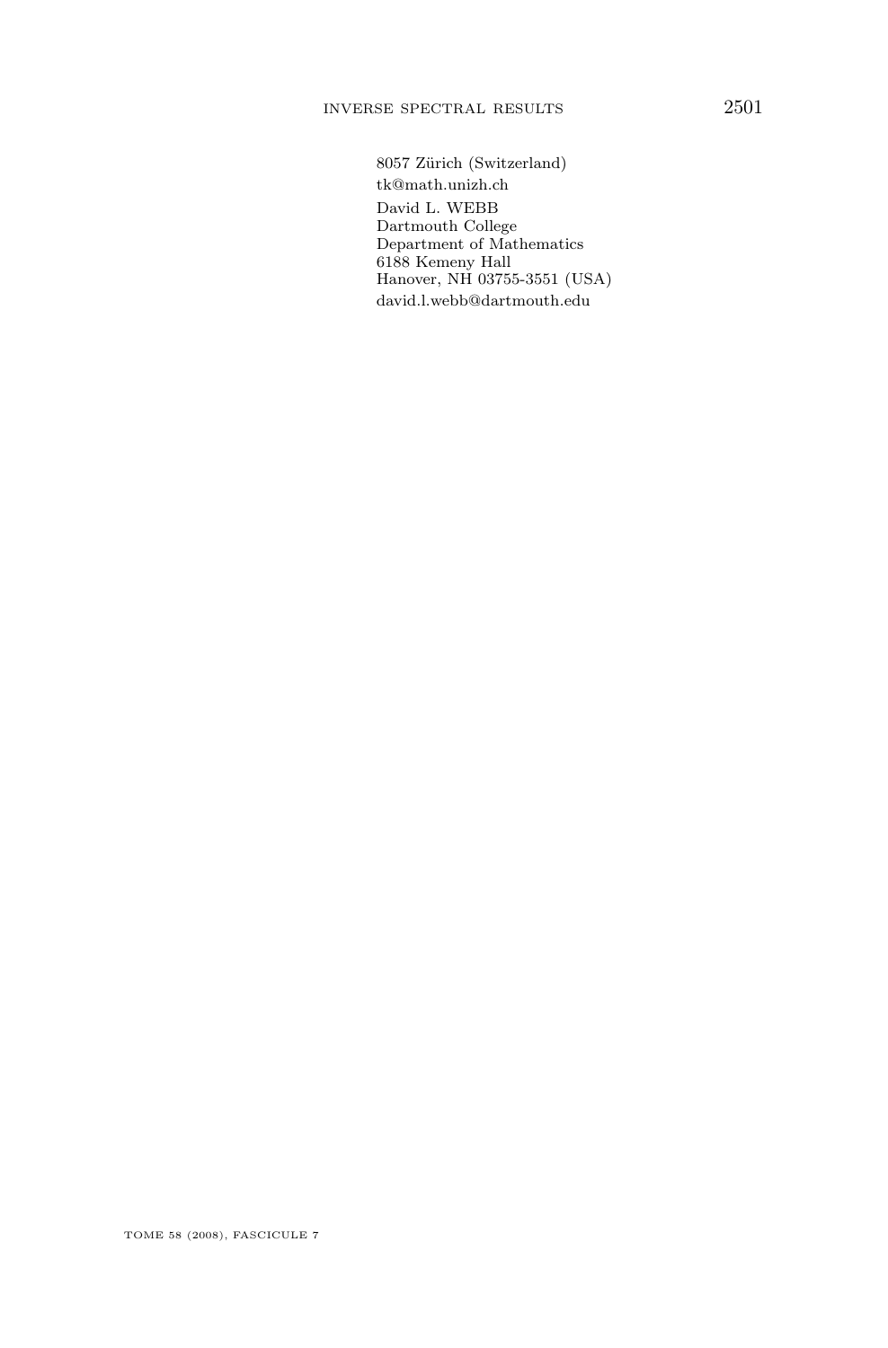8057 Zürich (Switzerland)
tk@math.unizh.ch

David L. WEBB
Dartmouth College
Department of Mathematics
6188 Kemeny Hall
Hanover, NH 03755-3551 (USA)
david.l.webb@dartmouth.edu